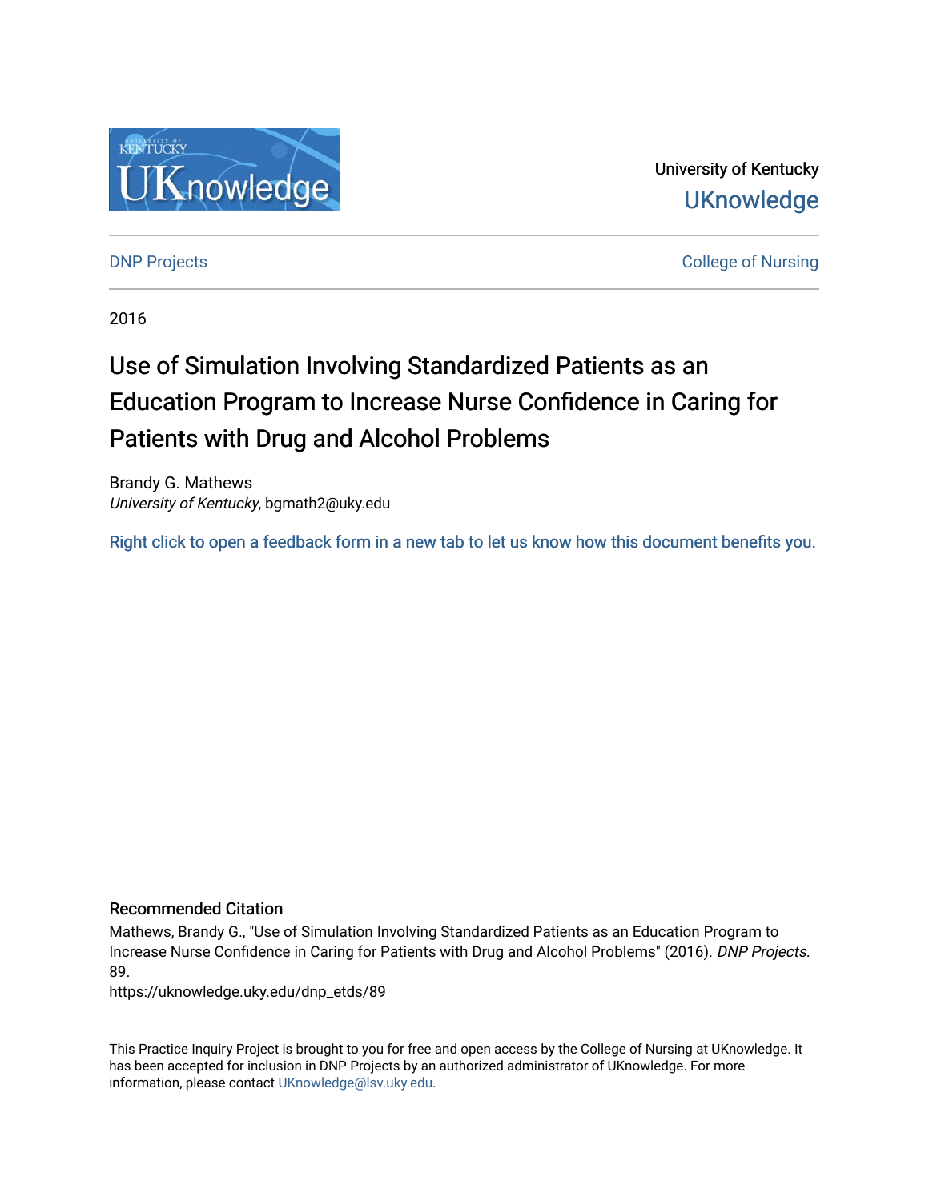University of Kentucky

UKnowledge

DNP Projects

College of Nursing

2016

# Use of Simulation Involving Standardized Patients as an Education Program to Increase Nurse Confidence in Caring for Patients with Drug and Alcohol Problems

Brandy G. Mathews
*University of Kentucky*, bgmath2@uky.edu

Right click to open a feedback form in a new tab to let us know how this document benefits you.

## Recommended Citation

Mathews, Brandy G., "Use of Simulation Involving Standardized Patients as an Education Program to Increase Nurse Confidence in Caring for Patients with Drug and Alcohol Problems" (2016). *DNP Projects*. 89.
https://uknowledge.uky.edu/dnp_etds/89

This Practice Inquiry Project is brought to you for free and open access by the College of Nursing at UKnowledge. It has been accepted for inclusion in DNP Projects by an authorized administrator of UKnowledge. For more information, please contact UKnowledge@lsv.uky.edu.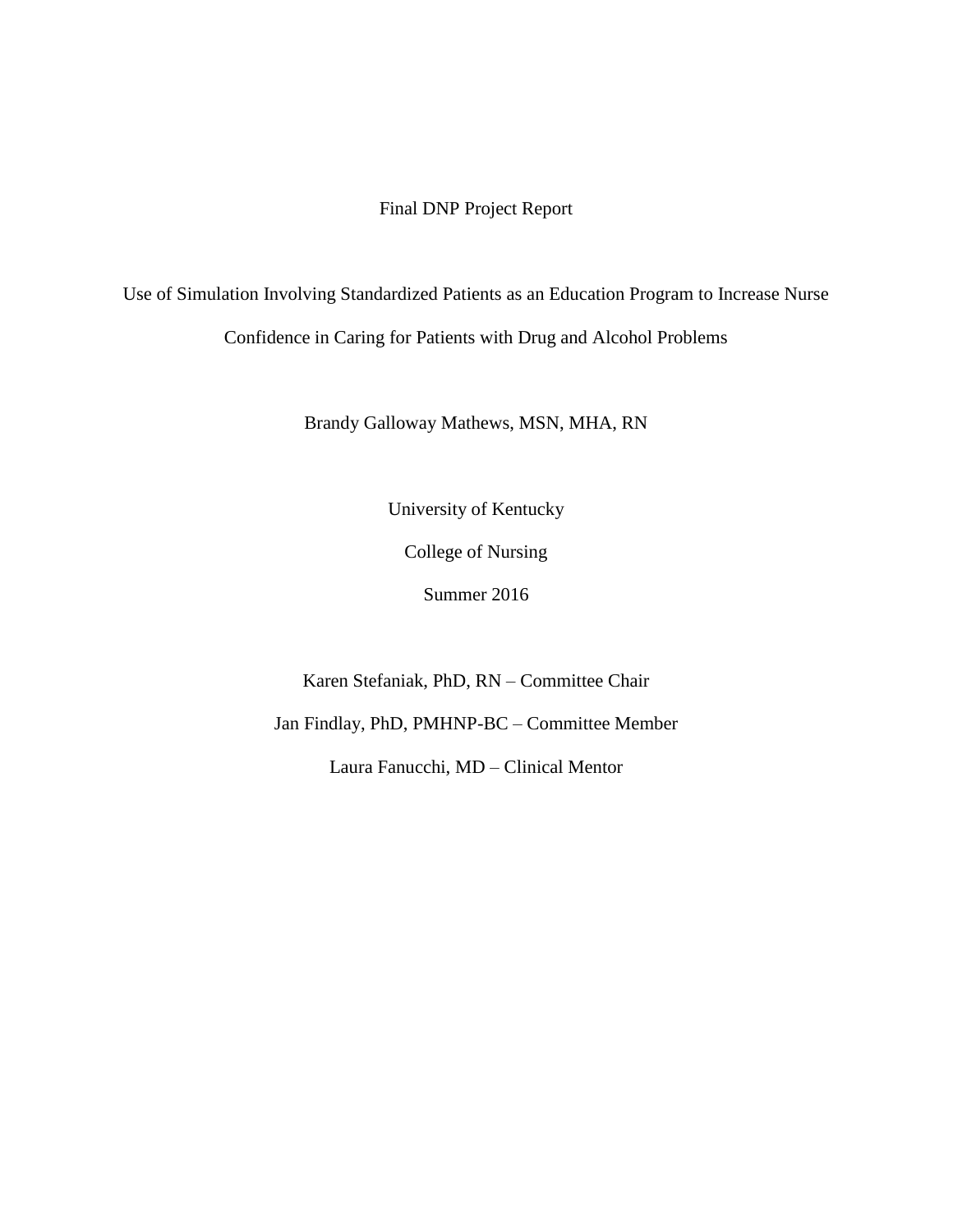Final DNP Project Report

Use of Simulation Involving Standardized Patients as an Education Program to Increase Nurse Confidence in Caring for Patients with Drug and Alcohol Problems

Brandy Galloway Mathews, MSN, MHA, RN

University of Kentucky

College of Nursing

Summer 2016

Karen Stefaniak, PhD, RN – Committee Chair

Jan Findlay, PhD, PMHNP-BC – Committee Member

Laura Fanucchi, MD – Clinical Mentor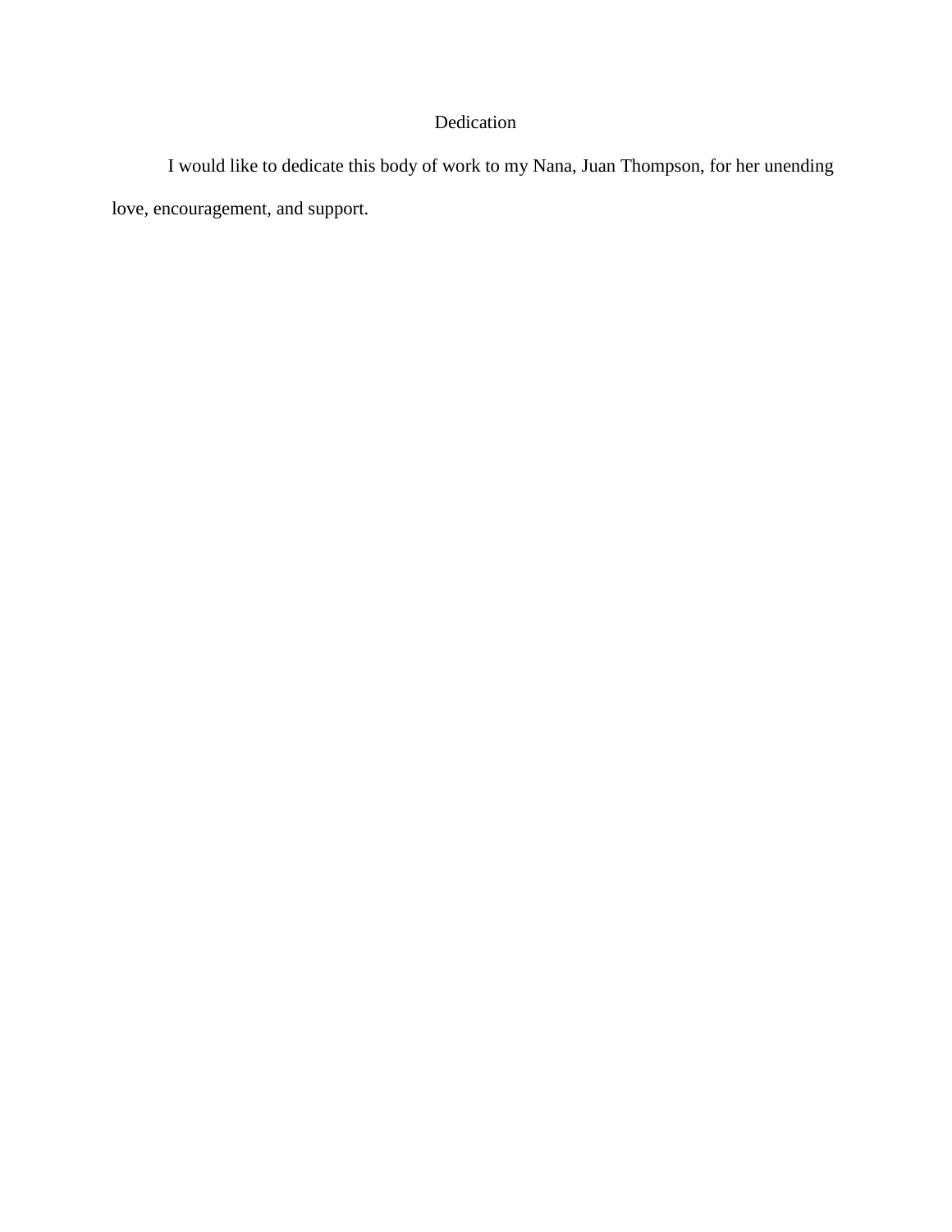# Dedication

I would like to dedicate this body of work to my Nana, Juan Thompson, for her unending love, encouragement, and support.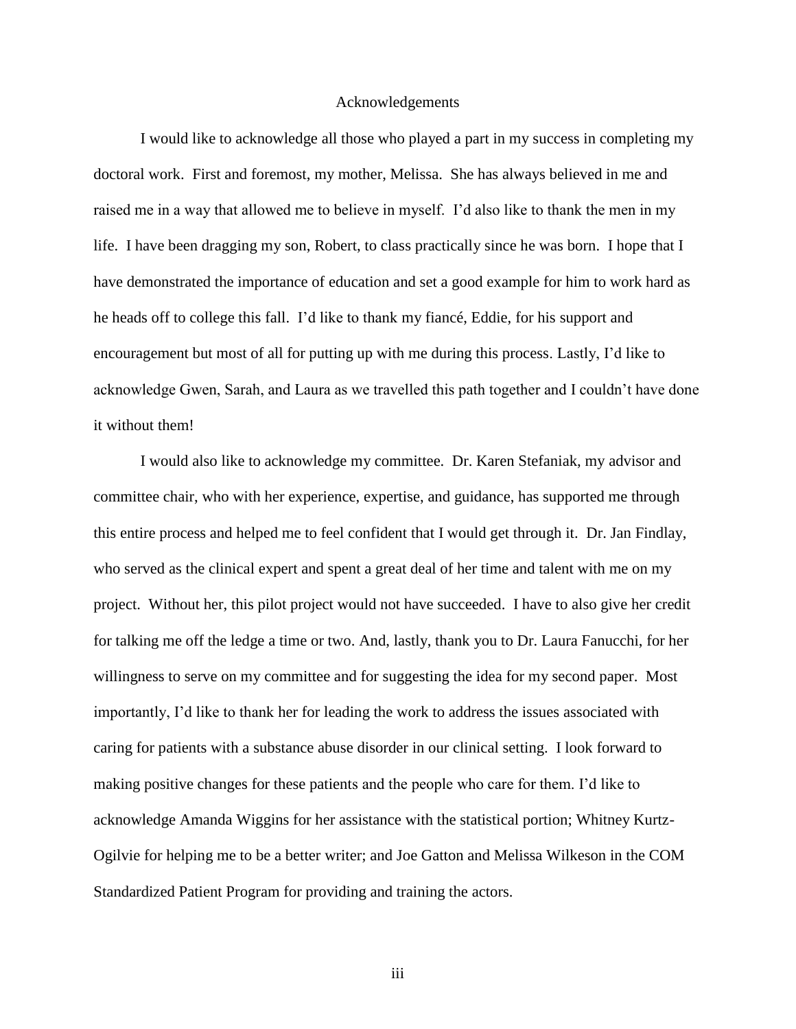# Acknowledgements

I would like to acknowledge all those who played a part in my success in completing my doctoral work. First and foremost, my mother, Melissa. She has always believed in me and raised me in a way that allowed me to believe in myself. I'd also like to thank the men in my life. I have been dragging my son, Robert, to class practically since he was born. I hope that I have demonstrated the importance of education and set a good example for him to work hard as he heads off to college this fall. I'd like to thank my fiancé, Eddie, for his support and encouragement but most of all for putting up with me during this process. Lastly, I'd like to acknowledge Gwen, Sarah, and Laura as we travelled this path together and I couldn't have done it without them!

I would also like to acknowledge my committee. Dr. Karen Stefaniak, my advisor and committee chair, who with her experience, expertise, and guidance, has supported me through this entire process and helped me to feel confident that I would get through it. Dr. Jan Findlay, who served as the clinical expert and spent a great deal of her time and talent with me on my project. Without her, this pilot project would not have succeeded. I have to also give her credit for talking me off the ledge a time or two. And, lastly, thank you to Dr. Laura Fanucchi, for her willingness to serve on my committee and for suggesting the idea for my second paper. Most importantly, I'd like to thank her for leading the work to address the issues associated with caring for patients with a substance abuse disorder in our clinical setting. I look forward to making positive changes for these patients and the people who care for them. I'd like to acknowledge Amanda Wiggins for her assistance with the statistical portion; Whitney Kurtz-Ogilvie for helping me to be a better writer; and Joe Gatton and Melissa Wilkeson in the COM Standardized Patient Program for providing and training the actors.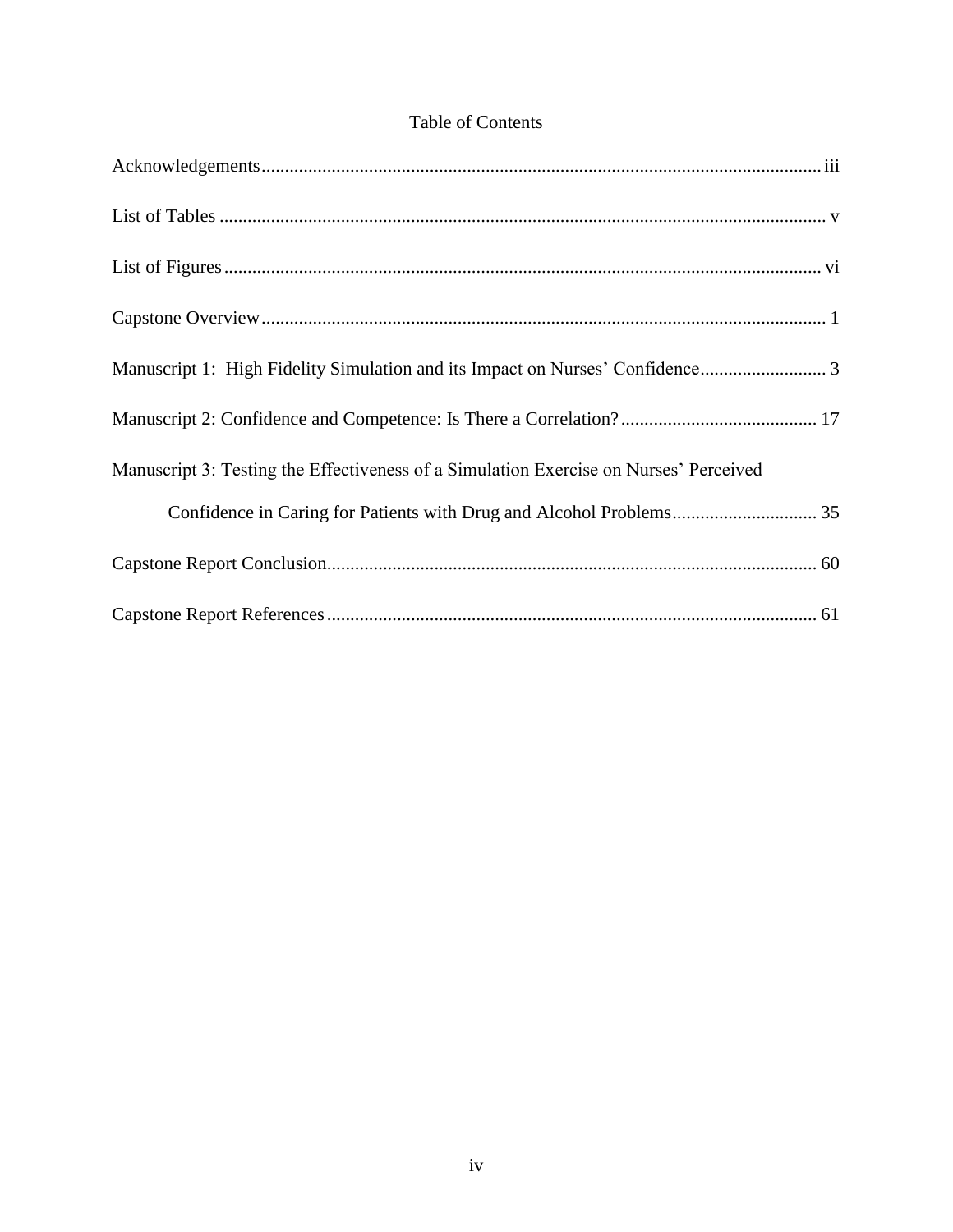# Table of Contents

Acknowledgements .......... iii

List of Tables .......... v

List of Figures .......... vi

Capstone Overview .......... 1

Manuscript 1: High Fidelity Simulation and its Impact on Nurses' Confidence .......... 3

Manuscript 2: Confidence and Competence: Is There a Correlation? .......... 17

Manuscript 3: Testing the Effectiveness of a Simulation Exercise on Nurses' Perceived Confidence in Caring for Patients with Drug and Alcohol Problems .......... 35

Capstone Report Conclusion .......... 60

Capstone Report References .......... 61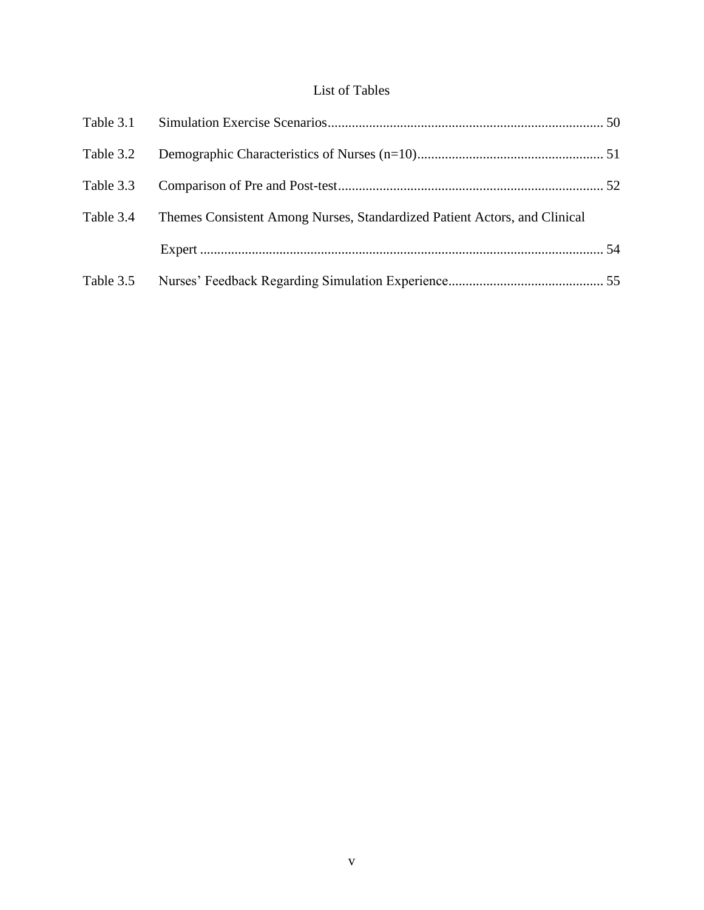# List of Tables

Table 3.1 Simulation Exercise Scenarios ........................................ 50

Table 3.2 Demographic Characteristics of Nurses (n=10) ........................................ 51

Table 3.3 Comparison of Pre and Post-test ........................................ 52

Table 3.4 Themes Consistent Among Nurses, Standardized Patient Actors, and Clinical Expert ........................................ 54

Table 3.5 Nurses' Feedback Regarding Simulation Experience ........................................ 55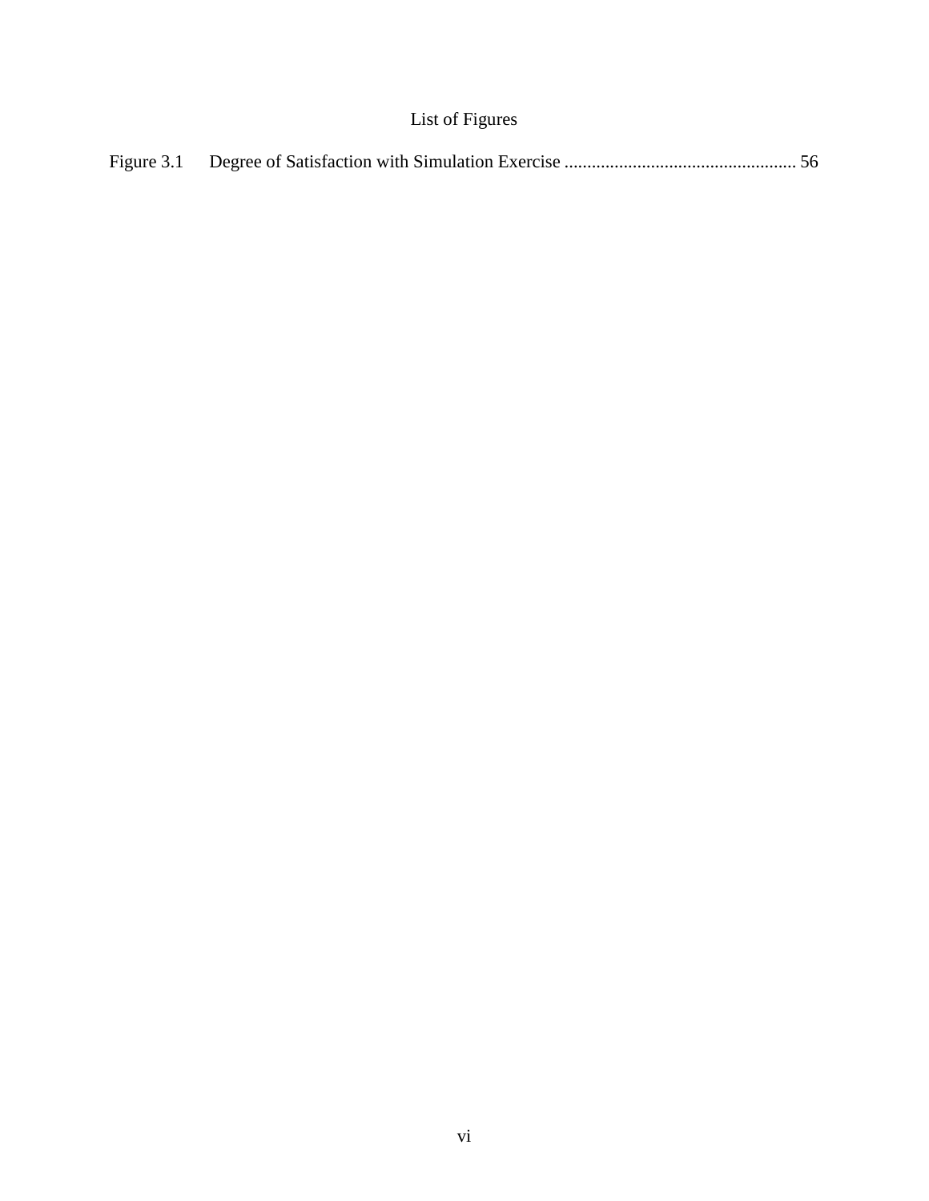# List of Figures

Figure 3.1 Degree of Satisfaction with Simulation Exercise .................................................. 56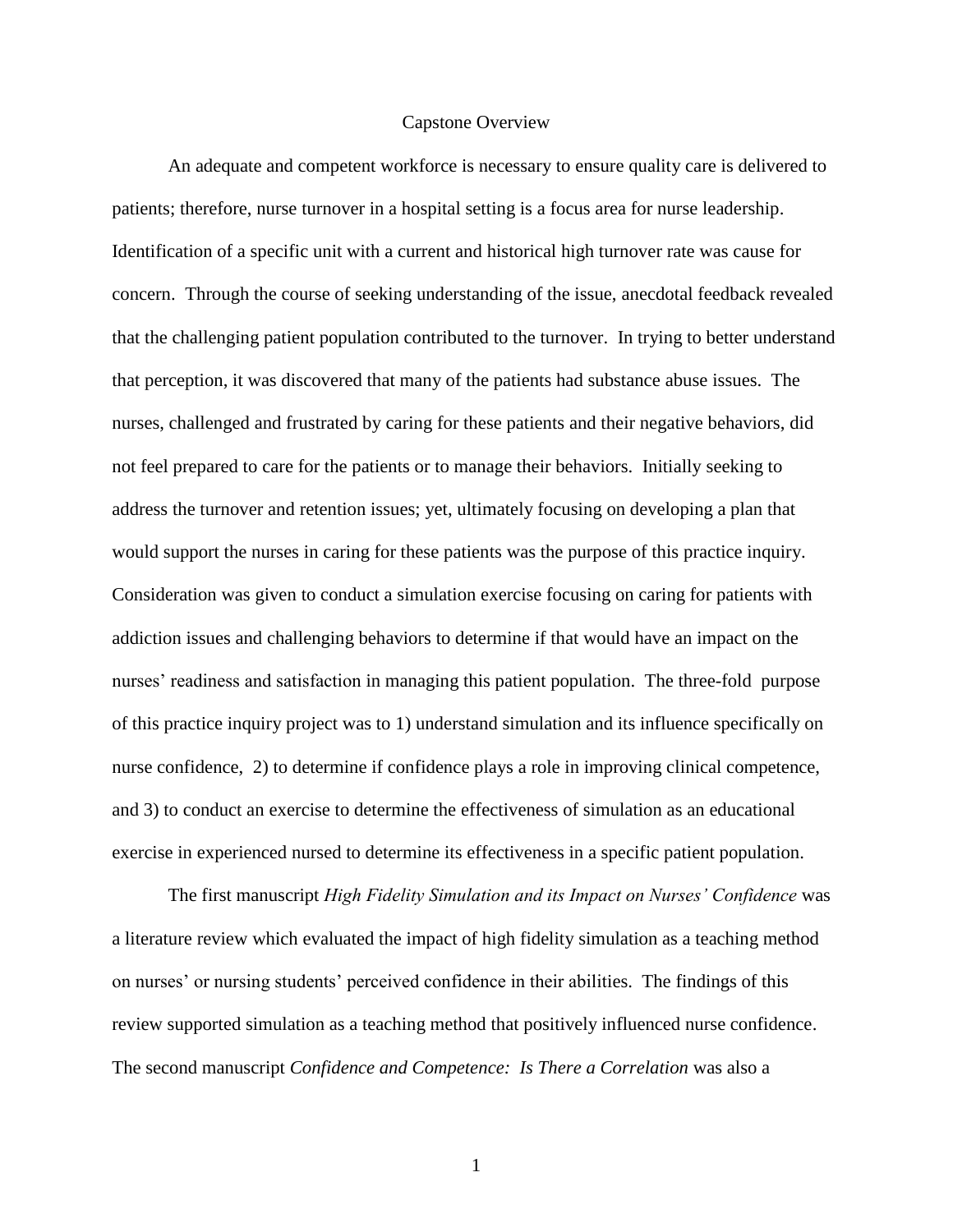# Capstone Overview

An adequate and competent workforce is necessary to ensure quality care is delivered to patients; therefore, nurse turnover in a hospital setting is a focus area for nurse leadership. Identification of a specific unit with a current and historical high turnover rate was cause for concern. Through the course of seeking understanding of the issue, anecdotal feedback revealed that the challenging patient population contributed to the turnover. In trying to better understand that perception, it was discovered that many of the patients had substance abuse issues. The nurses, challenged and frustrated by caring for these patients and their negative behaviors, did not feel prepared to care for the patients or to manage their behaviors. Initially seeking to address the turnover and retention issues; yet, ultimately focusing on developing a plan that would support the nurses in caring for these patients was the purpose of this practice inquiry. Consideration was given to conduct a simulation exercise focusing on caring for patients with addiction issues and challenging behaviors to determine if that would have an impact on the nurses' readiness and satisfaction in managing this patient population. The three-fold purpose of this practice inquiry project was to 1) understand simulation and its influence specifically on nurse confidence, 2) to determine if confidence plays a role in improving clinical competence, and 3) to conduct an exercise to determine the effectiveness of simulation as an educational exercise in experienced nursed to determine its effectiveness in a specific patient population.

The first manuscript *High Fidelity Simulation and its Impact on Nurses' Confidence* was a literature review which evaluated the impact of high fidelity simulation as a teaching method on nurses' or nursing students' perceived confidence in their abilities. The findings of this review supported simulation as a teaching method that positively influenced nurse confidence. The second manuscript *Confidence and Competence: Is There a Correlation* was also a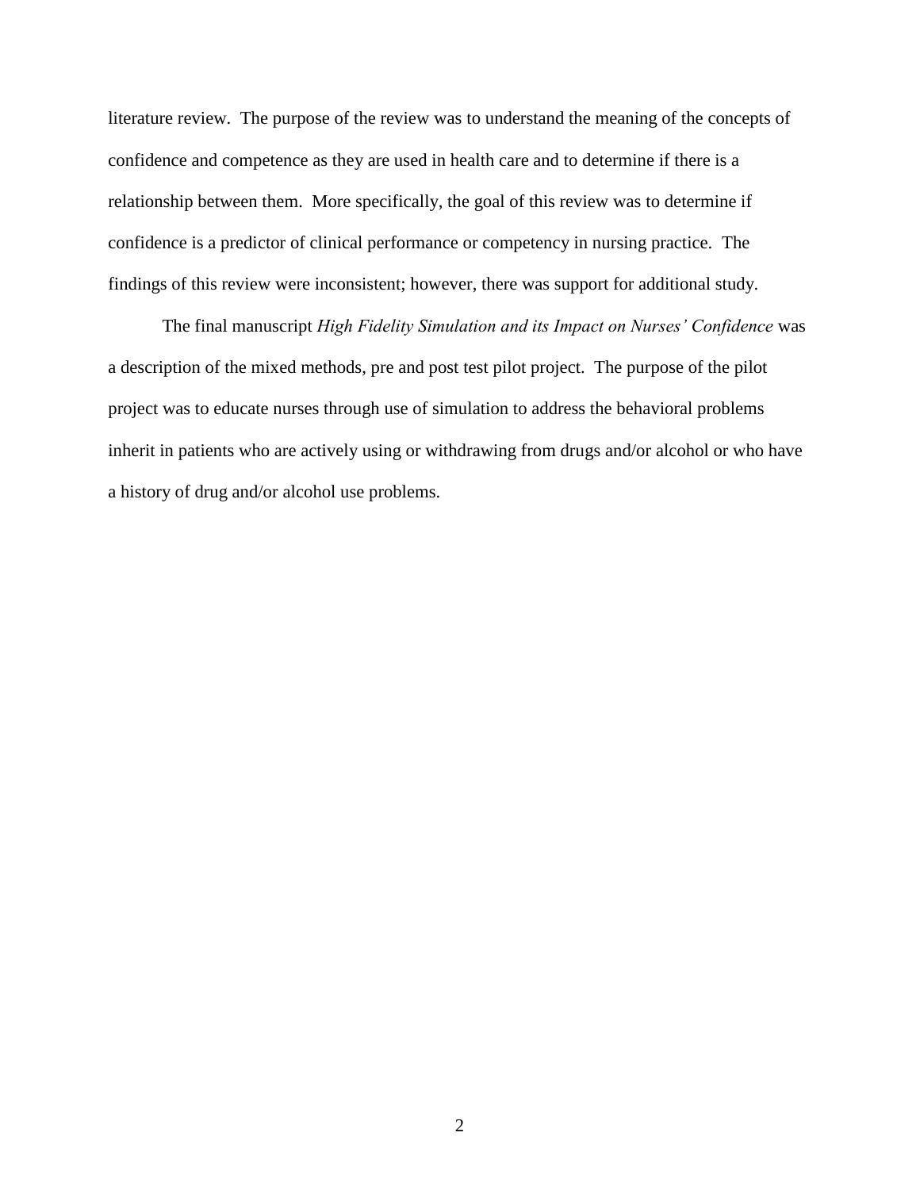literature review. The purpose of the review was to understand the meaning of the concepts of confidence and competence as they are used in health care and to determine if there is a relationship between them. More specifically, the goal of this review was to determine if confidence is a predictor of clinical performance or competency in nursing practice. The findings of this review were inconsistent; however, there was support for additional study.

The final manuscript *High Fidelity Simulation and its Impact on Nurses' Confidence* was a description of the mixed methods, pre and post test pilot project. The purpose of the pilot project was to educate nurses through use of simulation to address the behavioral problems inherit in patients who are actively using or withdrawing from drugs and/or alcohol or who have a history of drug and/or alcohol use problems.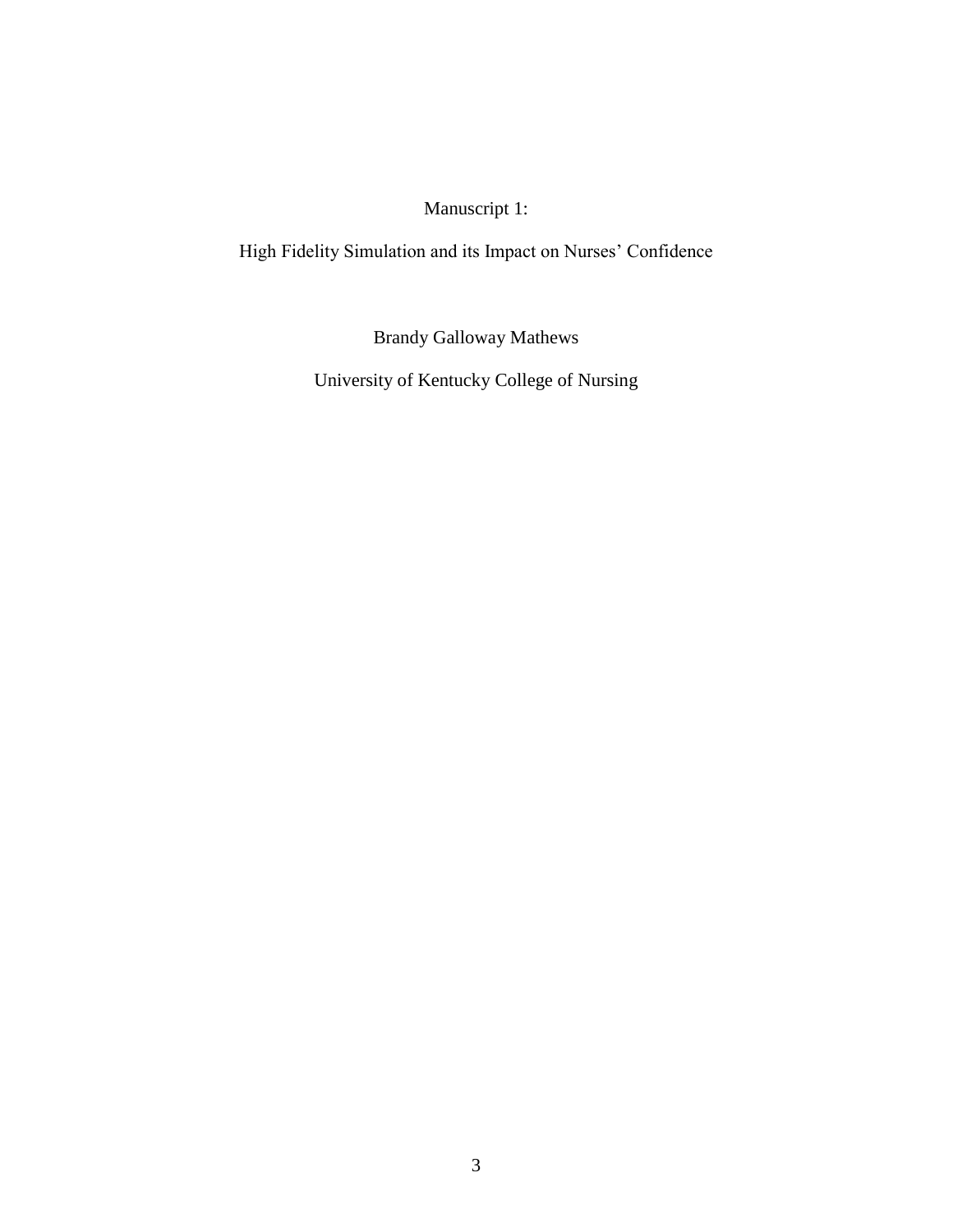Manuscript 1:

# High Fidelity Simulation and its Impact on Nurses' Confidence

Brandy Galloway Mathews

University of Kentucky College of Nursing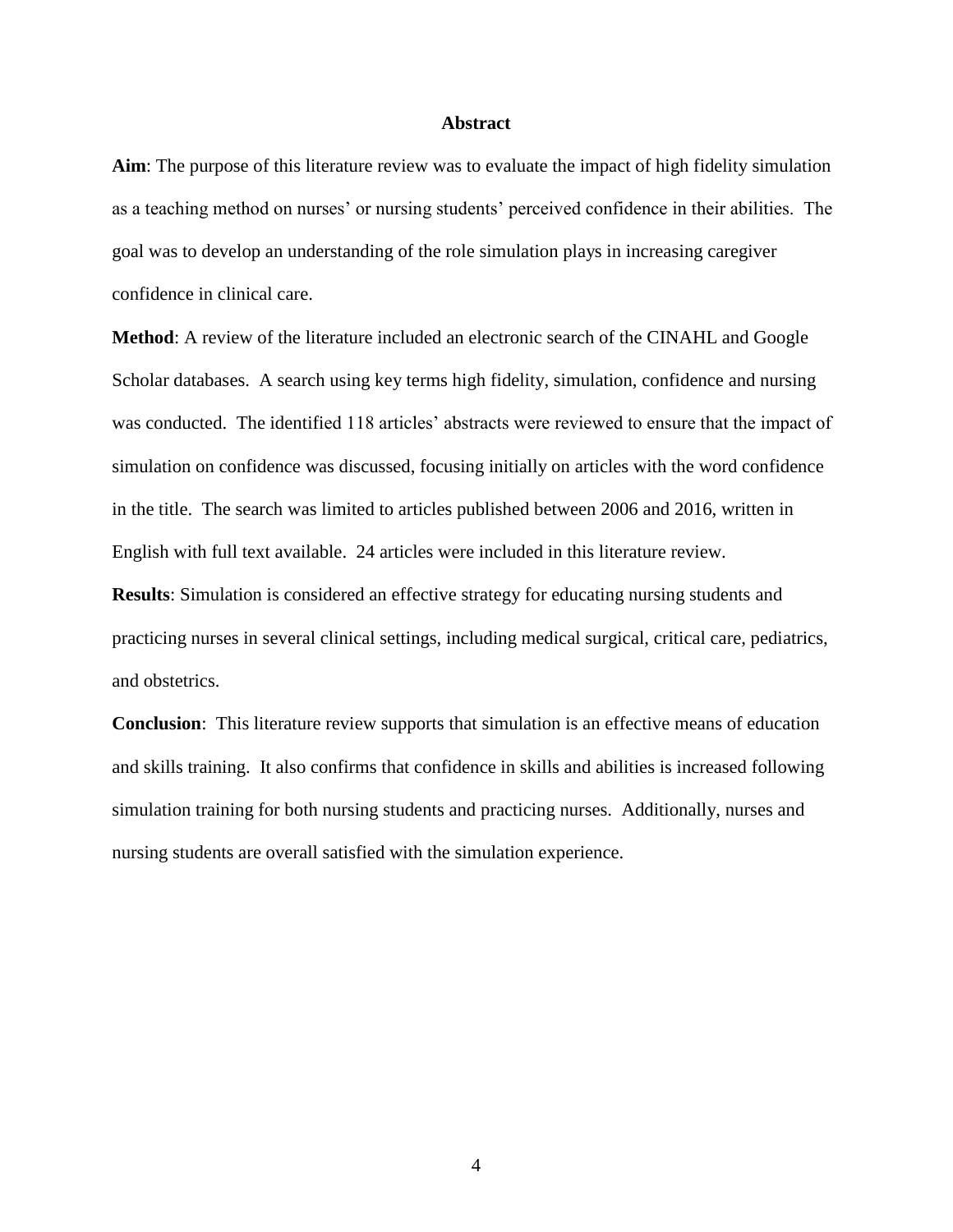## Abstract

**Aim**: The purpose of this literature review was to evaluate the impact of high fidelity simulation as a teaching method on nurses' or nursing students' perceived confidence in their abilities. The goal was to develop an understanding of the role simulation plays in increasing caregiver confidence in clinical care.

**Method**: A review of the literature included an electronic search of the CINAHL and Google Scholar databases. A search using key terms high fidelity, simulation, confidence and nursing was conducted. The identified 118 articles' abstracts were reviewed to ensure that the impact of simulation on confidence was discussed, focusing initially on articles with the word confidence in the title. The search was limited to articles published between 2006 and 2016, written in English with full text available. 24 articles were included in this literature review.

**Results**: Simulation is considered an effective strategy for educating nursing students and practicing nurses in several clinical settings, including medical surgical, critical care, pediatrics, and obstetrics.

**Conclusion**: This literature review supports that simulation is an effective means of education and skills training. It also confirms that confidence in skills and abilities is increased following simulation training for both nursing students and practicing nurses. Additionally, nurses and nursing students are overall satisfied with the simulation experience.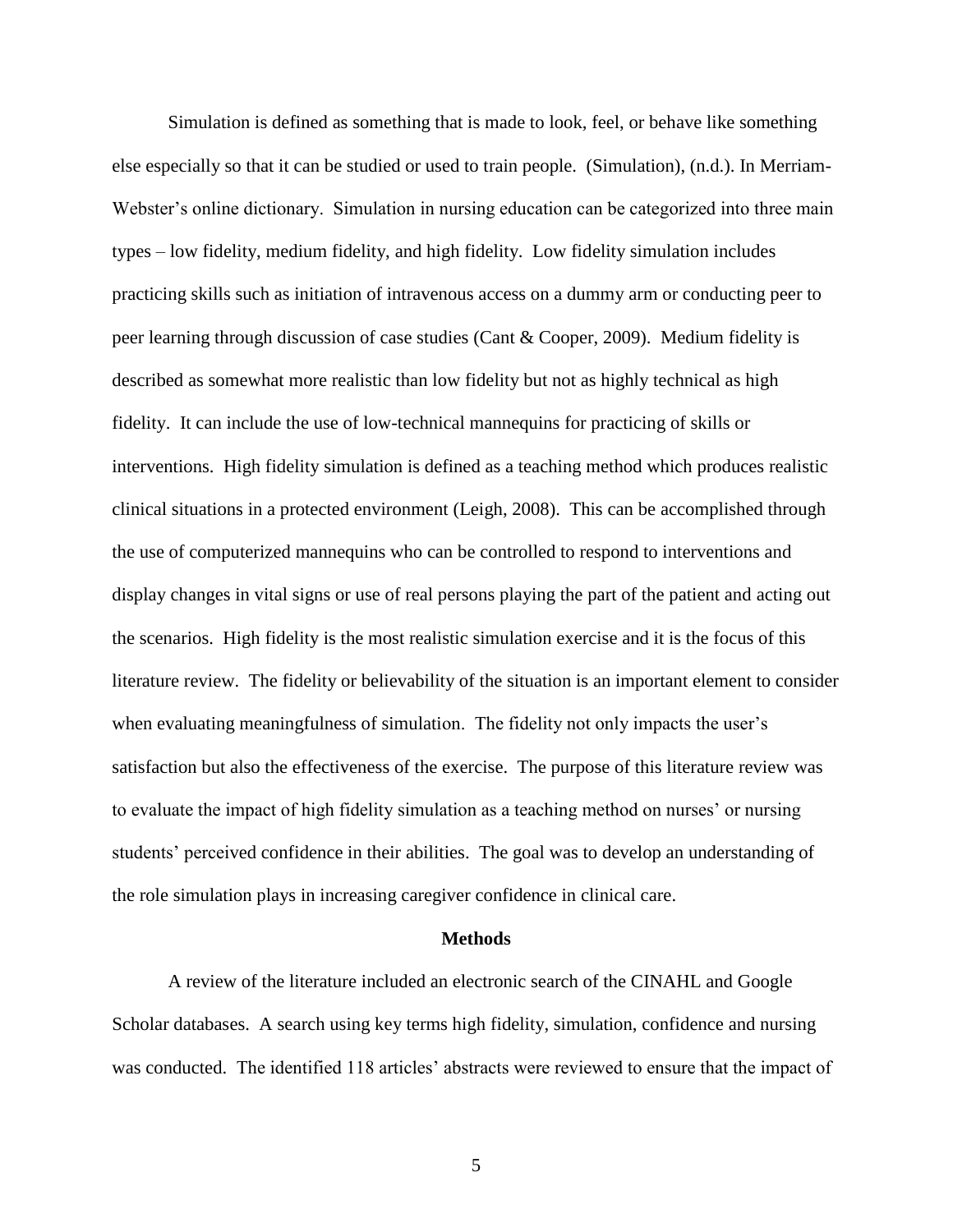Simulation is defined as something that is made to look, feel, or behave like something else especially so that it can be studied or used to train people. (Simulation), (n.d.). In Merriam-Webster's online dictionary. Simulation in nursing education can be categorized into three main types – low fidelity, medium fidelity, and high fidelity. Low fidelity simulation includes practicing skills such as initiation of intravenous access on a dummy arm or conducting peer to peer learning through discussion of case studies (Cant & Cooper, 2009). Medium fidelity is described as somewhat more realistic than low fidelity but not as highly technical as high fidelity. It can include the use of low-technical mannequins for practicing of skills or interventions. High fidelity simulation is defined as a teaching method which produces realistic clinical situations in a protected environment (Leigh, 2008). This can be accomplished through the use of computerized mannequins who can be controlled to respond to interventions and display changes in vital signs or use of real persons playing the part of the patient and acting out the scenarios. High fidelity is the most realistic simulation exercise and it is the focus of this literature review. The fidelity or believability of the situation is an important element to consider when evaluating meaningfulness of simulation. The fidelity not only impacts the user's satisfaction but also the effectiveness of the exercise. The purpose of this literature review was to evaluate the impact of high fidelity simulation as a teaching method on nurses' or nursing students' perceived confidence in their abilities. The goal was to develop an understanding of the role simulation plays in increasing caregiver confidence in clinical care.

## Methods

A review of the literature included an electronic search of the CINAHL and Google Scholar databases. A search using key terms high fidelity, simulation, confidence and nursing was conducted. The identified 118 articles' abstracts were reviewed to ensure that the impact of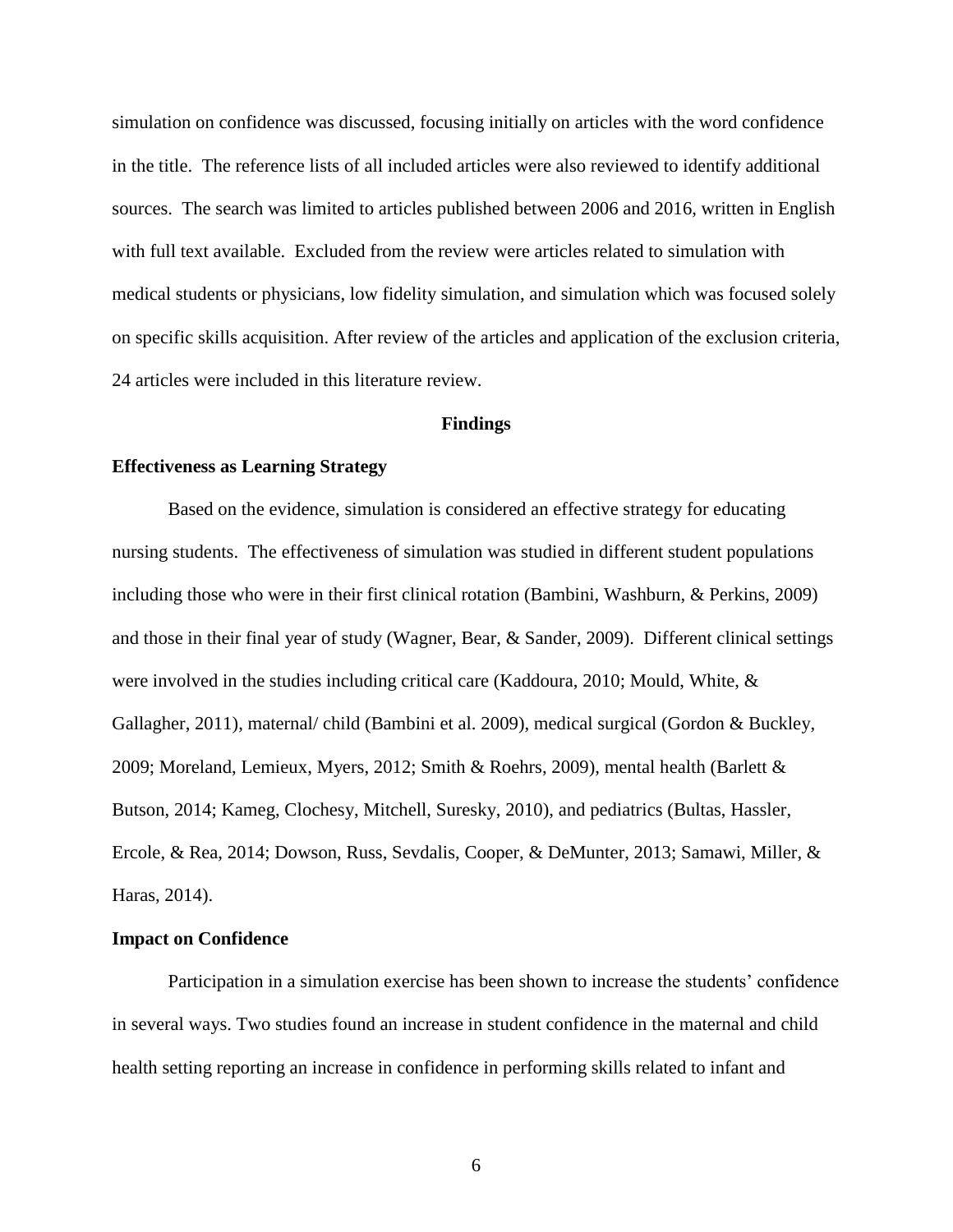simulation on confidence was discussed, focusing initially on articles with the word confidence in the title. The reference lists of all included articles were also reviewed to identify additional sources. The search was limited to articles published between 2006 and 2016, written in English with full text available. Excluded from the review were articles related to simulation with medical students or physicians, low fidelity simulation, and simulation which was focused solely on specific skills acquisition. After review of the articles and application of the exclusion criteria, 24 articles were included in this literature review.

## Findings

### Effectiveness as Learning Strategy

Based on the evidence, simulation is considered an effective strategy for educating nursing students. The effectiveness of simulation was studied in different student populations including those who were in their first clinical rotation (Bambini, Washburn, & Perkins, 2009) and those in their final year of study (Wagner, Bear, & Sander, 2009). Different clinical settings were involved in the studies including critical care (Kaddoura, 2010; Mould, White, & Gallagher, 2011), maternal/ child (Bambini et al. 2009), medical surgical (Gordon & Buckley, 2009; Moreland, Lemieux, Myers, 2012; Smith & Roehrs, 2009), mental health (Barlett & Butson, 2014; Kameg, Clochesy, Mitchell, Suresky, 2010), and pediatrics (Bultas, Hassler, Ercole, & Rea, 2014; Dowson, Russ, Sevdalis, Cooper, & DeMunter, 2013; Samawi, Miller, & Haras, 2014).

### Impact on Confidence

Participation in a simulation exercise has been shown to increase the students' confidence in several ways. Two studies found an increase in student confidence in the maternal and child health setting reporting an increase in confidence in performing skills related to infant and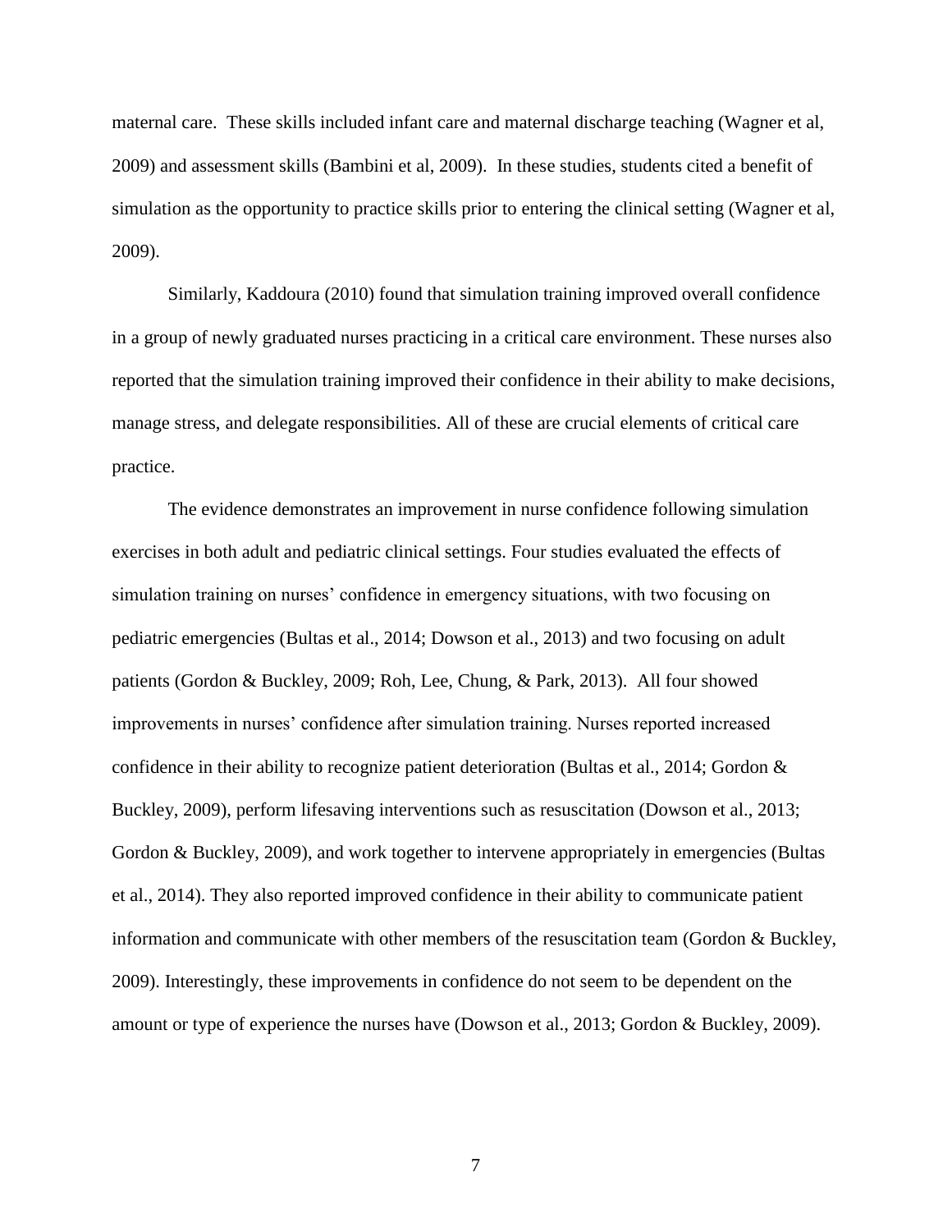maternal care. These skills included infant care and maternal discharge teaching (Wagner et al, 2009) and assessment skills (Bambini et al, 2009). In these studies, students cited a benefit of simulation as the opportunity to practice skills prior to entering the clinical setting (Wagner et al, 2009).

Similarly, Kaddoura (2010) found that simulation training improved overall confidence in a group of newly graduated nurses practicing in a critical care environment. These nurses also reported that the simulation training improved their confidence in their ability to make decisions, manage stress, and delegate responsibilities. All of these are crucial elements of critical care practice.

The evidence demonstrates an improvement in nurse confidence following simulation exercises in both adult and pediatric clinical settings. Four studies evaluated the effects of simulation training on nurses' confidence in emergency situations, with two focusing on pediatric emergencies (Bultas et al., 2014; Dowson et al., 2013) and two focusing on adult patients (Gordon & Buckley, 2009; Roh, Lee, Chung, & Park, 2013). All four showed improvements in nurses' confidence after simulation training. Nurses reported increased confidence in their ability to recognize patient deterioration (Bultas et al., 2014; Gordon & Buckley, 2009), perform lifesaving interventions such as resuscitation (Dowson et al., 2013; Gordon & Buckley, 2009), and work together to intervene appropriately in emergencies (Bultas et al., 2014). They also reported improved confidence in their ability to communicate patient information and communicate with other members of the resuscitation team (Gordon & Buckley, 2009). Interestingly, these improvements in confidence do not seem to be dependent on the amount or type of experience the nurses have (Dowson et al., 2013; Gordon & Buckley, 2009).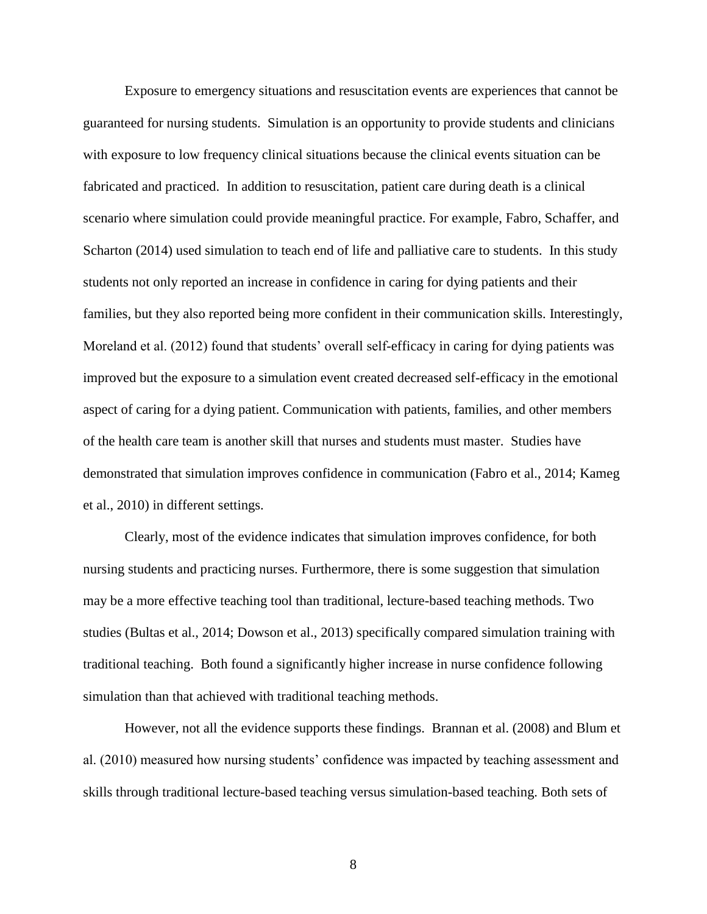Exposure to emergency situations and resuscitation events are experiences that cannot be guaranteed for nursing students. Simulation is an opportunity to provide students and clinicians with exposure to low frequency clinical situations because the clinical events situation can be fabricated and practiced. In addition to resuscitation, patient care during death is a clinical scenario where simulation could provide meaningful practice. For example, Fabro, Schaffer, and Scharton (2014) used simulation to teach end of life and palliative care to students. In this study students not only reported an increase in confidence in caring for dying patients and their families, but they also reported being more confident in their communication skills. Interestingly, Moreland et al. (2012) found that students' overall self-efficacy in caring for dying patients was improved but the exposure to a simulation event created decreased self-efficacy in the emotional aspect of caring for a dying patient. Communication with patients, families, and other members of the health care team is another skill that nurses and students must master. Studies have demonstrated that simulation improves confidence in communication (Fabro et al., 2014; Kameg et al., 2010) in different settings.

Clearly, most of the evidence indicates that simulation improves confidence, for both nursing students and practicing nurses. Furthermore, there is some suggestion that simulation may be a more effective teaching tool than traditional, lecture-based teaching methods. Two studies (Bultas et al., 2014; Dowson et al., 2013) specifically compared simulation training with traditional teaching. Both found a significantly higher increase in nurse confidence following simulation than that achieved with traditional teaching methods.

However, not all the evidence supports these findings. Brannan et al. (2008) and Blum et al. (2010) measured how nursing students' confidence was impacted by teaching assessment and skills through traditional lecture-based teaching versus simulation-based teaching. Both sets of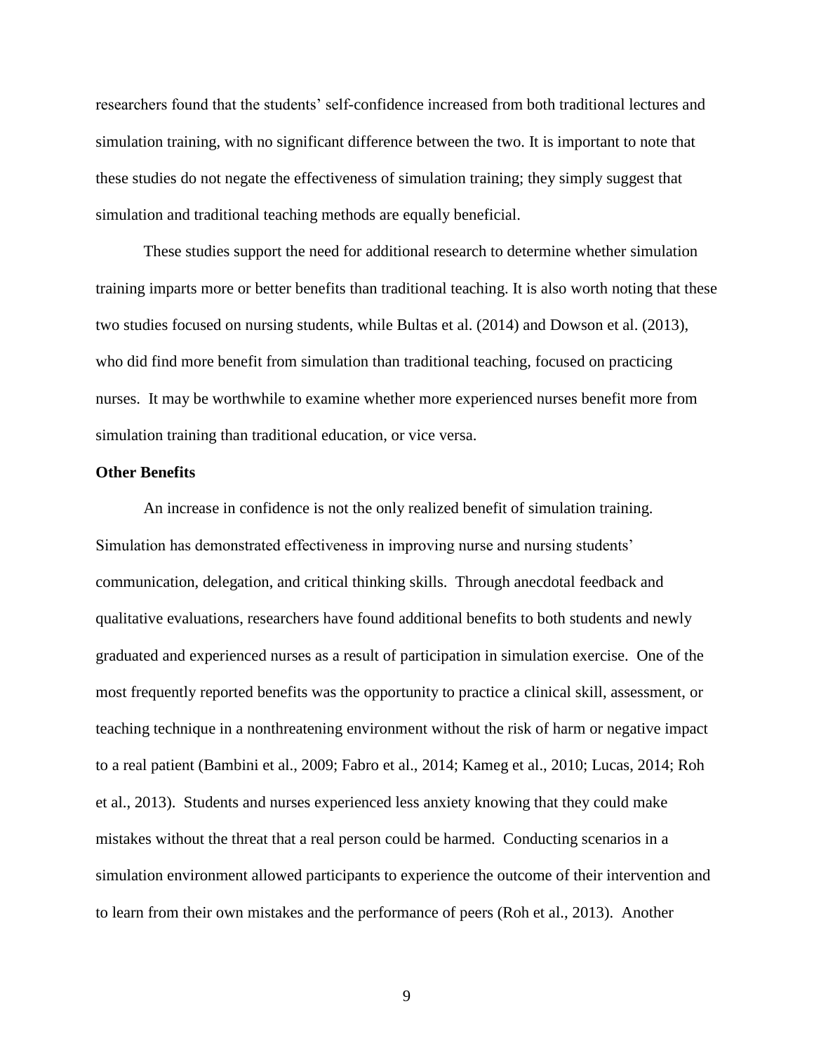researchers found that the students' self-confidence increased from both traditional lectures and simulation training, with no significant difference between the two. It is important to note that these studies do not negate the effectiveness of simulation training; they simply suggest that simulation and traditional teaching methods are equally beneficial.

These studies support the need for additional research to determine whether simulation training imparts more or better benefits than traditional teaching. It is also worth noting that these two studies focused on nursing students, while Bultas et al. (2014) and Dowson et al. (2013), who did find more benefit from simulation than traditional teaching, focused on practicing nurses. It may be worthwhile to examine whether more experienced nurses benefit more from simulation training than traditional education, or vice versa.

### Other Benefits

An increase in confidence is not the only realized benefit of simulation training. Simulation has demonstrated effectiveness in improving nurse and nursing students' communication, delegation, and critical thinking skills. Through anecdotal feedback and qualitative evaluations, researchers have found additional benefits to both students and newly graduated and experienced nurses as a result of participation in simulation exercise. One of the most frequently reported benefits was the opportunity to practice a clinical skill, assessment, or teaching technique in a nonthreatening environment without the risk of harm or negative impact to a real patient (Bambini et al., 2009; Fabro et al., 2014; Kameg et al., 2010; Lucas, 2014; Roh et al., 2013). Students and nurses experienced less anxiety knowing that they could make mistakes without the threat that a real person could be harmed. Conducting scenarios in a simulation environment allowed participants to experience the outcome of their intervention and to learn from their own mistakes and the performance of peers (Roh et al., 2013). Another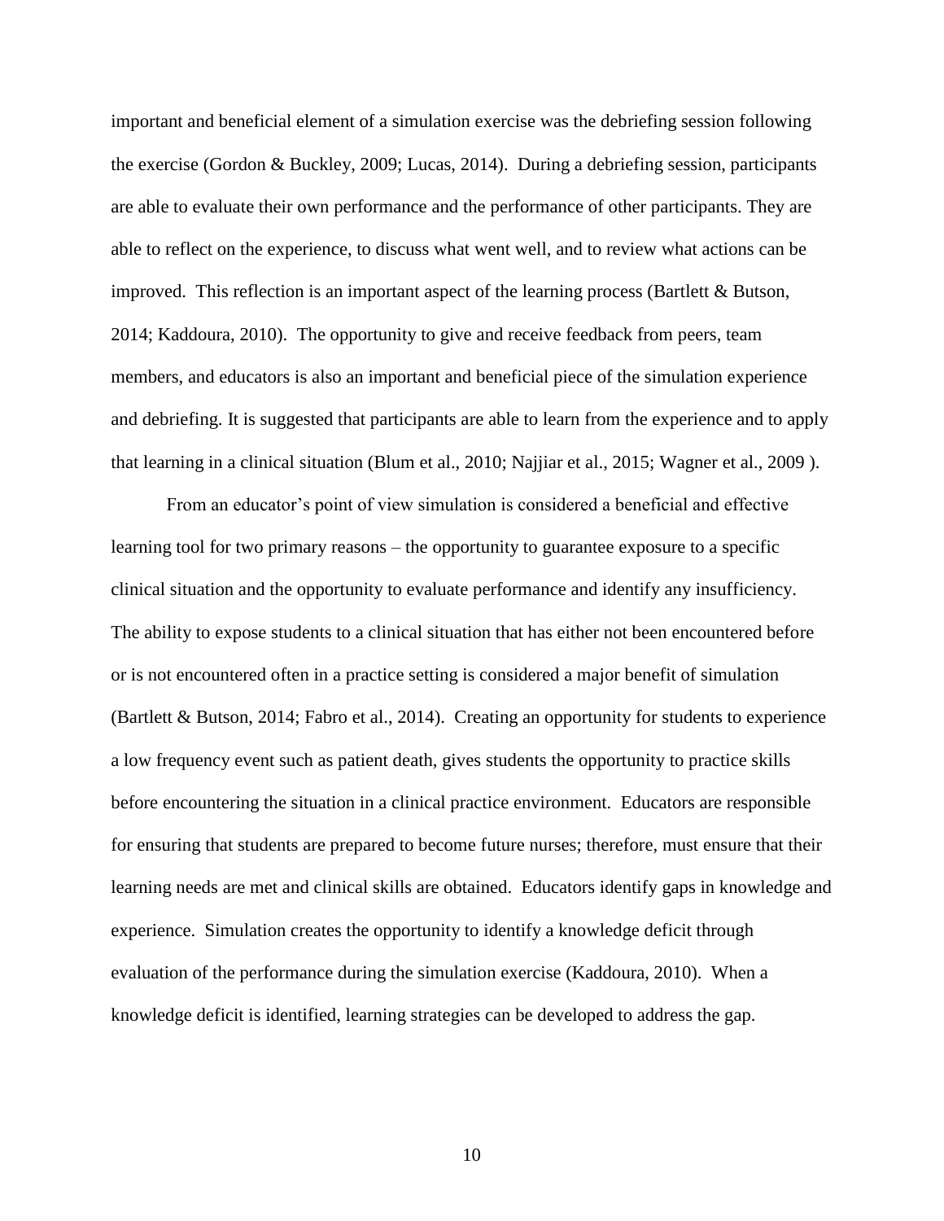important and beneficial element of a simulation exercise was the debriefing session following the exercise (Gordon & Buckley, 2009; Lucas, 2014). During a debriefing session, participants are able to evaluate their own performance and the performance of other participants. They are able to reflect on the experience, to discuss what went well, and to review what actions can be improved. This reflection is an important aspect of the learning process (Bartlett & Butson, 2014; Kaddoura, 2010). The opportunity to give and receive feedback from peers, team members, and educators is also an important and beneficial piece of the simulation experience and debriefing. It is suggested that participants are able to learn from the experience and to apply that learning in a clinical situation (Blum et al., 2010; Najjiar et al., 2015; Wagner et al., 2009 ).

From an educator's point of view simulation is considered a beneficial and effective learning tool for two primary reasons – the opportunity to guarantee exposure to a specific clinical situation and the opportunity to evaluate performance and identify any insufficiency. The ability to expose students to a clinical situation that has either not been encountered before or is not encountered often in a practice setting is considered a major benefit of simulation (Bartlett & Butson, 2014; Fabro et al., 2014). Creating an opportunity for students to experience a low frequency event such as patient death, gives students the opportunity to practice skills before encountering the situation in a clinical practice environment. Educators are responsible for ensuring that students are prepared to become future nurses; therefore, must ensure that their learning needs are met and clinical skills are obtained. Educators identify gaps in knowledge and experience. Simulation creates the opportunity to identify a knowledge deficit through evaluation of the performance during the simulation exercise (Kaddoura, 2010). When a knowledge deficit is identified, learning strategies can be developed to address the gap.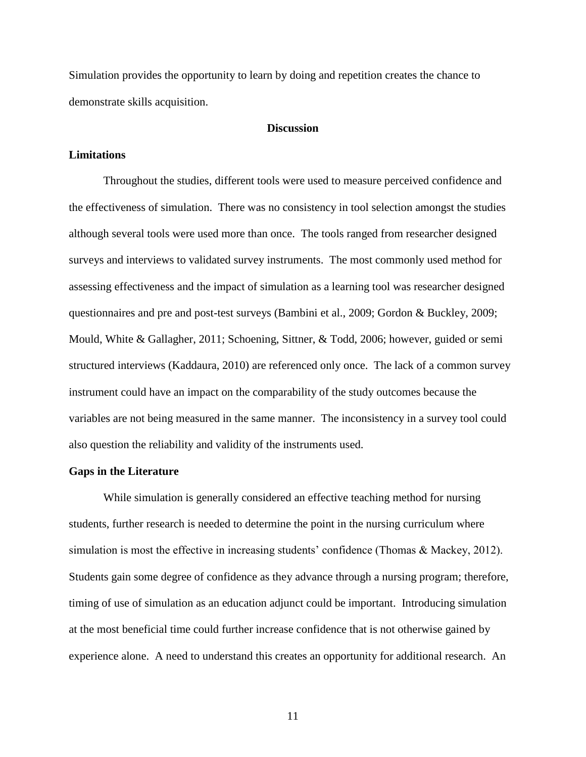Simulation provides the opportunity to learn by doing and repetition creates the chance to demonstrate skills acquisition.

## Discussion

### Limitations

Throughout the studies, different tools were used to measure perceived confidence and the effectiveness of simulation. There was no consistency in tool selection amongst the studies although several tools were used more than once. The tools ranged from researcher designed surveys and interviews to validated survey instruments. The most commonly used method for assessing effectiveness and the impact of simulation as a learning tool was researcher designed questionnaires and pre and post-test surveys (Bambini et al., 2009; Gordon & Buckley, 2009; Mould, White & Gallagher, 2011; Schoening, Sittner, & Todd, 2006; however, guided or semi structured interviews (Kaddaura, 2010) are referenced only once. The lack of a common survey instrument could have an impact on the comparability of the study outcomes because the variables are not being measured in the same manner. The inconsistency in a survey tool could also question the reliability and validity of the instruments used.

### Gaps in the Literature

While simulation is generally considered an effective teaching method for nursing students, further research is needed to determine the point in the nursing curriculum where simulation is most the effective in increasing students' confidence (Thomas & Mackey, 2012). Students gain some degree of confidence as they advance through a nursing program; therefore, timing of use of simulation as an education adjunct could be important. Introducing simulation at the most beneficial time could further increase confidence that is not otherwise gained by experience alone. A need to understand this creates an opportunity for additional research. An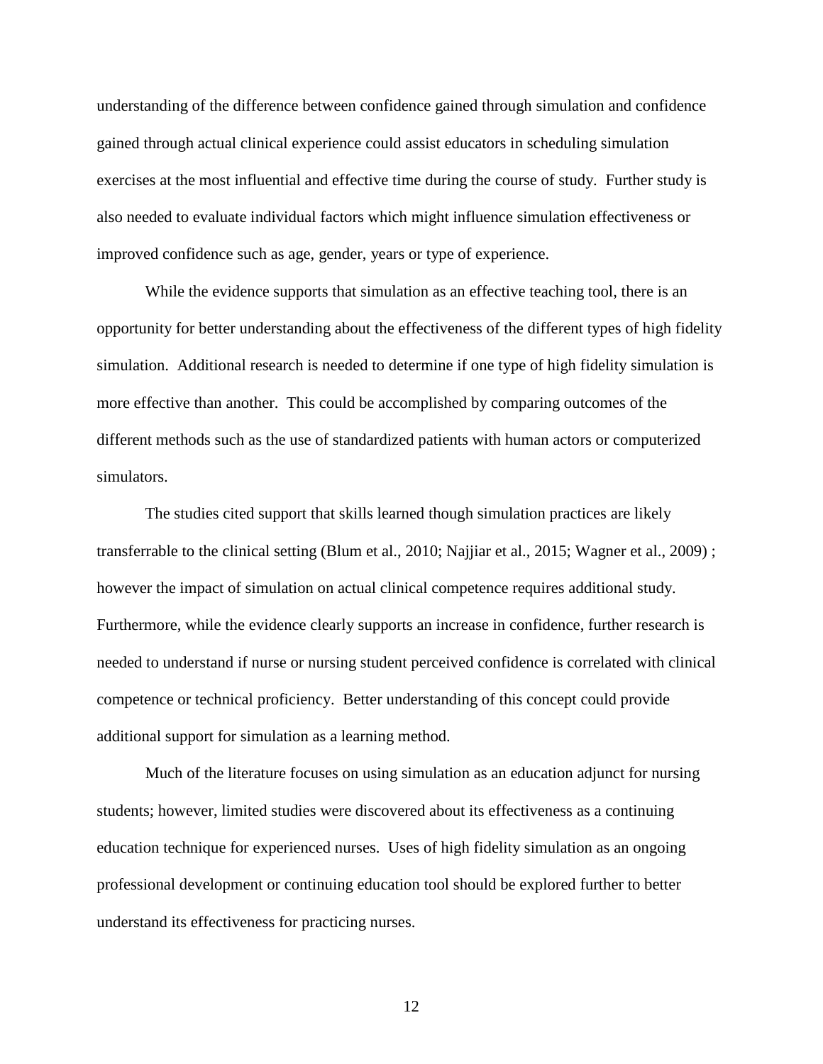understanding of the difference between confidence gained through simulation and confidence gained through actual clinical experience could assist educators in scheduling simulation exercises at the most influential and effective time during the course of study. Further study is also needed to evaluate individual factors which might influence simulation effectiveness or improved confidence such as age, gender, years or type of experience.

While the evidence supports that simulation as an effective teaching tool, there is an opportunity for better understanding about the effectiveness of the different types of high fidelity simulation. Additional research is needed to determine if one type of high fidelity simulation is more effective than another. This could be accomplished by comparing outcomes of the different methods such as the use of standardized patients with human actors or computerized simulators.

The studies cited support that skills learned though simulation practices are likely transferrable to the clinical setting (Blum et al., 2010; Najjiar et al., 2015; Wagner et al., 2009) ; however the impact of simulation on actual clinical competence requires additional study. Furthermore, while the evidence clearly supports an increase in confidence, further research is needed to understand if nurse or nursing student perceived confidence is correlated with clinical competence or technical proficiency. Better understanding of this concept could provide additional support for simulation as a learning method.

Much of the literature focuses on using simulation as an education adjunct for nursing students; however, limited studies were discovered about its effectiveness as a continuing education technique for experienced nurses. Uses of high fidelity simulation as an ongoing professional development or continuing education tool should be explored further to better understand its effectiveness for practicing nurses.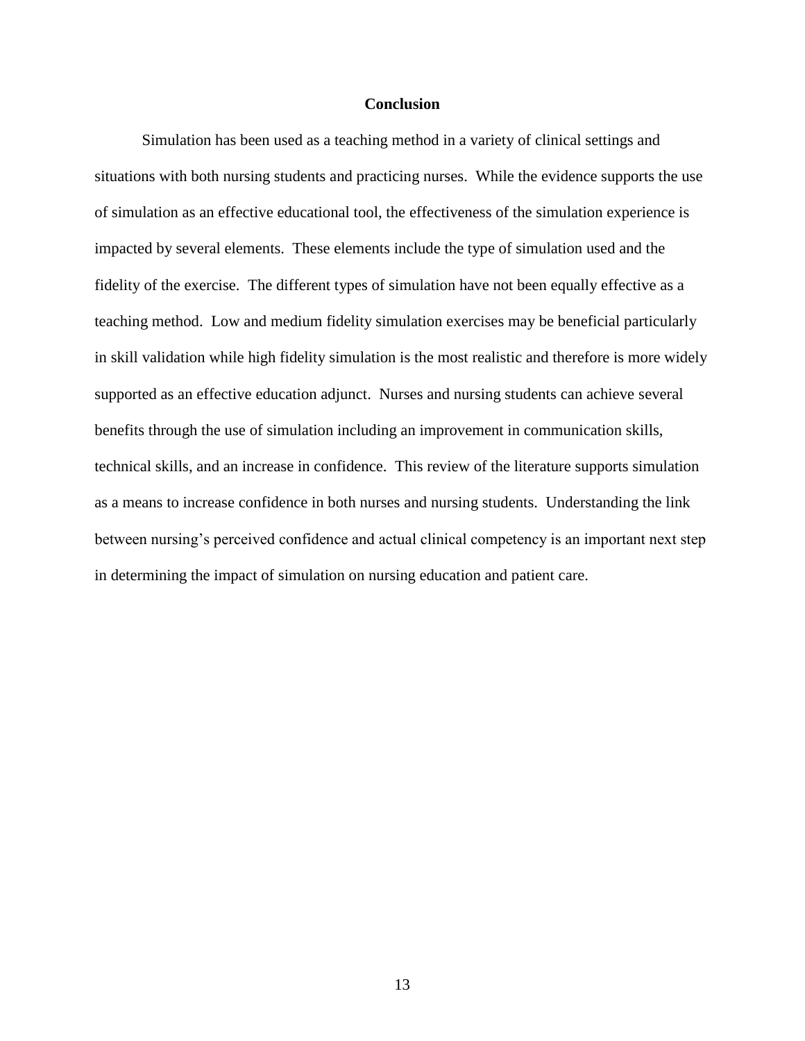## Conclusion

Simulation has been used as a teaching method in a variety of clinical settings and situations with both nursing students and practicing nurses. While the evidence supports the use of simulation as an effective educational tool, the effectiveness of the simulation experience is impacted by several elements. These elements include the type of simulation used and the fidelity of the exercise. The different types of simulation have not been equally effective as a teaching method. Low and medium fidelity simulation exercises may be beneficial particularly in skill validation while high fidelity simulation is the most realistic and therefore is more widely supported as an effective education adjunct. Nurses and nursing students can achieve several benefits through the use of simulation including an improvement in communication skills, technical skills, and an increase in confidence. This review of the literature supports simulation as a means to increase confidence in both nurses and nursing students. Understanding the link between nursing's perceived confidence and actual clinical competency is an important next step in determining the impact of simulation on nursing education and patient care.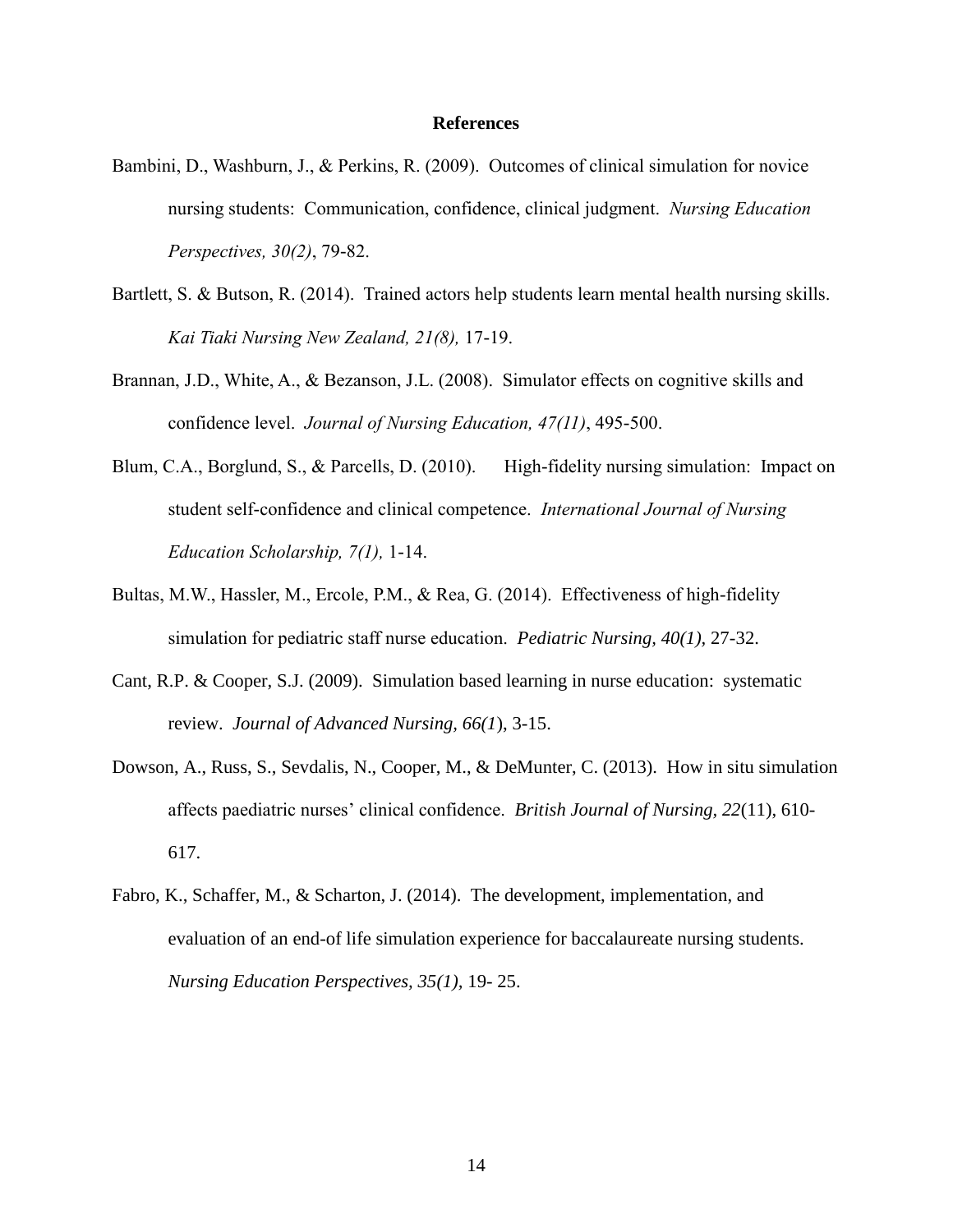# References

Bambini, D., Washburn, J., & Perkins, R. (2009). Outcomes of clinical simulation for novice nursing students: Communication, confidence, clinical judgment. *Nursing Education Perspectives, 30(2)*, 79-82.

Bartlett, S. & Butson, R. (2014). Trained actors help students learn mental health nursing skills. *Kai Tiaki Nursing New Zealand, 21(8),* 17-19.

Brannan, J.D., White, A., & Bezanson, J.L. (2008). Simulator effects on cognitive skills and confidence level. *Journal of Nursing Education, 47(11)*, 495-500.

Blum, C.A., Borglund, S., & Parcells, D. (2010). High-fidelity nursing simulation: Impact on student self-confidence and clinical competence. *International Journal of Nursing Education Scholarship, 7(1),* 1-14.

Bultas, M.W., Hassler, M., Ercole, P.M., & Rea, G. (2014). Effectiveness of high-fidelity simulation for pediatric staff nurse education. *Pediatric Nursing, 40(1),* 27-32.

Cant, R.P. & Cooper, S.J. (2009). Simulation based learning in nurse education: systematic review. *Journal of Advanced Nursing, 66(1*), 3-15.

Dowson, A., Russ, S., Sevdalis, N., Cooper, M., & DeMunter, C. (2013). How in situ simulation affects paediatric nurses' clinical confidence. *British Journal of Nursing, 22*(11), 610-617.

Fabro, K., Schaffer, M., & Scharton, J. (2014). The development, implementation, and evaluation of an end-of life simulation experience for baccalaureate nursing students. *Nursing Education Perspectives, 35(1),* 19- 25.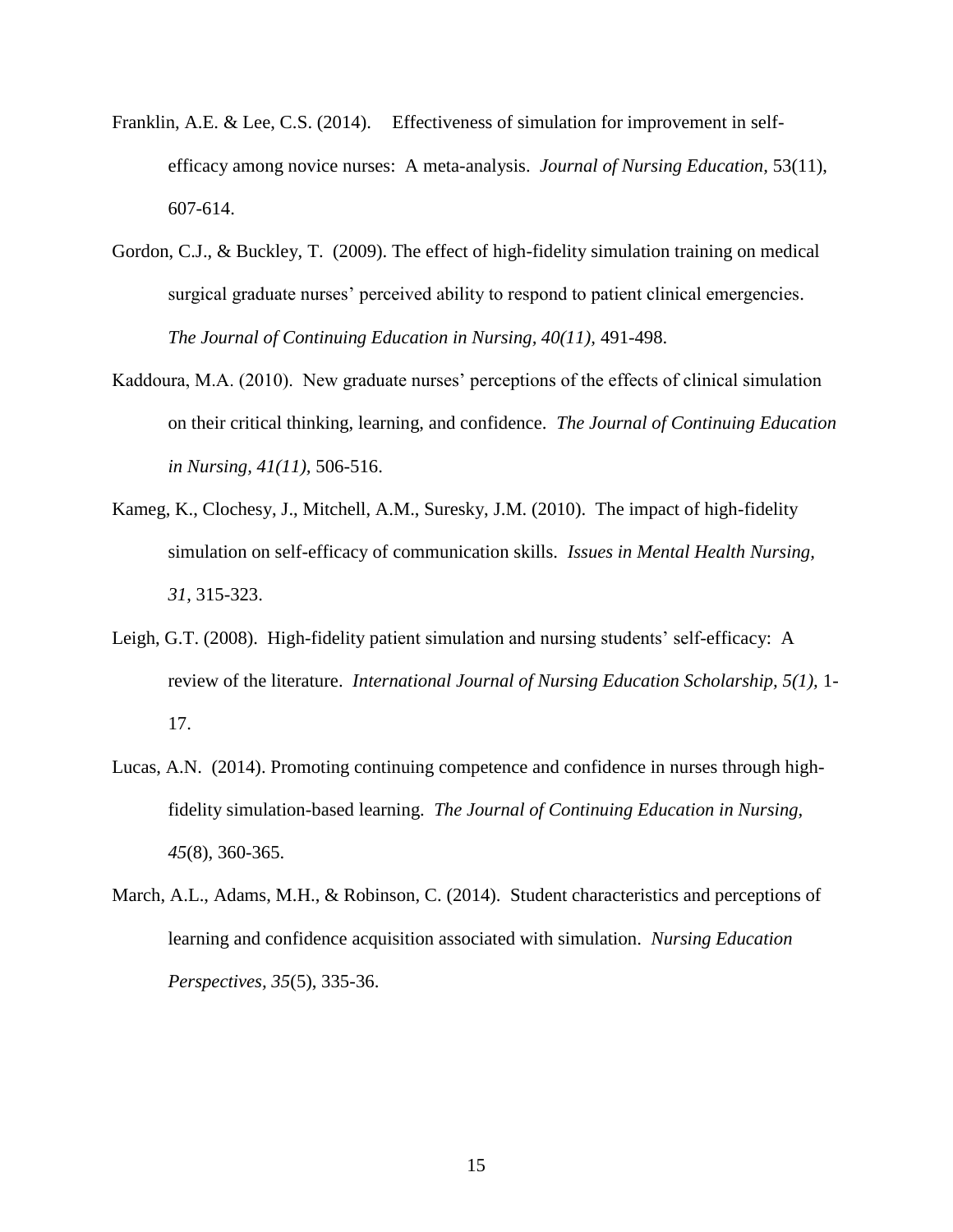Franklin, A.E. & Lee, C.S. (2014). Effectiveness of simulation for improvement in self-efficacy among novice nurses: A meta-analysis. *Journal of Nursing Education*, 53(11), 607-614.

Gordon, C.J., & Buckley, T. (2009). The effect of high-fidelity simulation training on medical surgical graduate nurses' perceived ability to respond to patient clinical emergencies. *The Journal of Continuing Education in Nursing, 40(11),* 491-498.

Kaddoura, M.A. (2010). New graduate nurses' perceptions of the effects of clinical simulation on their critical thinking, learning, and confidence. *The Journal of Continuing Education in Nursing, 41(11),* 506-516.

Kameg, K., Clochesy, J., Mitchell, A.M., Suresky, J.M. (2010). The impact of high-fidelity simulation on self-efficacy of communication skills. *Issues in Mental Health Nursing, 31*, 315-323.

Leigh, G.T. (2008). High-fidelity patient simulation and nursing students' self-efficacy: A review of the literature. *International Journal of Nursing Education Scholarship, 5(1),* 1-17.

Lucas, A.N. (2014). Promoting continuing competence and confidence in nurses through high-fidelity simulation-based learning. *The Journal of Continuing Education in Nursing, 45*(8), 360-365.

March, A.L., Adams, M.H., & Robinson, C. (2014). Student characteristics and perceptions of learning and confidence acquisition associated with simulation. *Nursing Education Perspectives, 35*(5), 335-36.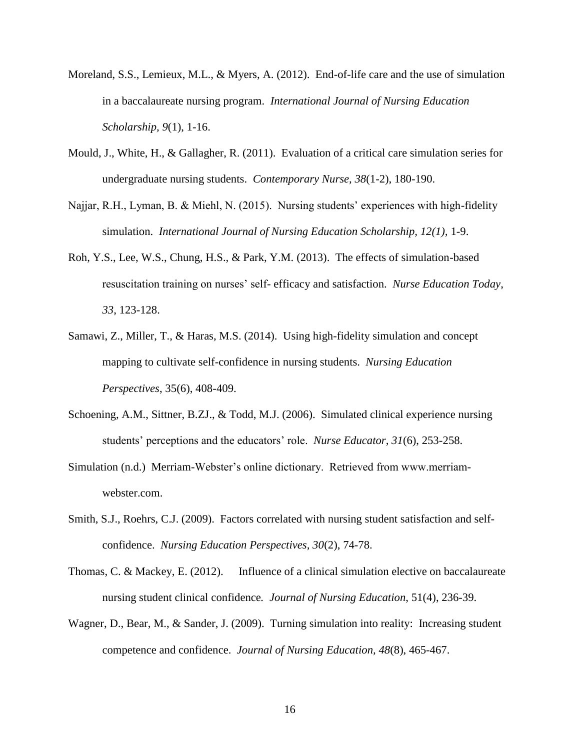Moreland, S.S., Lemieux, M.L., & Myers, A. (2012). End-of-life care and the use of simulation in a baccalaureate nursing program. *International Journal of Nursing Education Scholarship, 9*(1), 1-16.

Mould, J., White, H., & Gallagher, R. (2011). Evaluation of a critical care simulation series for undergraduate nursing students. *Contemporary Nurse, 38*(1-2), 180-190.

Najjar, R.H., Lyman, B. & Miehl, N. (2015). Nursing students' experiences with high-fidelity simulation. *International Journal of Nursing Education Scholarship, 12(1),* 1-9.

Roh, Y.S., Lee, W.S., Chung, H.S., & Park, Y.M. (2013). The effects of simulation-based resuscitation training on nurses' self- efficacy and satisfaction. *Nurse Education Today*, *33*, 123-128.

Samawi, Z., Miller, T., & Haras, M.S. (2014). Using high-fidelity simulation and concept mapping to cultivate self-confidence in nursing students. *Nursing Education Perspectives*, 35(6), 408-409.

Schoening, A.M., Sittner, B.ZJ., & Todd, M.J. (2006). Simulated clinical experience nursing students' perceptions and the educators' role. *Nurse Educator, 31*(6), 253-258.

Simulation (n.d.) Merriam-Webster's online dictionary. Retrieved from www.merriam-webster.com.

Smith, S.J., Roehrs, C.J. (2009). Factors correlated with nursing student satisfaction and self-confidence. *Nursing Education Perspectives, 30*(2), 74-78.

Thomas, C. & Mackey, E. (2012). Influence of a clinical simulation elective on baccalaureate nursing student clinical confidence. *Journal of Nursing Education*, 51(4), 236-39.

Wagner, D., Bear, M., & Sander, J. (2009). Turning simulation into reality: Increasing student competence and confidence. *Journal of Nursing Education, 48*(8), 465-467.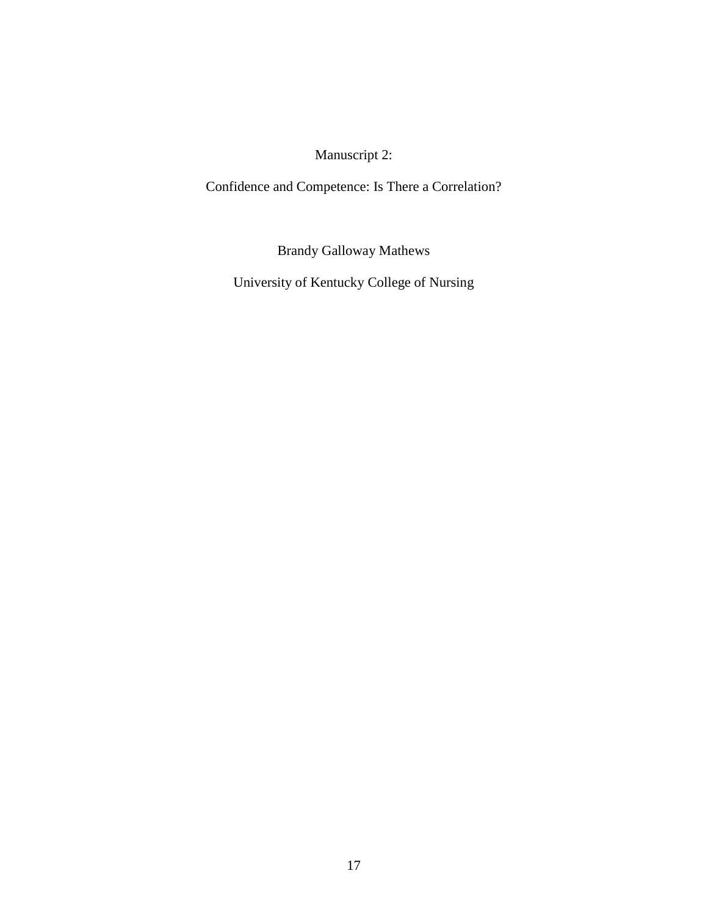# Manuscript 2:

# Confidence and Competence: Is There a Correlation?

Brandy Galloway Mathews

University of Kentucky College of Nursing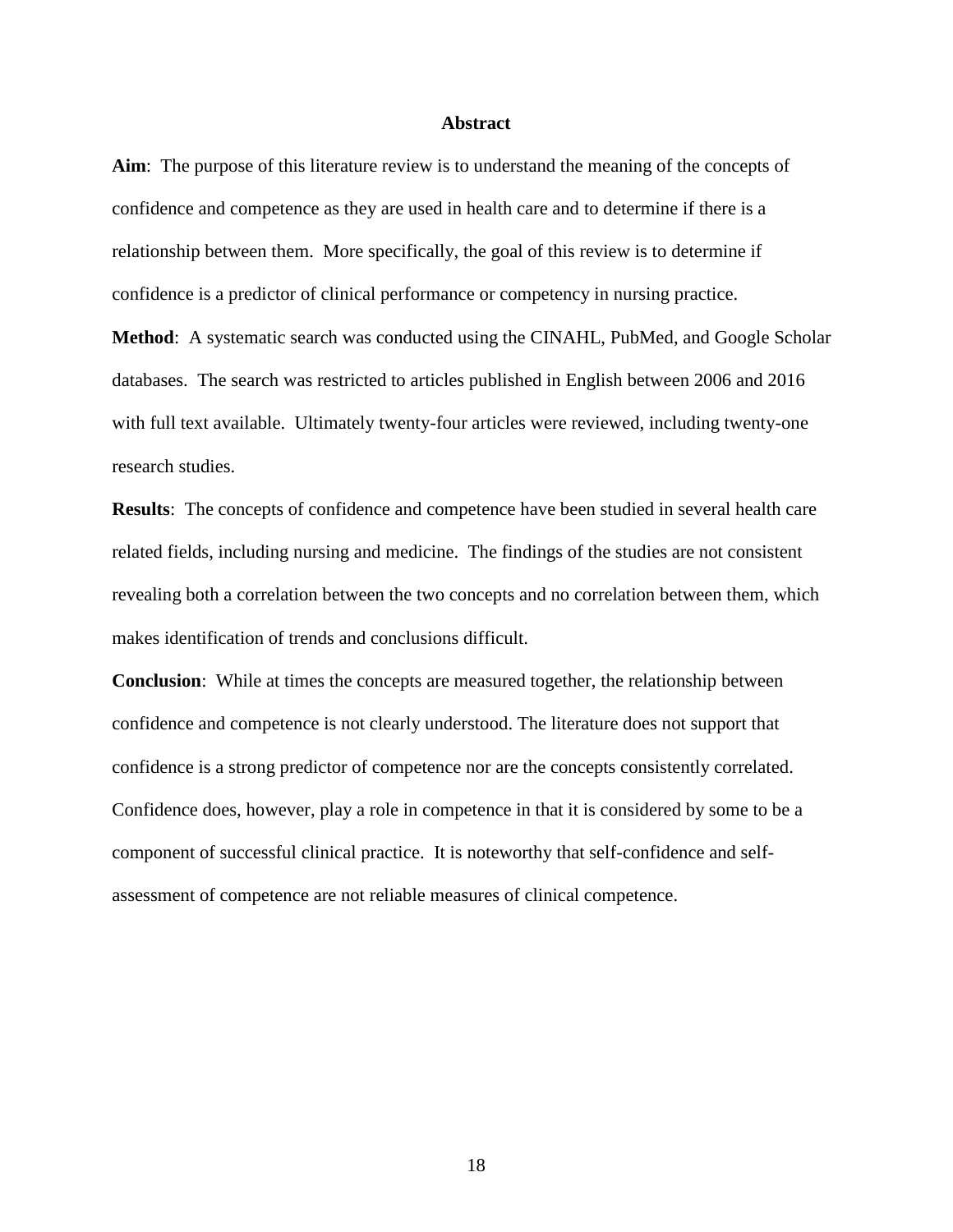# Abstract

**Aim**: The purpose of this literature review is to understand the meaning of the concepts of confidence and competence as they are used in health care and to determine if there is a relationship between them. More specifically, the goal of this review is to determine if confidence is a predictor of clinical performance or competency in nursing practice.

**Method**: A systematic search was conducted using the CINAHL, PubMed, and Google Scholar databases. The search was restricted to articles published in English between 2006 and 2016 with full text available. Ultimately twenty-four articles were reviewed, including twenty-one research studies.

**Results**: The concepts of confidence and competence have been studied in several health care related fields, including nursing and medicine. The findings of the studies are not consistent revealing both a correlation between the two concepts and no correlation between them, which makes identification of trends and conclusions difficult.

**Conclusion**: While at times the concepts are measured together, the relationship between confidence and competence is not clearly understood. The literature does not support that confidence is a strong predictor of competence nor are the concepts consistently correlated. Confidence does, however, play a role in competence in that it is considered by some to be a component of successful clinical practice. It is noteworthy that self-confidence and self-assessment of competence are not reliable measures of clinical competence.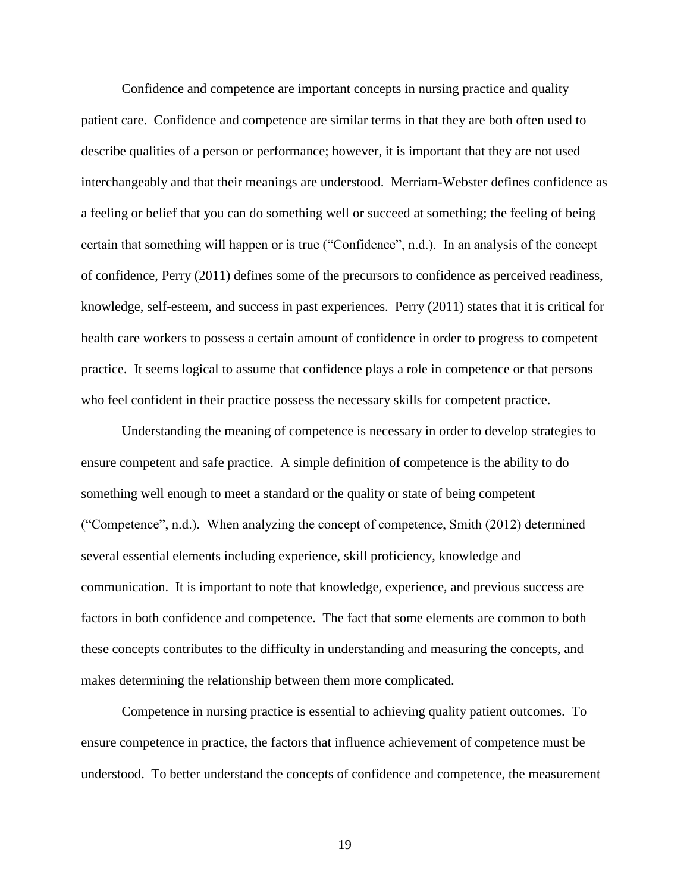Confidence and competence are important concepts in nursing practice and quality patient care. Confidence and competence are similar terms in that they are both often used to describe qualities of a person or performance; however, it is important that they are not used interchangeably and that their meanings are understood. Merriam-Webster defines confidence as a feeling or belief that you can do something well or succeed at something; the feeling of being certain that something will happen or is true ("Confidence", n.d.). In an analysis of the concept of confidence, Perry (2011) defines some of the precursors to confidence as perceived readiness, knowledge, self-esteem, and success in past experiences. Perry (2011) states that it is critical for health care workers to possess a certain amount of confidence in order to progress to competent practice. It seems logical to assume that confidence plays a role in competence or that persons who feel confident in their practice possess the necessary skills for competent practice.

Understanding the meaning of competence is necessary in order to develop strategies to ensure competent and safe practice. A simple definition of competence is the ability to do something well enough to meet a standard or the quality or state of being competent ("Competence", n.d.). When analyzing the concept of competence, Smith (2012) determined several essential elements including experience, skill proficiency, knowledge and communication. It is important to note that knowledge, experience, and previous success are factors in both confidence and competence. The fact that some elements are common to both these concepts contributes to the difficulty in understanding and measuring the concepts, and makes determining the relationship between them more complicated.

Competence in nursing practice is essential to achieving quality patient outcomes. To ensure competence in practice, the factors that influence achievement of competence must be understood. To better understand the concepts of confidence and competence, the measurement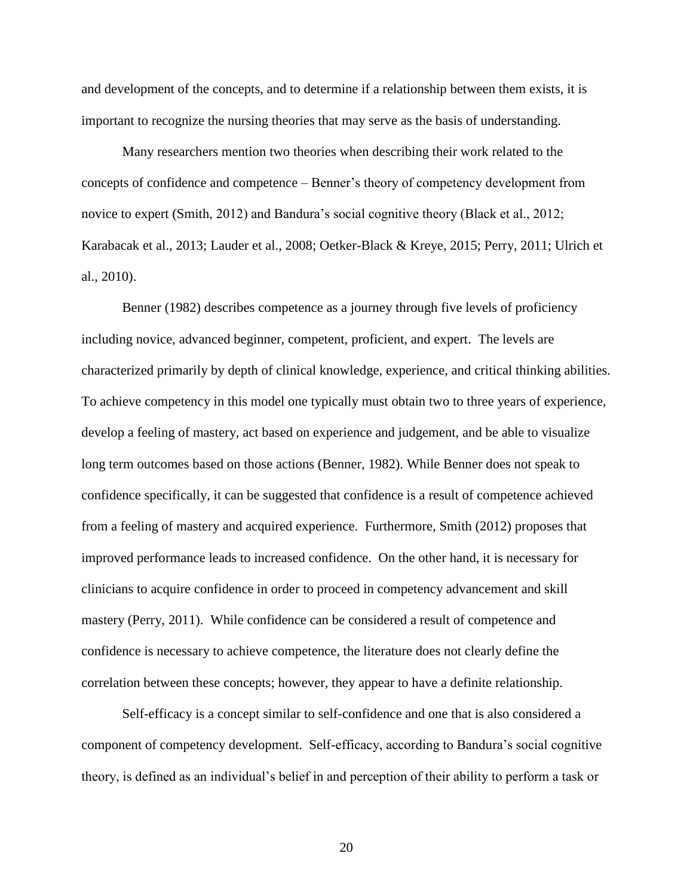and development of the concepts, and to determine if a relationship between them exists, it is important to recognize the nursing theories that may serve as the basis of understanding.

Many researchers mention two theories when describing their work related to the concepts of confidence and competence – Benner's theory of competency development from novice to expert (Smith, 2012) and Bandura's social cognitive theory (Black et al., 2012; Karabacak et al., 2013; Lauder et al., 2008; Oetker-Black & Kreye, 2015; Perry, 2011; Ulrich et al., 2010).

Benner (1982) describes competence as a journey through five levels of proficiency including novice, advanced beginner, competent, proficient, and expert. The levels are characterized primarily by depth of clinical knowledge, experience, and critical thinking abilities. To achieve competency in this model one typically must obtain two to three years of experience, develop a feeling of mastery, act based on experience and judgement, and be able to visualize long term outcomes based on those actions (Benner, 1982). While Benner does not speak to confidence specifically, it can be suggested that confidence is a result of competence achieved from a feeling of mastery and acquired experience. Furthermore, Smith (2012) proposes that improved performance leads to increased confidence. On the other hand, it is necessary for clinicians to acquire confidence in order to proceed in competency advancement and skill mastery (Perry, 2011). While confidence can be considered a result of competence and confidence is necessary to achieve competence, the literature does not clearly define the correlation between these concepts; however, they appear to have a definite relationship.

Self-efficacy is a concept similar to self-confidence and one that is also considered a component of competency development. Self-efficacy, according to Bandura's social cognitive theory, is defined as an individual's belief in and perception of their ability to perform a task or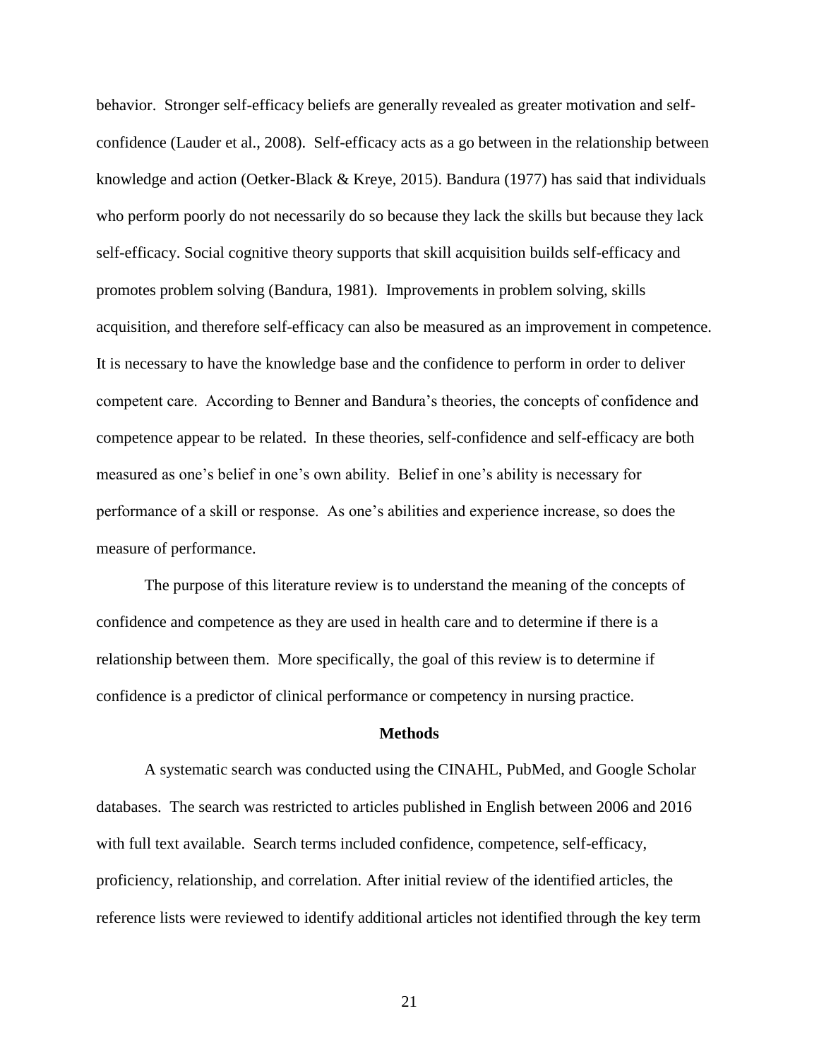behavior. Stronger self-efficacy beliefs are generally revealed as greater motivation and self-confidence (Lauder et al., 2008). Self-efficacy acts as a go between in the relationship between knowledge and action (Oetker-Black & Kreye, 2015). Bandura (1977) has said that individuals who perform poorly do not necessarily do so because they lack the skills but because they lack self-efficacy. Social cognitive theory supports that skill acquisition builds self-efficacy and promotes problem solving (Bandura, 1981). Improvements in problem solving, skills acquisition, and therefore self-efficacy can also be measured as an improvement in competence. It is necessary to have the knowledge base and the confidence to perform in order to deliver competent care. According to Benner and Bandura's theories, the concepts of confidence and competence appear to be related. In these theories, self-confidence and self-efficacy are both measured as one's belief in one's own ability. Belief in one's ability is necessary for performance of a skill or response. As one's abilities and experience increase, so does the measure of performance.

The purpose of this literature review is to understand the meaning of the concepts of confidence and competence as they are used in health care and to determine if there is a relationship between them. More specifically, the goal of this review is to determine if confidence is a predictor of clinical performance or competency in nursing practice.

## Methods

A systematic search was conducted using the CINAHL, PubMed, and Google Scholar databases. The search was restricted to articles published in English between 2006 and 2016 with full text available. Search terms included confidence, competence, self-efficacy, proficiency, relationship, and correlation. After initial review of the identified articles, the reference lists were reviewed to identify additional articles not identified through the key term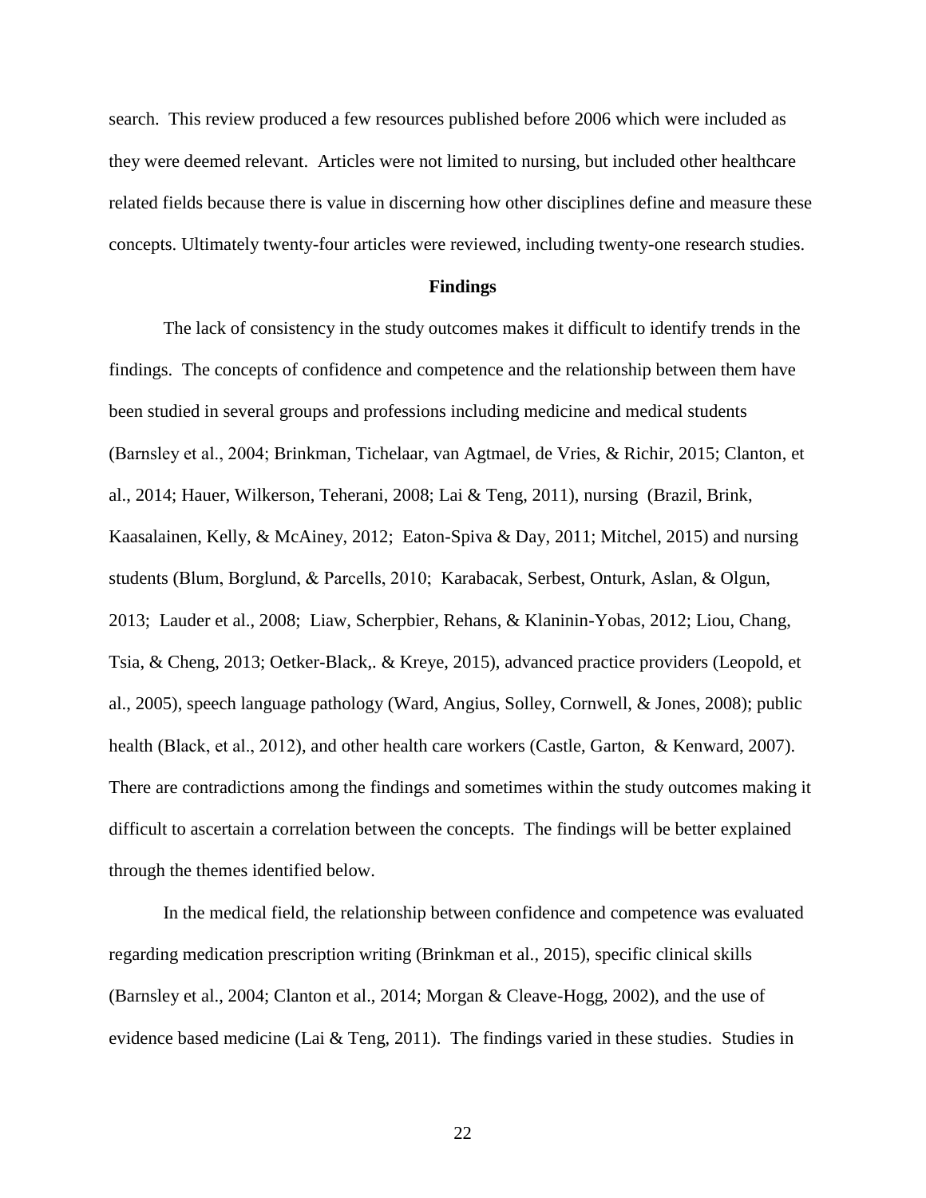search. This review produced a few resources published before 2006 which were included as they were deemed relevant. Articles were not limited to nursing, but included other healthcare related fields because there is value in discerning how other disciplines define and measure these concepts. Ultimately twenty-four articles were reviewed, including twenty-one research studies.

## Findings

The lack of consistency in the study outcomes makes it difficult to identify trends in the findings. The concepts of confidence and competence and the relationship between them have been studied in several groups and professions including medicine and medical students (Barnsley et al., 2004; Brinkman, Tichelaar, van Agtmael, de Vries, & Richir, 2015; Clanton, et al., 2014; Hauer, Wilkerson, Teherani, 2008; Lai & Teng, 2011), nursing (Brazil, Brink, Kaasalainen, Kelly, & McAiney, 2012; Eaton-Spiva & Day, 2011; Mitchel, 2015) and nursing students (Blum, Borglund, & Parcells, 2010; Karabacak, Serbest, Onturk, Aslan, & Olgun, 2013; Lauder et al., 2008; Liaw, Scherpbier, Rehans, & Klaninin-Yobas, 2012; Liou, Chang, Tsia, & Cheng, 2013; Oetker-Black,. & Kreye, 2015), advanced practice providers (Leopold, et al., 2005), speech language pathology (Ward, Angius, Solley, Cornwell, & Jones, 2008); public health (Black, et al., 2012), and other health care workers (Castle, Garton, & Kenward, 2007). There are contradictions among the findings and sometimes within the study outcomes making it difficult to ascertain a correlation between the concepts. The findings will be better explained through the themes identified below.

In the medical field, the relationship between confidence and competence was evaluated regarding medication prescription writing (Brinkman et al., 2015), specific clinical skills (Barnsley et al., 2004; Clanton et al., 2014; Morgan & Cleave-Hogg, 2002), and the use of evidence based medicine (Lai & Teng, 2011). The findings varied in these studies. Studies in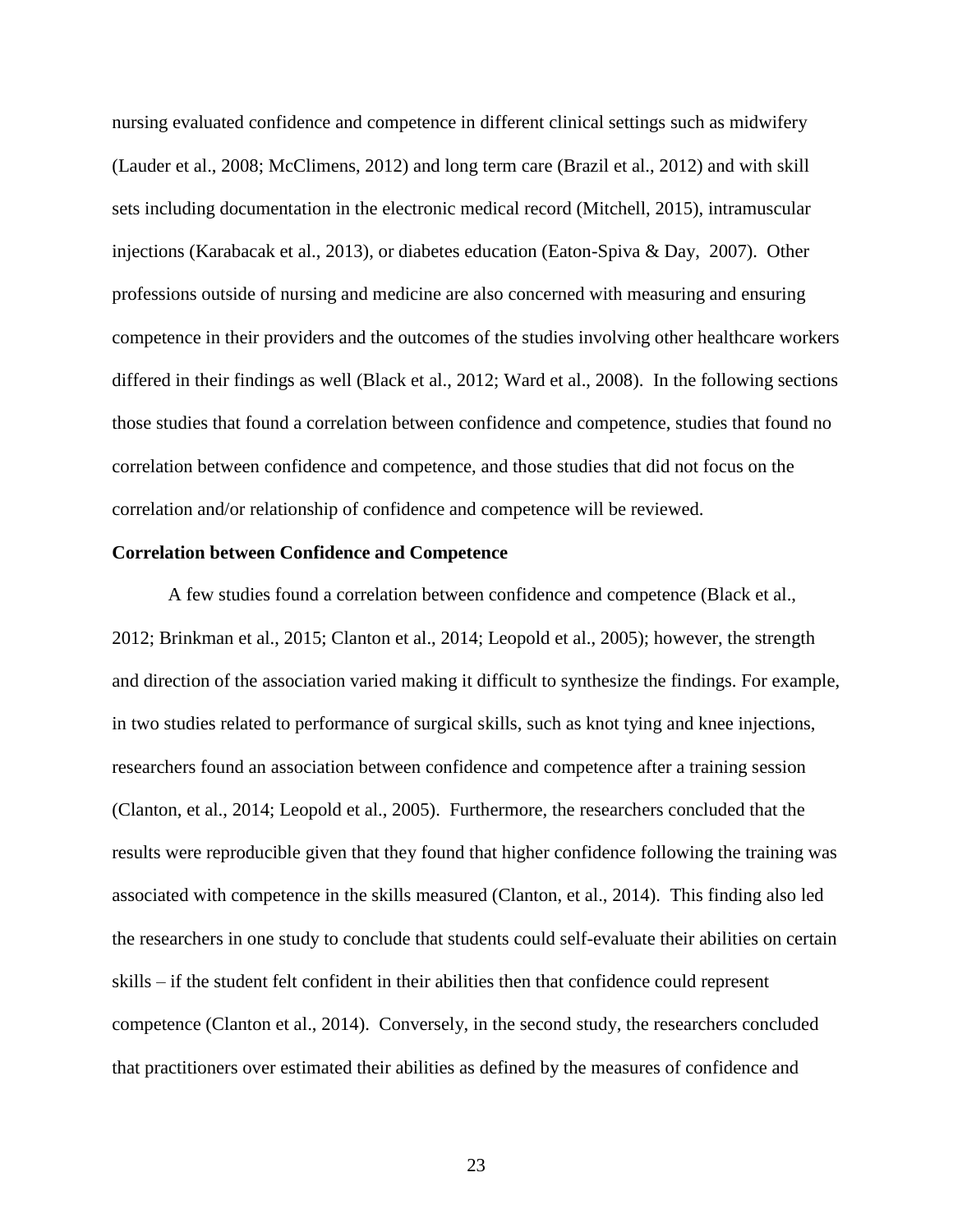nursing evaluated confidence and competence in different clinical settings such as midwifery (Lauder et al., 2008; McClimens, 2012) and long term care (Brazil et al., 2012) and with skill sets including documentation in the electronic medical record (Mitchell, 2015), intramuscular injections (Karabacak et al., 2013), or diabetes education (Eaton-Spiva & Day, 2007). Other professions outside of nursing and medicine are also concerned with measuring and ensuring competence in their providers and the outcomes of the studies involving other healthcare workers differed in their findings as well (Black et al., 2012; Ward et al., 2008). In the following sections those studies that found a correlation between confidence and competence, studies that found no correlation between confidence and competence, and those studies that did not focus on the correlation and/or relationship of confidence and competence will be reviewed.

**Correlation between Confidence and Competence**

A few studies found a correlation between confidence and competence (Black et al., 2012; Brinkman et al., 2015; Clanton et al., 2014; Leopold et al., 2005); however, the strength and direction of the association varied making it difficult to synthesize the findings. For example, in two studies related to performance of surgical skills, such as knot tying and knee injections, researchers found an association between confidence and competence after a training session (Clanton, et al., 2014; Leopold et al., 2005). Furthermore, the researchers concluded that the results were reproducible given that they found that higher confidence following the training was associated with competence in the skills measured (Clanton, et al., 2014). This finding also led the researchers in one study to conclude that students could self-evaluate their abilities on certain skills – if the student felt confident in their abilities then that confidence could represent competence (Clanton et al., 2014). Conversely, in the second study, the researchers concluded that practitioners over estimated their abilities as defined by the measures of confidence and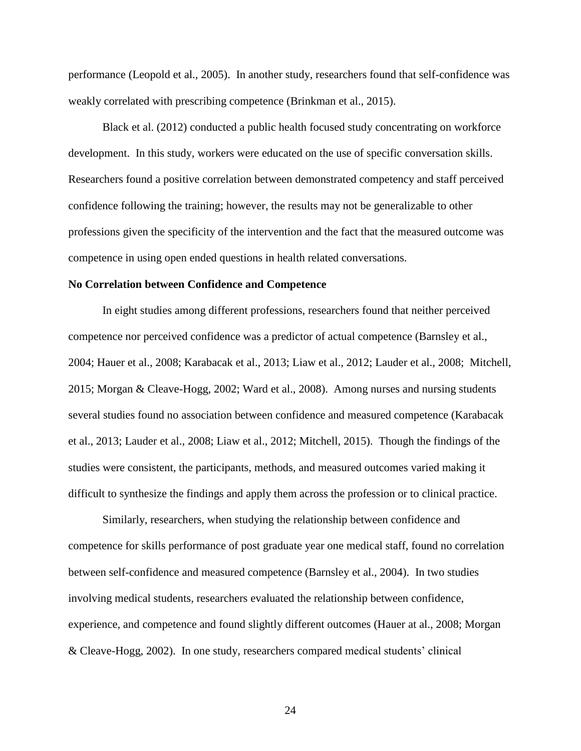performance (Leopold et al., 2005). In another study, researchers found that self-confidence was weakly correlated with prescribing competence (Brinkman et al., 2015).

Black et al. (2012) conducted a public health focused study concentrating on workforce development. In this study, workers were educated on the use of specific conversation skills. Researchers found a positive correlation between demonstrated competency and staff perceived confidence following the training; however, the results may not be generalizable to other professions given the specificity of the intervention and the fact that the measured outcome was competence in using open ended questions in health related conversations.

**No Correlation between Confidence and Competence**

In eight studies among different professions, researchers found that neither perceived competence nor perceived confidence was a predictor of actual competence (Barnsley et al., 2004; Hauer et al., 2008; Karabacak et al., 2013; Liaw et al., 2012; Lauder et al., 2008; Mitchell, 2015; Morgan & Cleave-Hogg, 2002; Ward et al., 2008). Among nurses and nursing students several studies found no association between confidence and measured competence (Karabacak et al., 2013; Lauder et al., 2008; Liaw et al., 2012; Mitchell, 2015). Though the findings of the studies were consistent, the participants, methods, and measured outcomes varied making it difficult to synthesize the findings and apply them across the profession or to clinical practice.

Similarly, researchers, when studying the relationship between confidence and competence for skills performance of post graduate year one medical staff, found no correlation between self-confidence and measured competence (Barnsley et al., 2004). In two studies involving medical students, researchers evaluated the relationship between confidence, experience, and competence and found slightly different outcomes (Hauer at al., 2008; Morgan & Cleave-Hogg, 2002). In one study, researchers compared medical students' clinical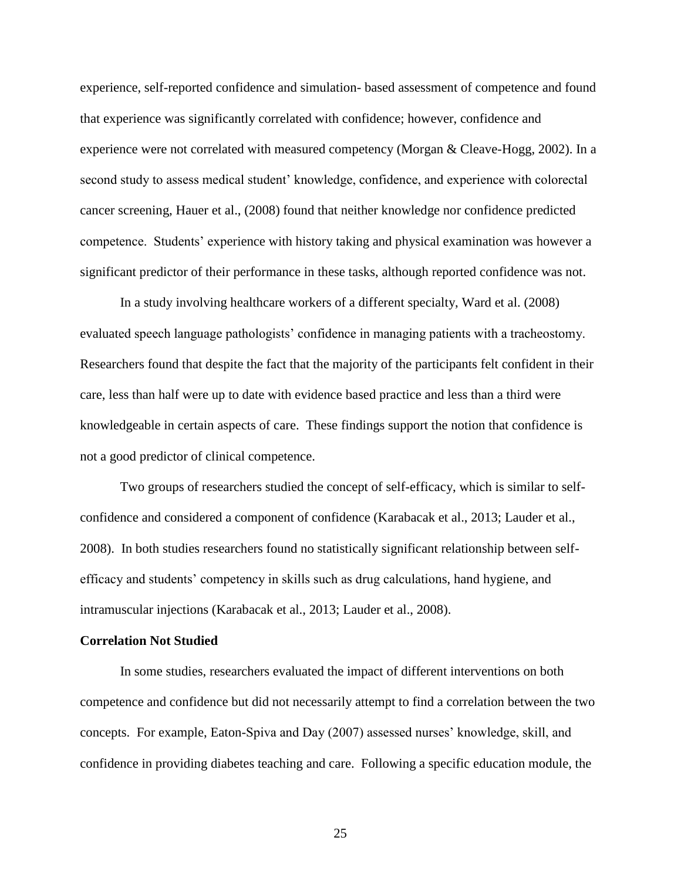experience, self-reported confidence and simulation- based assessment of competence and found that experience was significantly correlated with confidence; however, confidence and experience were not correlated with measured competency (Morgan & Cleave-Hogg, 2002). In a second study to assess medical student' knowledge, confidence, and experience with colorectal cancer screening, Hauer et al., (2008) found that neither knowledge nor confidence predicted competence. Students' experience with history taking and physical examination was however a significant predictor of their performance in these tasks, although reported confidence was not.

In a study involving healthcare workers of a different specialty, Ward et al. (2008) evaluated speech language pathologists' confidence in managing patients with a tracheostomy. Researchers found that despite the fact that the majority of the participants felt confident in their care, less than half were up to date with evidence based practice and less than a third were knowledgeable in certain aspects of care. These findings support the notion that confidence is not a good predictor of clinical competence.

Two groups of researchers studied the concept of self-efficacy, which is similar to self-confidence and considered a component of confidence (Karabacak et al., 2013; Lauder et al., 2008). In both studies researchers found no statistically significant relationship between self-efficacy and students' competency in skills such as drug calculations, hand hygiene, and intramuscular injections (Karabacak et al., 2013; Lauder et al., 2008).

**Correlation Not Studied**

In some studies, researchers evaluated the impact of different interventions on both competence and confidence but did not necessarily attempt to find a correlation between the two concepts. For example, Eaton-Spiva and Day (2007) assessed nurses' knowledge, skill, and confidence in providing diabetes teaching and care. Following a specific education module, the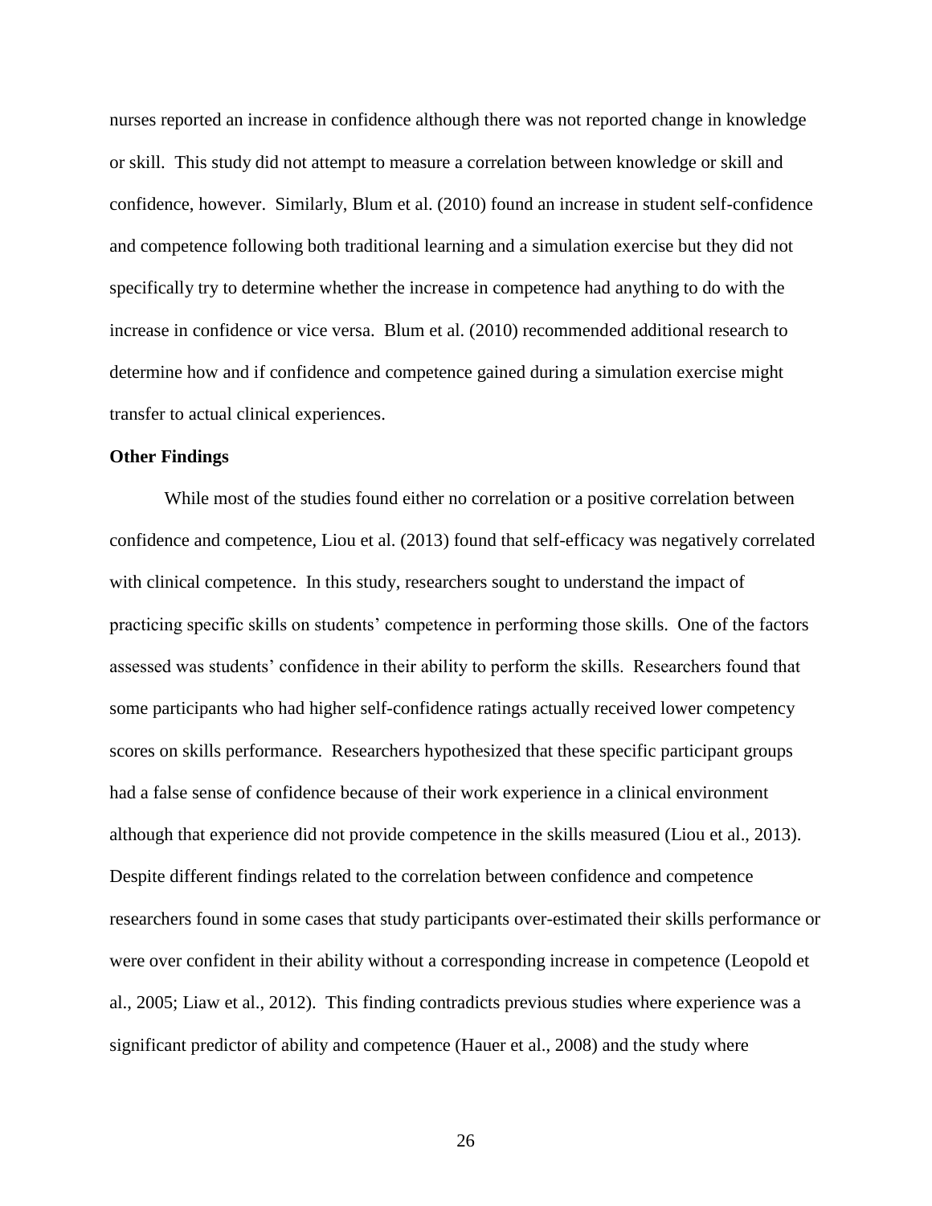nurses reported an increase in confidence although there was not reported change in knowledge or skill. This study did not attempt to measure a correlation between knowledge or skill and confidence, however. Similarly, Blum et al. (2010) found an increase in student self-confidence and competence following both traditional learning and a simulation exercise but they did not specifically try to determine whether the increase in competence had anything to do with the increase in confidence or vice versa. Blum et al. (2010) recommended additional research to determine how and if confidence and competence gained during a simulation exercise might transfer to actual clinical experiences.

**Other Findings**

While most of the studies found either no correlation or a positive correlation between confidence and competence, Liou et al. (2013) found that self-efficacy was negatively correlated with clinical competence. In this study, researchers sought to understand the impact of practicing specific skills on students' competence in performing those skills. One of the factors assessed was students' confidence in their ability to perform the skills. Researchers found that some participants who had higher self-confidence ratings actually received lower competency scores on skills performance. Researchers hypothesized that these specific participant groups had a false sense of confidence because of their work experience in a clinical environment although that experience did not provide competence in the skills measured (Liou et al., 2013). Despite different findings related to the correlation between confidence and competence researchers found in some cases that study participants over-estimated their skills performance or were over confident in their ability without a corresponding increase in competence (Leopold et al., 2005; Liaw et al., 2012). This finding contradicts previous studies where experience was a significant predictor of ability and competence (Hauer et al., 2008) and the study where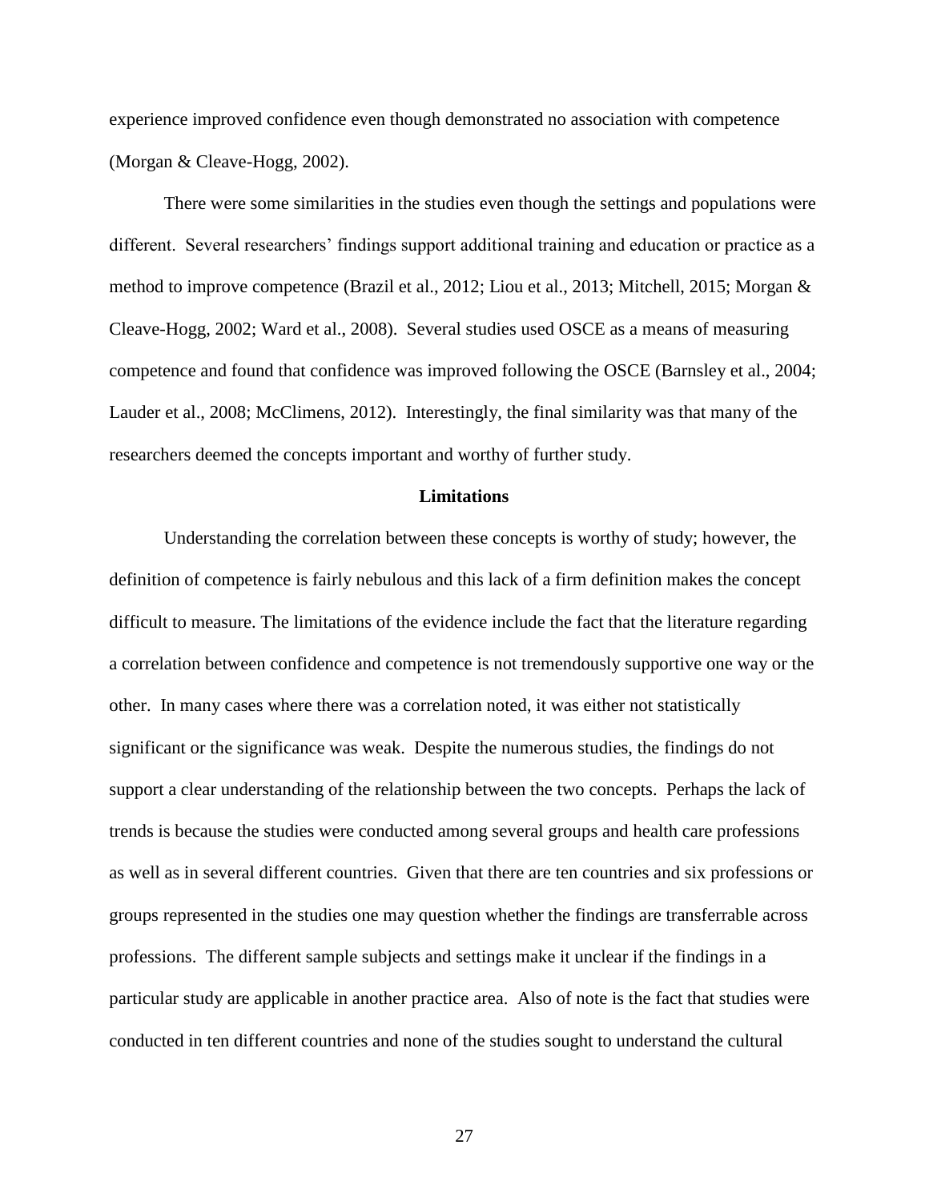experience improved confidence even though demonstrated no association with competence (Morgan & Cleave-Hogg, 2002).

There were some similarities in the studies even though the settings and populations were different. Several researchers' findings support additional training and education or practice as a method to improve competence (Brazil et al., 2012; Liou et al., 2013; Mitchell, 2015; Morgan & Cleave-Hogg, 2002; Ward et al., 2008). Several studies used OSCE as a means of measuring competence and found that confidence was improved following the OSCE (Barnsley et al., 2004; Lauder et al., 2008; McClimens, 2012). Interestingly, the final similarity was that many of the researchers deemed the concepts important and worthy of further study.

## Limitations

Understanding the correlation between these concepts is worthy of study; however, the definition of competence is fairly nebulous and this lack of a firm definition makes the concept difficult to measure. The limitations of the evidence include the fact that the literature regarding a correlation between confidence and competence is not tremendously supportive one way or the other. In many cases where there was a correlation noted, it was either not statistically significant or the significance was weak. Despite the numerous studies, the findings do not support a clear understanding of the relationship between the two concepts. Perhaps the lack of trends is because the studies were conducted among several groups and health care professions as well as in several different countries. Given that there are ten countries and six professions or groups represented in the studies one may question whether the findings are transferrable across professions. The different sample subjects and settings make it unclear if the findings in a particular study are applicable in another practice area. Also of note is the fact that studies were conducted in ten different countries and none of the studies sought to understand the cultural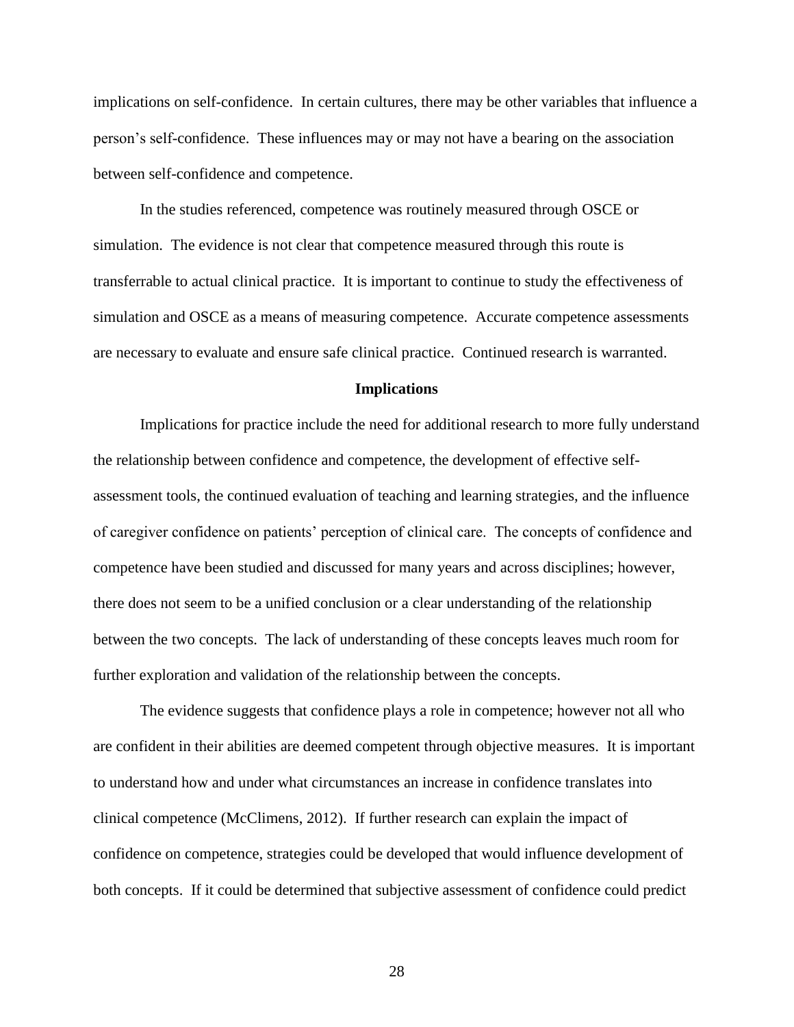implications on self-confidence. In certain cultures, there may be other variables that influence a person's self-confidence. These influences may or may not have a bearing on the association between self-confidence and competence.

In the studies referenced, competence was routinely measured through OSCE or simulation. The evidence is not clear that competence measured through this route is transferrable to actual clinical practice. It is important to continue to study the effectiveness of simulation and OSCE as a means of measuring competence. Accurate competence assessments are necessary to evaluate and ensure safe clinical practice. Continued research is warranted.

## Implications

Implications for practice include the need for additional research to more fully understand the relationship between confidence and competence, the development of effective self-assessment tools, the continued evaluation of teaching and learning strategies, and the influence of caregiver confidence on patients' perception of clinical care. The concepts of confidence and competence have been studied and discussed for many years and across disciplines; however, there does not seem to be a unified conclusion or a clear understanding of the relationship between the two concepts. The lack of understanding of these concepts leaves much room for further exploration and validation of the relationship between the concepts.

The evidence suggests that confidence plays a role in competence; however not all who are confident in their abilities are deemed competent through objective measures. It is important to understand how and under what circumstances an increase in confidence translates into clinical competence (McClimens, 2012). If further research can explain the impact of confidence on competence, strategies could be developed that would influence development of both concepts. If it could be determined that subjective assessment of confidence could predict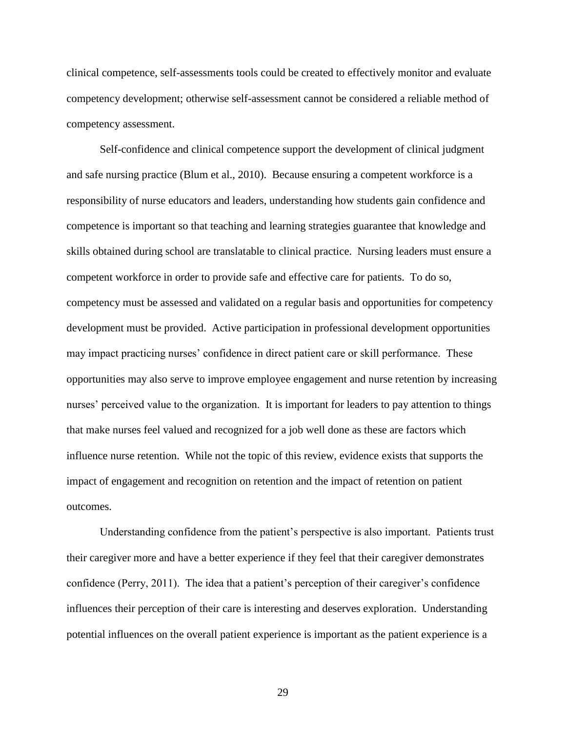clinical competence, self-assessments tools could be created to effectively monitor and evaluate competency development; otherwise self-assessment cannot be considered a reliable method of competency assessment.

Self-confidence and clinical competence support the development of clinical judgment and safe nursing practice (Blum et al., 2010). Because ensuring a competent workforce is a responsibility of nurse educators and leaders, understanding how students gain confidence and competence is important so that teaching and learning strategies guarantee that knowledge and skills obtained during school are translatable to clinical practice. Nursing leaders must ensure a competent workforce in order to provide safe and effective care for patients. To do so, competency must be assessed and validated on a regular basis and opportunities for competency development must be provided. Active participation in professional development opportunities may impact practicing nurses' confidence in direct patient care or skill performance. These opportunities may also serve to improve employee engagement and nurse retention by increasing nurses' perceived value to the organization. It is important for leaders to pay attention to things that make nurses feel valued and recognized for a job well done as these are factors which influence nurse retention. While not the topic of this review, evidence exists that supports the impact of engagement and recognition on retention and the impact of retention on patient outcomes.

Understanding confidence from the patient's perspective is also important. Patients trust their caregiver more and have a better experience if they feel that their caregiver demonstrates confidence (Perry, 2011). The idea that a patient's perception of their caregiver's confidence influences their perception of their care is interesting and deserves exploration. Understanding potential influences on the overall patient experience is important as the patient experience is a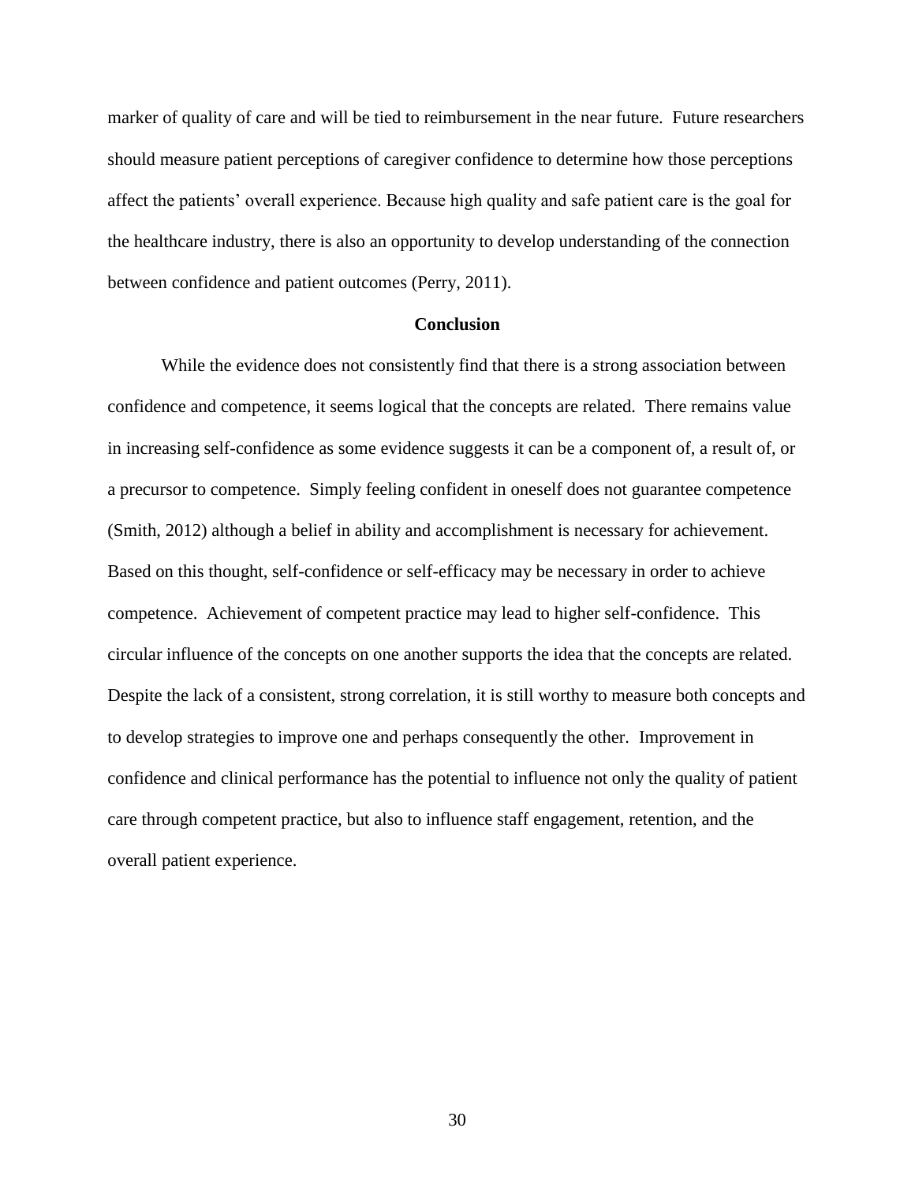marker of quality of care and will be tied to reimbursement in the near future. Future researchers should measure patient perceptions of caregiver confidence to determine how those perceptions affect the patients' overall experience. Because high quality and safe patient care is the goal for the healthcare industry, there is also an opportunity to develop understanding of the connection between confidence and patient outcomes (Perry, 2011).

## Conclusion

While the evidence does not consistently find that there is a strong association between confidence and competence, it seems logical that the concepts are related. There remains value in increasing self-confidence as some evidence suggests it can be a component of, a result of, or a precursor to competence. Simply feeling confident in oneself does not guarantee competence (Smith, 2012) although a belief in ability and accomplishment is necessary for achievement. Based on this thought, self-confidence or self-efficacy may be necessary in order to achieve competence. Achievement of competent practice may lead to higher self-confidence. This circular influence of the concepts on one another supports the idea that the concepts are related. Despite the lack of a consistent, strong correlation, it is still worthy to measure both concepts and to develop strategies to improve one and perhaps consequently the other. Improvement in confidence and clinical performance has the potential to influence not only the quality of patient care through competent practice, but also to influence staff engagement, retention, and the overall patient experience.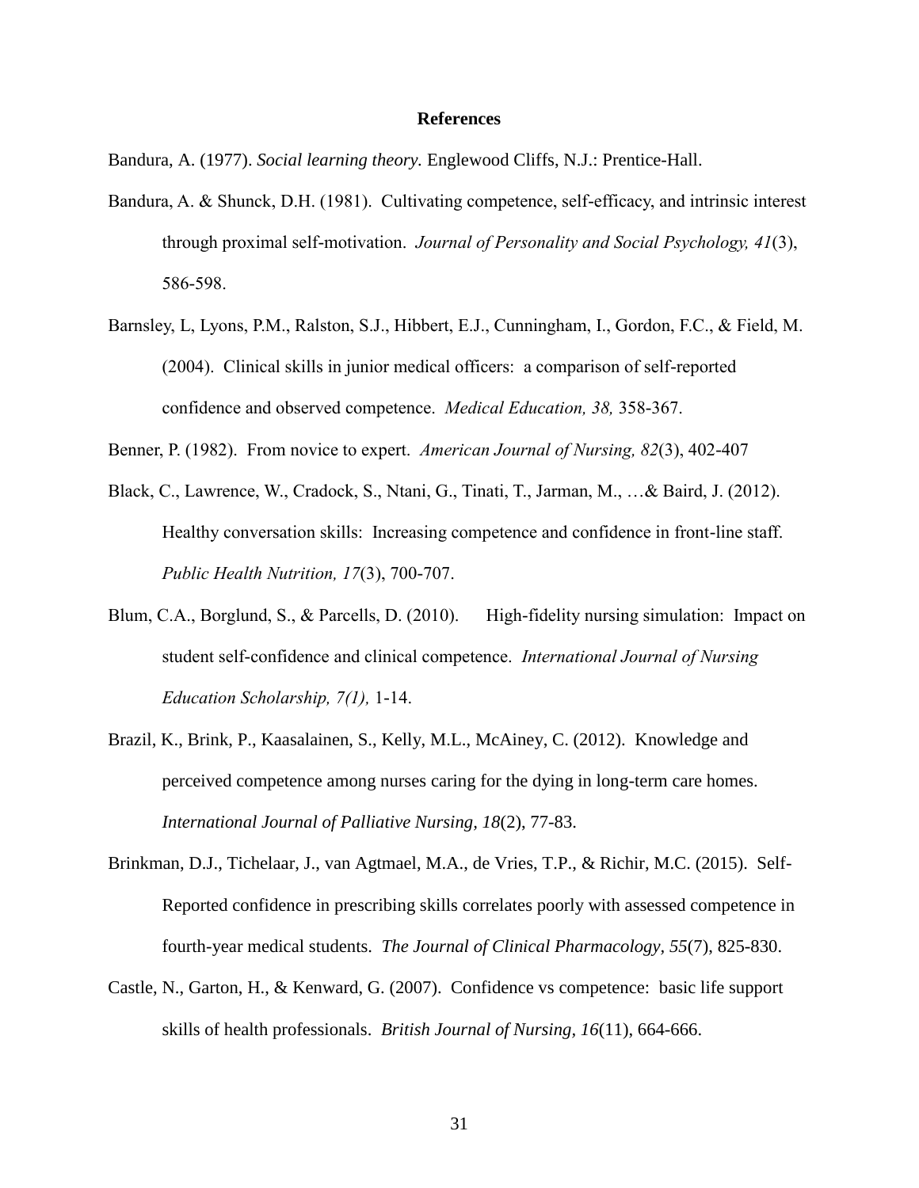# References

Bandura, A. (1977). *Social learning theory.* Englewood Cliffs, N.J.: Prentice-Hall.

Bandura, A. & Shunck, D.H. (1981). Cultivating competence, self-efficacy, and intrinsic interest through proximal self-motivation. *Journal of Personality and Social Psychology, 41*(3), 586-598.

Barnsley, L, Lyons, P.M., Ralston, S.J., Hibbert, E.J., Cunningham, I., Gordon, F.C., & Field, M. (2004). Clinical skills in junior medical officers: a comparison of self-reported confidence and observed competence. *Medical Education, 38,* 358-367.

Benner, P. (1982). From novice to expert. *American Journal of Nursing, 82*(3), 402-407

Black, C., Lawrence, W., Cradock, S., Ntani, G., Tinati, T., Jarman, M., …& Baird, J. (2012). Healthy conversation skills: Increasing competence and confidence in front-line staff. *Public Health Nutrition, 17*(3), 700-707.

Blum, C.A., Borglund, S., & Parcells, D. (2010). High-fidelity nursing simulation: Impact on student self-confidence and clinical competence. *International Journal of Nursing Education Scholarship, 7(1),* 1-14.

Brazil, K., Brink, P., Kaasalainen, S., Kelly, M.L., McAiney, C. (2012). Knowledge and perceived competence among nurses caring for the dying in long-term care homes. *International Journal of Palliative Nursing, 18*(2), 77-83.

Brinkman, D.J., Tichelaar, J., van Agtmael, M.A., de Vries, T.P., & Richir, M.C. (2015). Self-Reported confidence in prescribing skills correlates poorly with assessed competence in fourth-year medical students. *The Journal of Clinical Pharmacology, 55*(7), 825-830.

Castle, N., Garton, H., & Kenward, G. (2007). Confidence vs competence: basic life support skills of health professionals. *British Journal of Nursing, 16*(11), 664-666.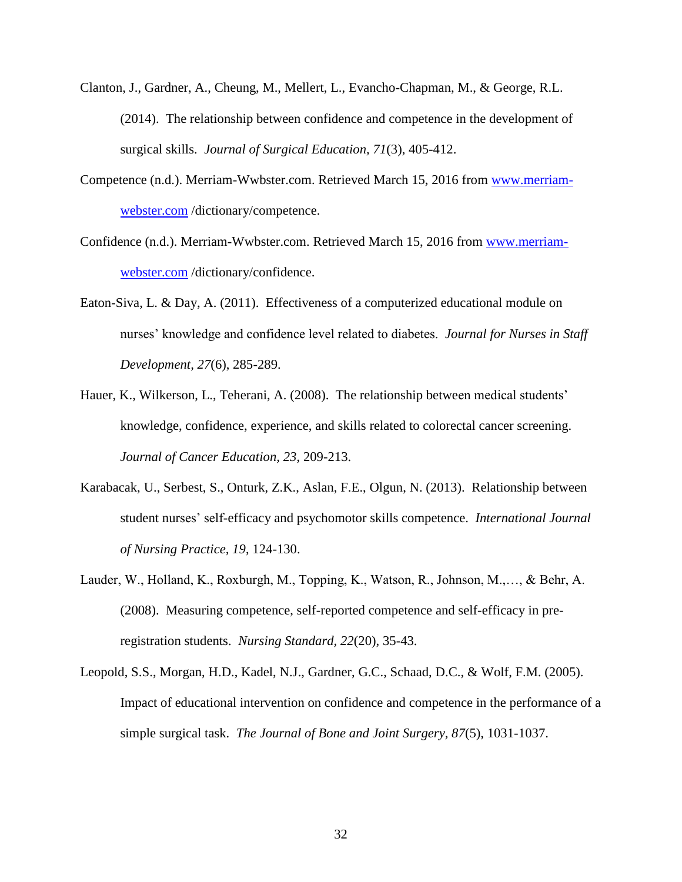Clanton, J., Gardner, A., Cheung, M., Mellert, L., Evancho-Chapman, M., & George, R.L. (2014). The relationship between confidence and competence in the development of surgical skills. *Journal of Surgical Education, 71*(3), 405-412.

Competence (n.d.). Merriam-Wwbster.com. Retrieved March 15, 2016 from www.merriam-webster.com /dictionary/competence.

Confidence (n.d.). Merriam-Wwbster.com. Retrieved March 15, 2016 from www.merriam-webster.com /dictionary/confidence.

Eaton-Siva, L. & Day, A. (2011). Effectiveness of a computerized educational module on nurses' knowledge and confidence level related to diabetes. *Journal for Nurses in Staff Development, 27*(6), 285-289.

Hauer, K., Wilkerson, L., Teherani, A. (2008). The relationship between medical students' knowledge, confidence, experience, and skills related to colorectal cancer screening. *Journal of Cancer Education, 23*, 209-213.

Karabacak, U., Serbest, S., Onturk, Z.K., Aslan, F.E., Olgun, N. (2013). Relationship between student nurses' self-efficacy and psychomotor skills competence. *International Journal of Nursing Practice, 19*, 124-130.

Lauder, W., Holland, K., Roxburgh, M., Topping, K., Watson, R., Johnson, M.,…, & Behr, A. (2008). Measuring competence, self-reported competence and self-efficacy in pre-registration students. *Nursing Standard, 22*(20), 35-43.

Leopold, S.S., Morgan, H.D., Kadel, N.J., Gardner, G.C., Schaad, D.C., & Wolf, F.M. (2005). Impact of educational intervention on confidence and competence in the performance of a simple surgical task. *The Journal of Bone and Joint Surgery, 87*(5), 1031-1037.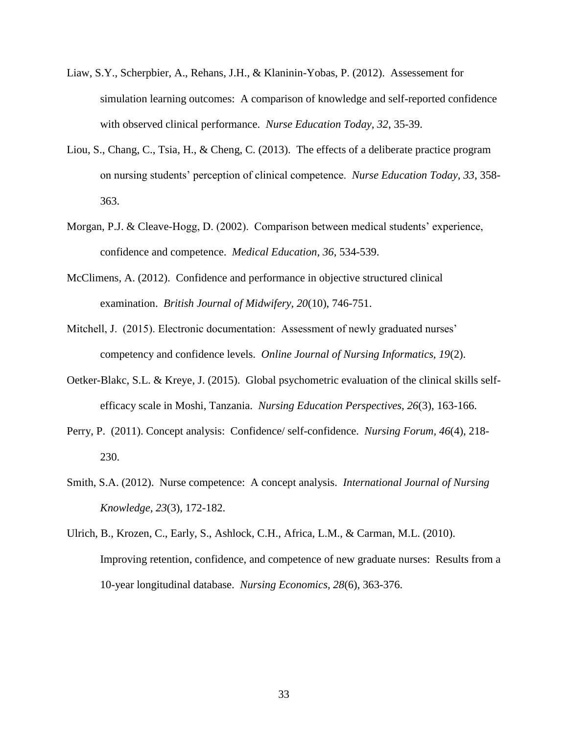Liaw, S.Y., Scherpbier, A., Rehans, J.H., & Klaninin-Yobas, P. (2012). Assessement for simulation learning outcomes: A comparison of knowledge and self-reported confidence with observed clinical performance. *Nurse Education Today*, *32*, 35-39.

Liou, S., Chang, C., Tsia, H., & Cheng, C. (2013). The effects of a deliberate practice program on nursing students' perception of clinical competence. *Nurse Education Today, 33*, 358-363.

Morgan, P.J. & Cleave-Hogg, D. (2002). Comparison between medical students' experience, confidence and competence. *Medical Education, 36*, 534-539.

McClimens, A. (2012). Confidence and performance in objective structured clinical examination. *British Journal of Midwifery, 20*(10), 746-751.

Mitchell, J. (2015). Electronic documentation: Assessment of newly graduated nurses' competency and confidence levels. *Online Journal of Nursing Informatics, 19*(2).

Oetker-Blakc, S.L. & Kreye, J. (2015). Global psychometric evaluation of the clinical skills self-efficacy scale in Moshi, Tanzania. *Nursing Education Perspectives, 26*(3), 163-166.

Perry, P. (2011). Concept analysis: Confidence/ self-confidence. *Nursing Forum, 46*(4), 218-230.

Smith, S.A. (2012). Nurse competence: A concept analysis. *International Journal of Nursing Knowledge, 23*(3), 172-182.

Ulrich, B., Krozen, C., Early, S., Ashlock, C.H., Africa, L.M., & Carman, M.L. (2010). Improving retention, confidence, and competence of new graduate nurses: Results from a 10-year longitudinal database. *Nursing Economics, 28*(6), 363-376.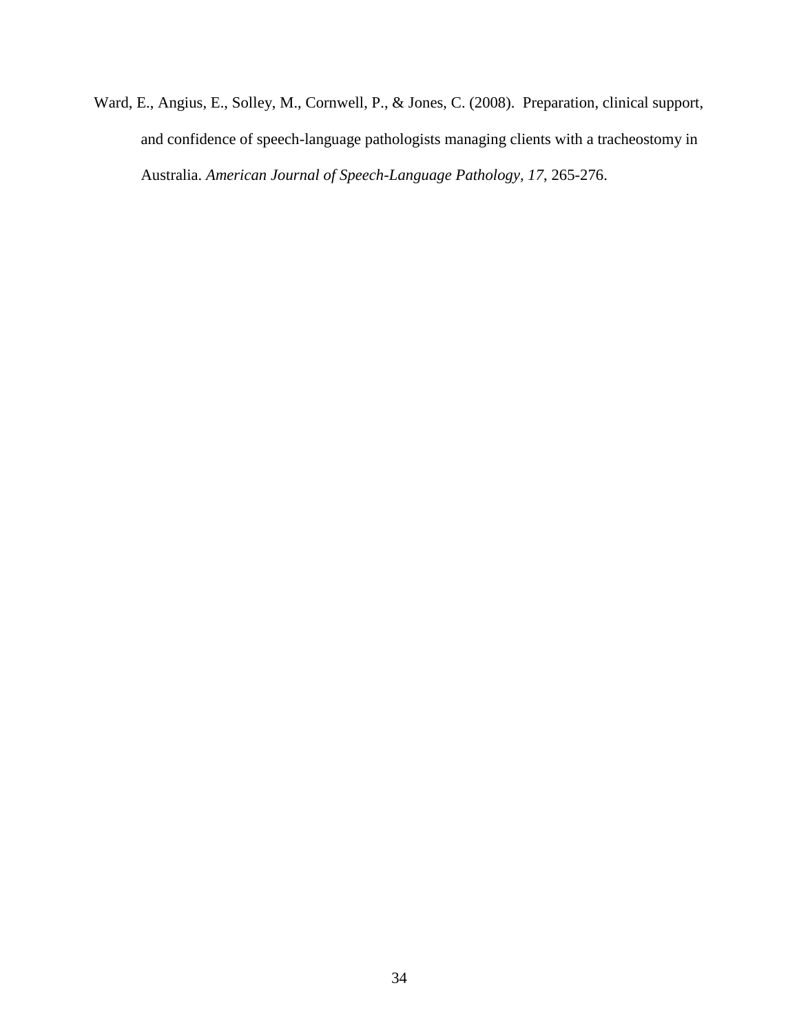Ward, E., Angius, E., Solley, M., Cornwell, P., & Jones, C. (2008). Preparation, clinical support, and confidence of speech-language pathologists managing clients with a tracheostomy in Australia. *American Journal of Speech-Language Pathology, 17*, 265-276.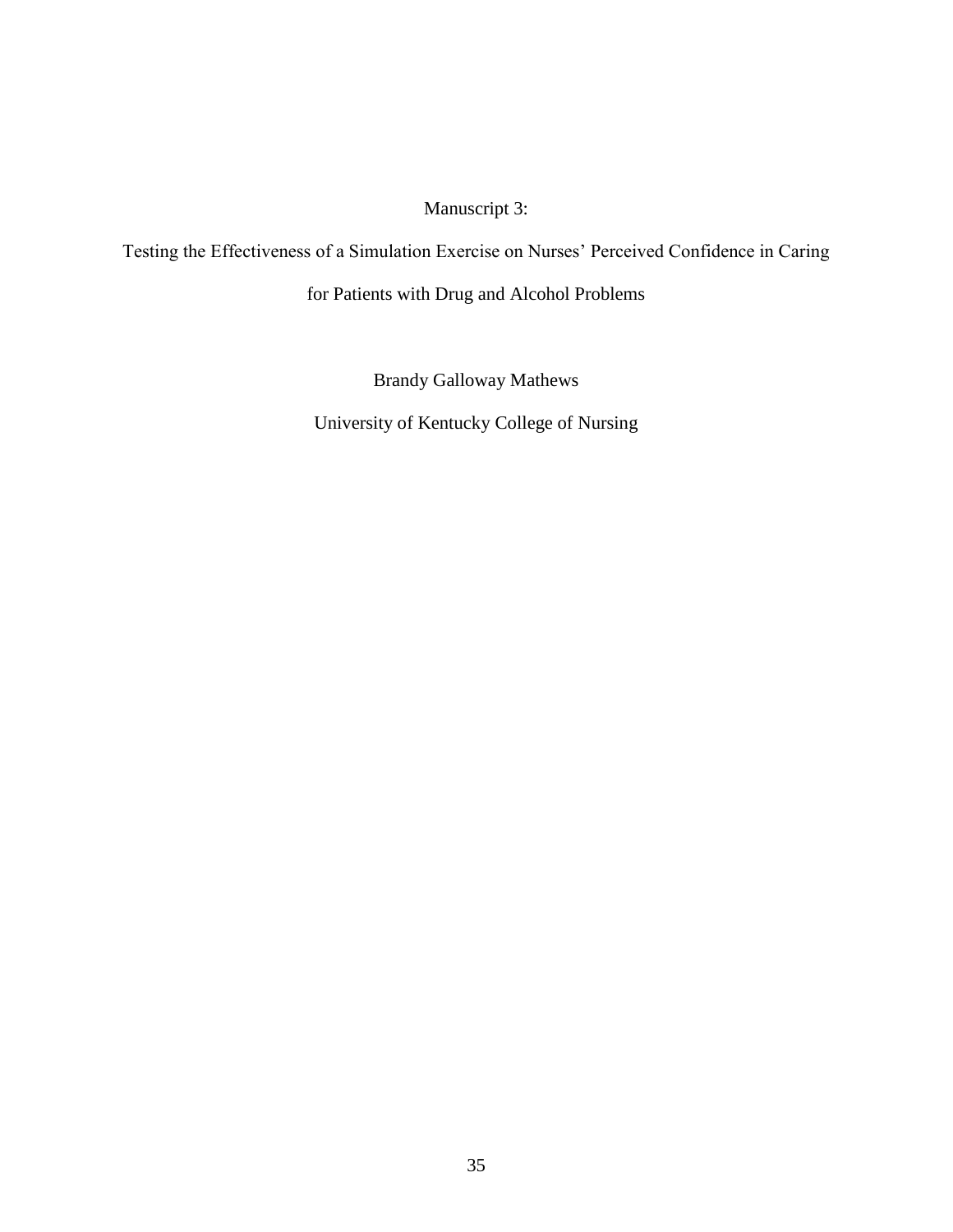Manuscript 3:

Testing the Effectiveness of a Simulation Exercise on Nurses' Perceived Confidence in Caring for Patients with Drug and Alcohol Problems

Brandy Galloway Mathews

University of Kentucky College of Nursing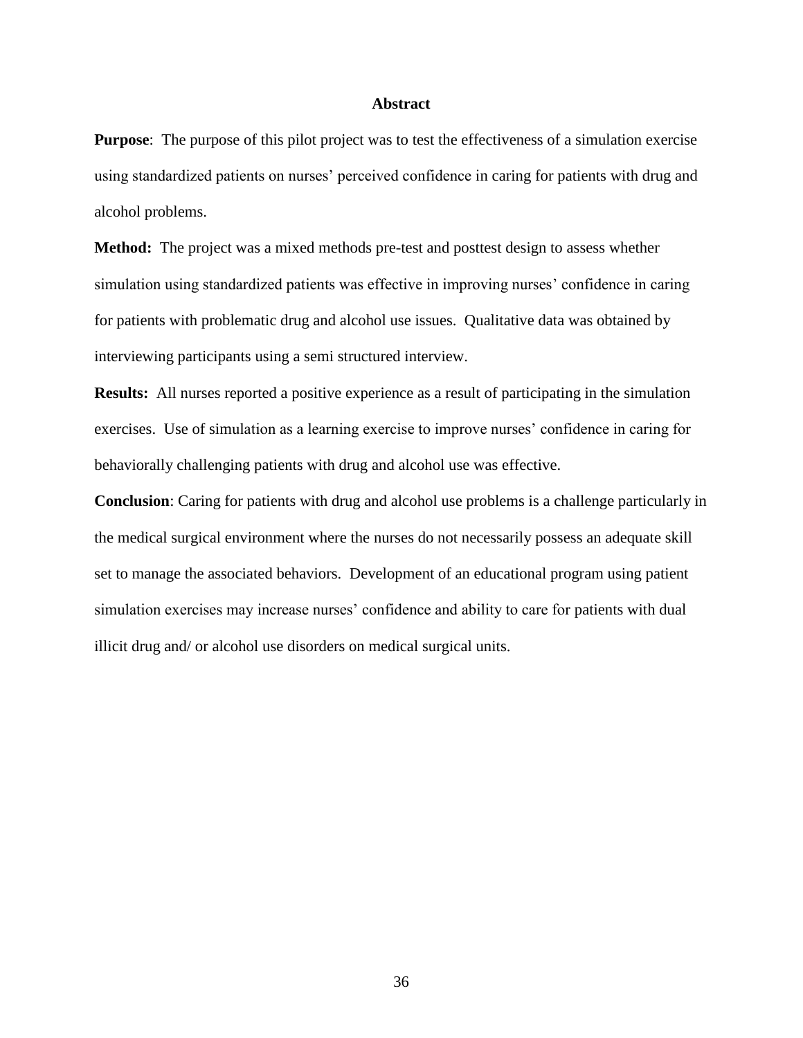## Abstract

**Purpose**: The purpose of this pilot project was to test the effectiveness of a simulation exercise using standardized patients on nurses' perceived confidence in caring for patients with drug and alcohol problems.

**Method:** The project was a mixed methods pre-test and posttest design to assess whether simulation using standardized patients was effective in improving nurses' confidence in caring for patients with problematic drug and alcohol use issues. Qualitative data was obtained by interviewing participants using a semi structured interview.

**Results:** All nurses reported a positive experience as a result of participating in the simulation exercises. Use of simulation as a learning exercise to improve nurses' confidence in caring for behaviorally challenging patients with drug and alcohol use was effective.

**Conclusion**: Caring for patients with drug and alcohol use problems is a challenge particularly in the medical surgical environment where the nurses do not necessarily possess an adequate skill set to manage the associated behaviors. Development of an educational program using patient simulation exercises may increase nurses' confidence and ability to care for patients with dual illicit drug and/ or alcohol use disorders on medical surgical units.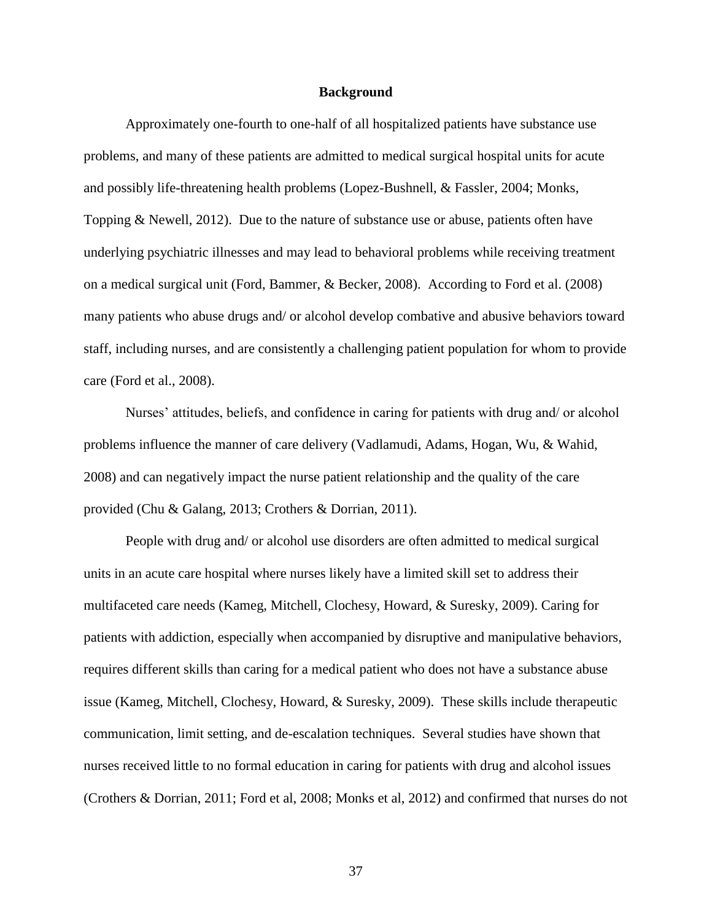## Background

Approximately one-fourth to one-half of all hospitalized patients have substance use problems, and many of these patients are admitted to medical surgical hospital units for acute and possibly life-threatening health problems (Lopez-Bushnell, & Fassler, 2004; Monks, Topping & Newell, 2012). Due to the nature of substance use or abuse, patients often have underlying psychiatric illnesses and may lead to behavioral problems while receiving treatment on a medical surgical unit (Ford, Bammer, & Becker, 2008). According to Ford et al. (2008) many patients who abuse drugs and/ or alcohol develop combative and abusive behaviors toward staff, including nurses, and are consistently a challenging patient population for whom to provide care (Ford et al., 2008).

Nurses' attitudes, beliefs, and confidence in caring for patients with drug and/ or alcohol problems influence the manner of care delivery (Vadlamudi, Adams, Hogan, Wu, & Wahid, 2008) and can negatively impact the nurse patient relationship and the quality of the care provided (Chu & Galang, 2013; Crothers & Dorrian, 2011).

People with drug and/ or alcohol use disorders are often admitted to medical surgical units in an acute care hospital where nurses likely have a limited skill set to address their multifaceted care needs (Kameg, Mitchell, Clochesy, Howard, & Suresky, 2009). Caring for patients with addiction, especially when accompanied by disruptive and manipulative behaviors, requires different skills than caring for a medical patient who does not have a substance abuse issue (Kameg, Mitchell, Clochesy, Howard, & Suresky, 2009). These skills include therapeutic communication, limit setting, and de-escalation techniques. Several studies have shown that nurses received little to no formal education in caring for patients with drug and alcohol issues (Crothers & Dorrian, 2011; Ford et al, 2008; Monks et al, 2012) and confirmed that nurses do not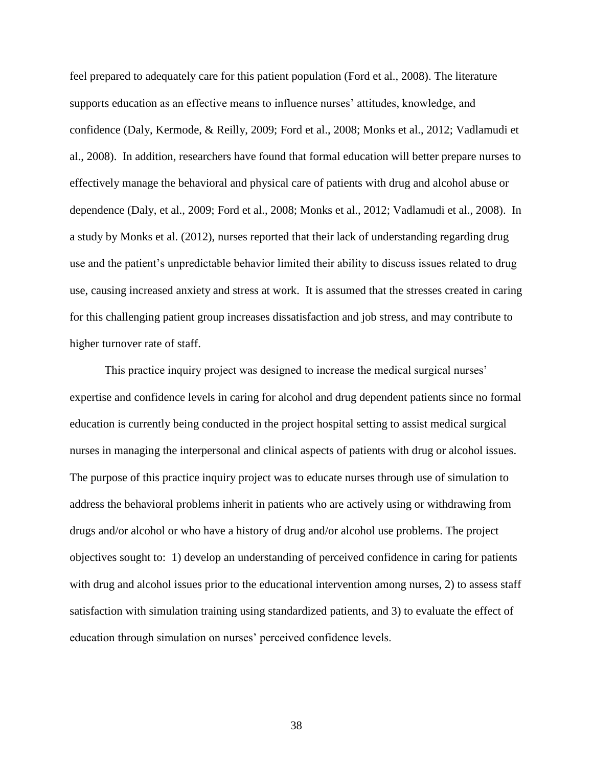feel prepared to adequately care for this patient population (Ford et al., 2008). The literature supports education as an effective means to influence nurses' attitudes, knowledge, and confidence (Daly, Kermode, & Reilly, 2009; Ford et al., 2008; Monks et al., 2012; Vadlamudi et al., 2008). In addition, researchers have found that formal education will better prepare nurses to effectively manage the behavioral and physical care of patients with drug and alcohol abuse or dependence (Daly, et al., 2009; Ford et al., 2008; Monks et al., 2012; Vadlamudi et al., 2008). In a study by Monks et al. (2012), nurses reported that their lack of understanding regarding drug use and the patient's unpredictable behavior limited their ability to discuss issues related to drug use, causing increased anxiety and stress at work. It is assumed that the stresses created in caring for this challenging patient group increases dissatisfaction and job stress, and may contribute to higher turnover rate of staff.

This practice inquiry project was designed to increase the medical surgical nurses' expertise and confidence levels in caring for alcohol and drug dependent patients since no formal education is currently being conducted in the project hospital setting to assist medical surgical nurses in managing the interpersonal and clinical aspects of patients with drug or alcohol issues. The purpose of this practice inquiry project was to educate nurses through use of simulation to address the behavioral problems inherit in patients who are actively using or withdrawing from drugs and/or alcohol or who have a history of drug and/or alcohol use problems. The project objectives sought to: 1) develop an understanding of perceived confidence in caring for patients with drug and alcohol issues prior to the educational intervention among nurses, 2) to assess staff satisfaction with simulation training using standardized patients, and 3) to evaluate the effect of education through simulation on nurses' perceived confidence levels.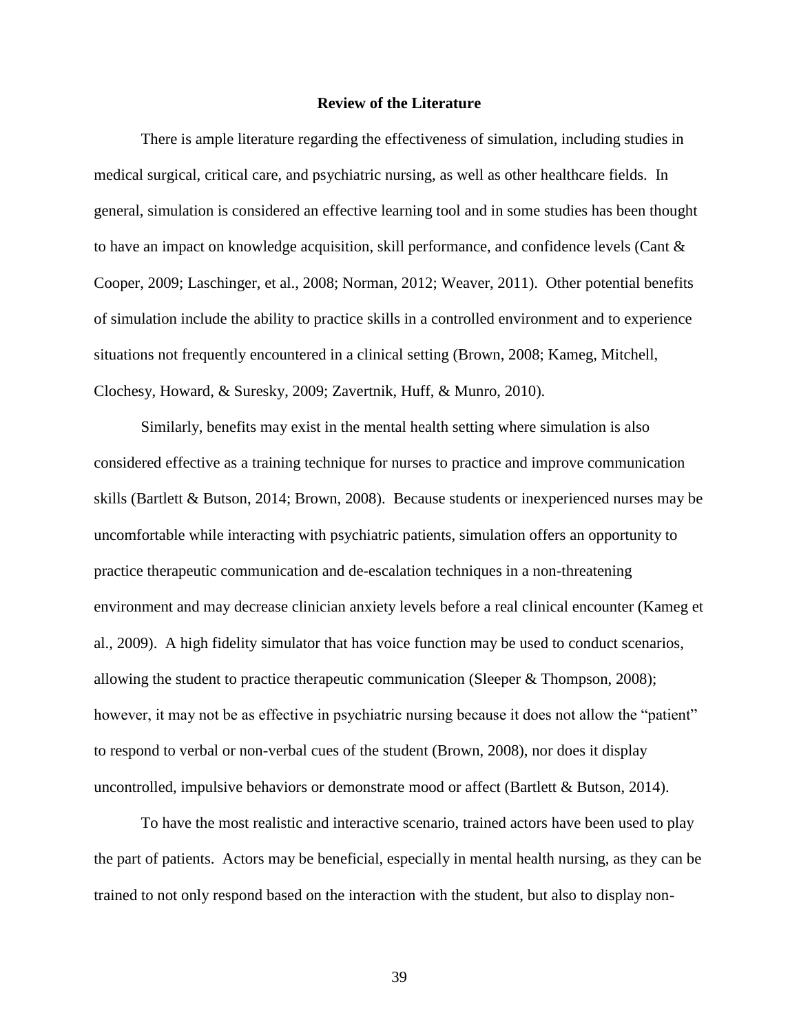## Review of the Literature

There is ample literature regarding the effectiveness of simulation, including studies in medical surgical, critical care, and psychiatric nursing, as well as other healthcare fields. In general, simulation is considered an effective learning tool and in some studies has been thought to have an impact on knowledge acquisition, skill performance, and confidence levels (Cant & Cooper, 2009; Laschinger, et al., 2008; Norman, 2012; Weaver, 2011). Other potential benefits of simulation include the ability to practice skills in a controlled environment and to experience situations not frequently encountered in a clinical setting (Brown, 2008; Kameg, Mitchell, Clochesy, Howard, & Suresky, 2009; Zavertnik, Huff, & Munro, 2010).

Similarly, benefits may exist in the mental health setting where simulation is also considered effective as a training technique for nurses to practice and improve communication skills (Bartlett & Butson, 2014; Brown, 2008). Because students or inexperienced nurses may be uncomfortable while interacting with psychiatric patients, simulation offers an opportunity to practice therapeutic communication and de-escalation techniques in a non-threatening environment and may decrease clinician anxiety levels before a real clinical encounter (Kameg et al., 2009). A high fidelity simulator that has voice function may be used to conduct scenarios, allowing the student to practice therapeutic communication (Sleeper & Thompson, 2008); however, it may not be as effective in psychiatric nursing because it does not allow the "patient" to respond to verbal or non-verbal cues of the student (Brown, 2008), nor does it display uncontrolled, impulsive behaviors or demonstrate mood or affect (Bartlett & Butson, 2014).

To have the most realistic and interactive scenario, trained actors have been used to play the part of patients. Actors may be beneficial, especially in mental health nursing, as they can be trained to not only respond based on the interaction with the student, but also to display non-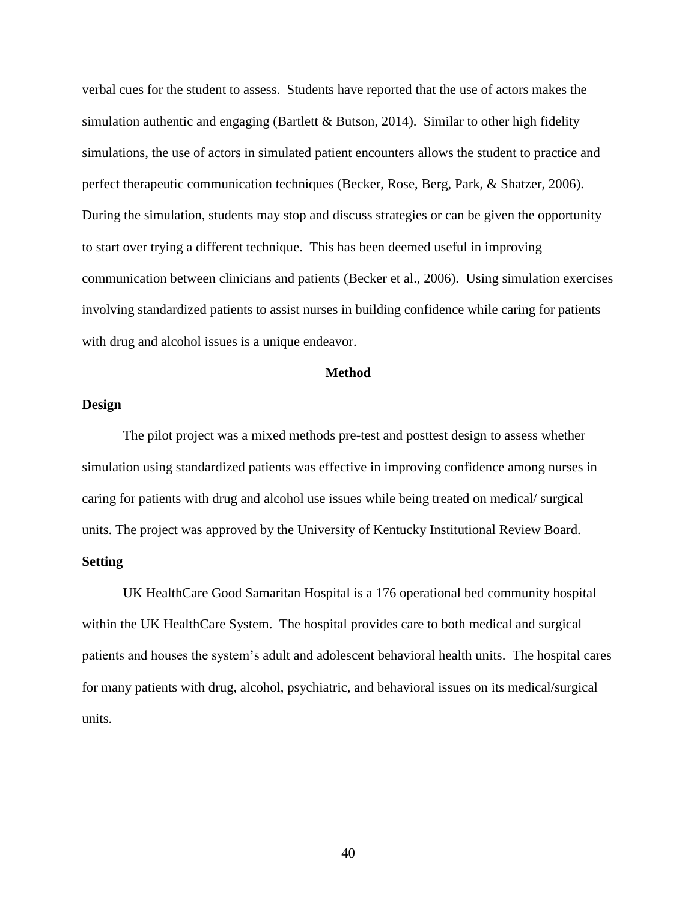verbal cues for the student to assess. Students have reported that the use of actors makes the simulation authentic and engaging (Bartlett & Butson, 2014). Similar to other high fidelity simulations, the use of actors in simulated patient encounters allows the student to practice and perfect therapeutic communication techniques (Becker, Rose, Berg, Park, & Shatzer, 2006). During the simulation, students may stop and discuss strategies or can be given the opportunity to start over trying a different technique. This has been deemed useful in improving communication between clinicians and patients (Becker et al., 2006). Using simulation exercises involving standardized patients to assist nurses in building confidence while caring for patients with drug and alcohol issues is a unique endeavor.

## Method

### Design

The pilot project was a mixed methods pre-test and posttest design to assess whether simulation using standardized patients was effective in improving confidence among nurses in caring for patients with drug and alcohol use issues while being treated on medical/ surgical units. The project was approved by the University of Kentucky Institutional Review Board.

### Setting

UK HealthCare Good Samaritan Hospital is a 176 operational bed community hospital within the UK HealthCare System. The hospital provides care to both medical and surgical patients and houses the system's adult and adolescent behavioral health units. The hospital cares for many patients with drug, alcohol, psychiatric, and behavioral issues on its medical/surgical units.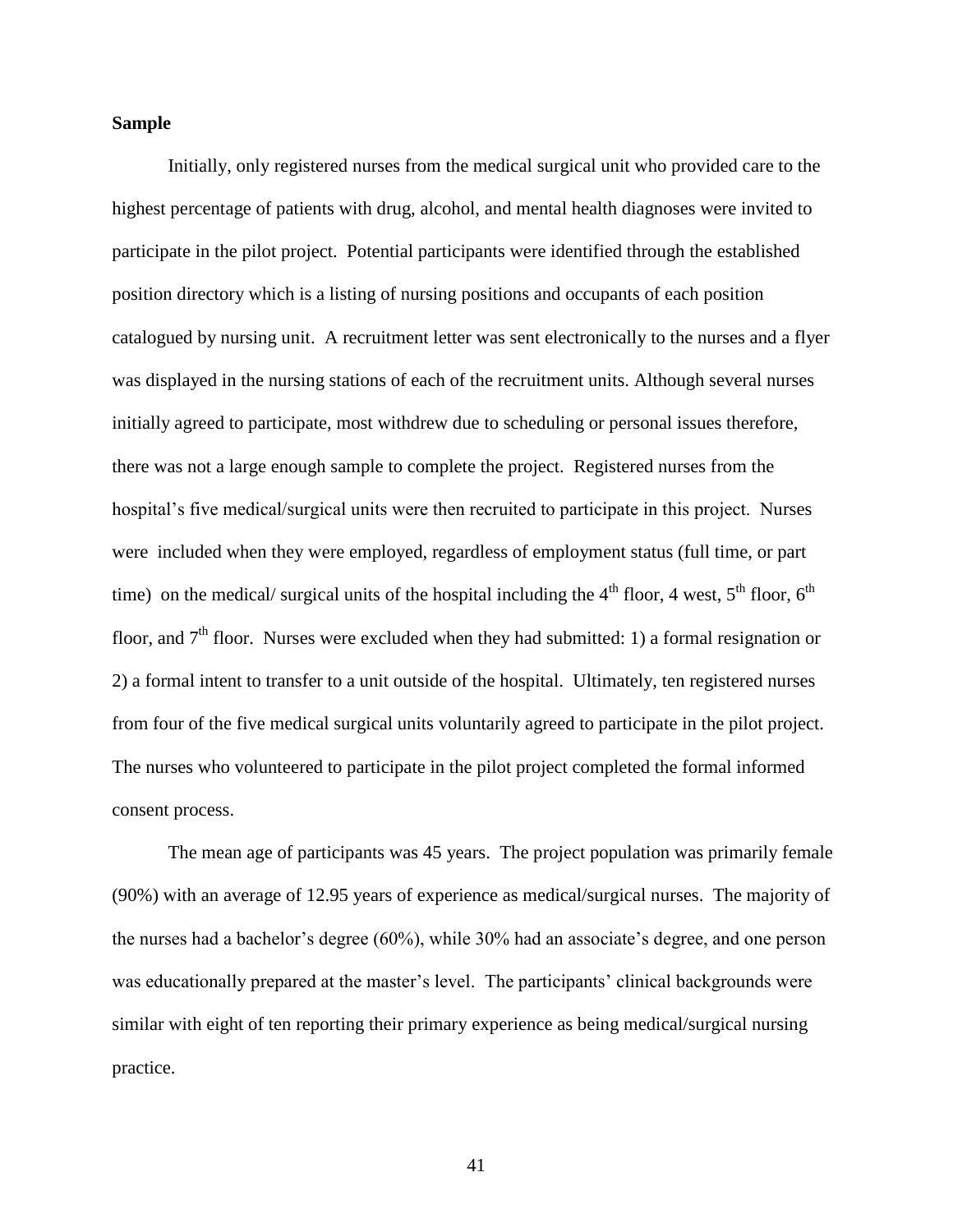**Sample**

Initially, only registered nurses from the medical surgical unit who provided care to the highest percentage of patients with drug, alcohol, and mental health diagnoses were invited to participate in the pilot project. Potential participants were identified through the established position directory which is a listing of nursing positions and occupants of each position catalogued by nursing unit. A recruitment letter was sent electronically to the nurses and a flyer was displayed in the nursing stations of each of the recruitment units. Although several nurses initially agreed to participate, most withdrew due to scheduling or personal issues therefore, there was not a large enough sample to complete the project. Registered nurses from the hospital's five medical/surgical units were then recruited to participate in this project. Nurses were included when they were employed, regardless of employment status (full time, or part time) on the medical/ surgical units of the hospital including the 4th floor, 4 west, 5th floor, 6th floor, and 7th floor. Nurses were excluded when they had submitted: 1) a formal resignation or 2) a formal intent to transfer to a unit outside of the hospital. Ultimately, ten registered nurses from four of the five medical surgical units voluntarily agreed to participate in the pilot project. The nurses who volunteered to participate in the pilot project completed the formal informed consent process.

The mean age of participants was 45 years. The project population was primarily female (90%) with an average of 12.95 years of experience as medical/surgical nurses. The majority of the nurses had a bachelor's degree (60%), while 30% had an associate's degree, and one person was educationally prepared at the master's level. The participants' clinical backgrounds were similar with eight of ten reporting their primary experience as being medical/surgical nursing practice.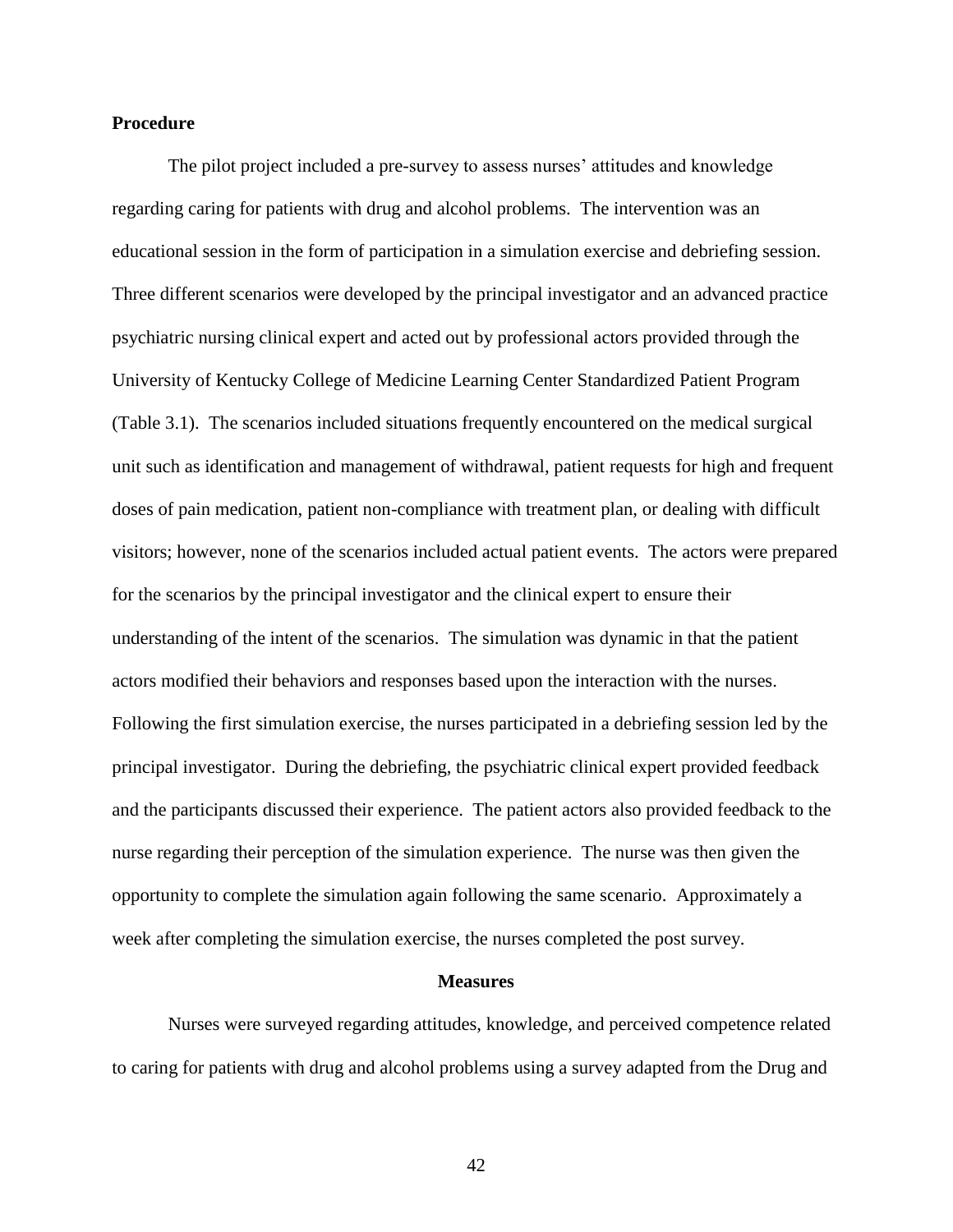**Procedure**

The pilot project included a pre-survey to assess nurses' attitudes and knowledge regarding caring for patients with drug and alcohol problems. The intervention was an educational session in the form of participation in a simulation exercise and debriefing session. Three different scenarios were developed by the principal investigator and an advanced practice psychiatric nursing clinical expert and acted out by professional actors provided through the University of Kentucky College of Medicine Learning Center Standardized Patient Program (Table 3.1). The scenarios included situations frequently encountered on the medical surgical unit such as identification and management of withdrawal, patient requests for high and frequent doses of pain medication, patient non-compliance with treatment plan, or dealing with difficult visitors; however, none of the scenarios included actual patient events. The actors were prepared for the scenarios by the principal investigator and the clinical expert to ensure their understanding of the intent of the scenarios. The simulation was dynamic in that the patient actors modified their behaviors and responses based upon the interaction with the nurses. Following the first simulation exercise, the nurses participated in a debriefing session led by the principal investigator. During the debriefing, the psychiatric clinical expert provided feedback and the participants discussed their experience. The patient actors also provided feedback to the nurse regarding their perception of the simulation experience. The nurse was then given the opportunity to complete the simulation again following the same scenario. Approximately a week after completing the simulation exercise, the nurses completed the post survey.

**Measures**

Nurses were surveyed regarding attitudes, knowledge, and perceived competence related to caring for patients with drug and alcohol problems using a survey adapted from the Drug and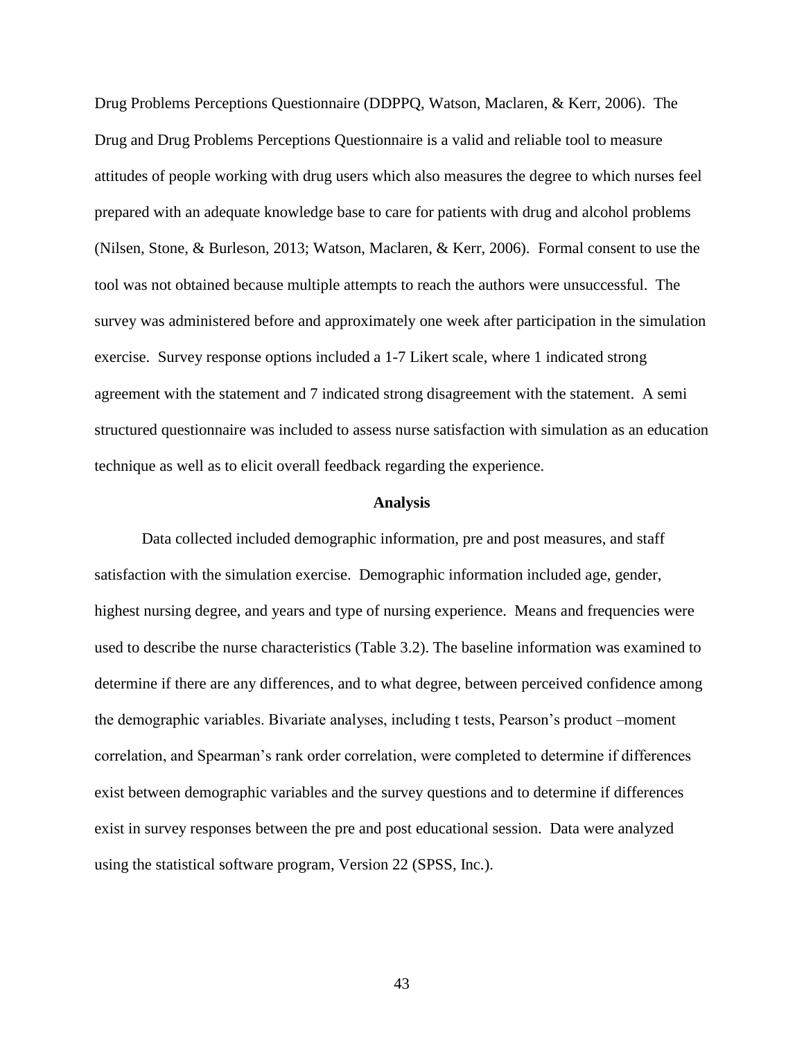Drug Problems Perceptions Questionnaire (DDPPQ, Watson, Maclaren, & Kerr, 2006). The Drug and Drug Problems Perceptions Questionnaire is a valid and reliable tool to measure attitudes of people working with drug users which also measures the degree to which nurses feel prepared with an adequate knowledge base to care for patients with drug and alcohol problems (Nilsen, Stone, & Burleson, 2013; Watson, Maclaren, & Kerr, 2006). Formal consent to use the tool was not obtained because multiple attempts to reach the authors were unsuccessful. The survey was administered before and approximately one week after participation in the simulation exercise. Survey response options included a 1-7 Likert scale, where 1 indicated strong agreement with the statement and 7 indicated strong disagreement with the statement. A semi structured questionnaire was included to assess nurse satisfaction with simulation as an education technique as well as to elicit overall feedback regarding the experience.

## Analysis

Data collected included demographic information, pre and post measures, and staff satisfaction with the simulation exercise. Demographic information included age, gender, highest nursing degree, and years and type of nursing experience. Means and frequencies were used to describe the nurse characteristics (Table 3.2). The baseline information was examined to determine if there are any differences, and to what degree, between perceived confidence among the demographic variables. Bivariate analyses, including t tests, Pearson's product –moment correlation, and Spearman's rank order correlation, were completed to determine if differences exist between demographic variables and the survey questions and to determine if differences exist in survey responses between the pre and post educational session. Data were analyzed using the statistical software program, Version 22 (SPSS, Inc.).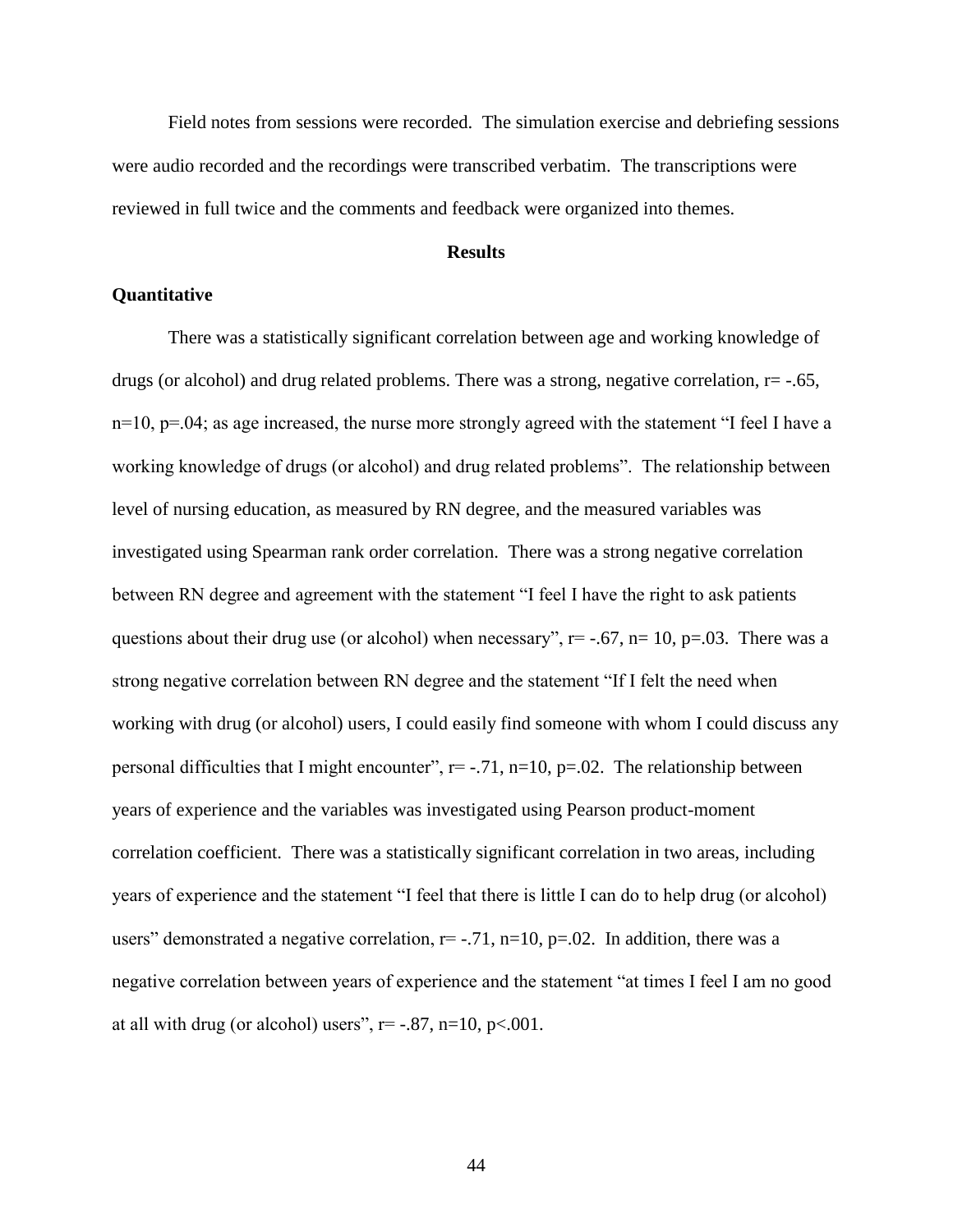Field notes from sessions were recorded. The simulation exercise and debriefing sessions were audio recorded and the recordings were transcribed verbatim. The transcriptions were reviewed in full twice and the comments and feedback were organized into themes.

## Results

### Quantitative

There was a statistically significant correlation between age and working knowledge of drugs (or alcohol) and drug related problems. There was a strong, negative correlation, $r = -.65$, $n=10$, $p=.04$; as age increased, the nurse more strongly agreed with the statement "I feel I have a working knowledge of drugs (or alcohol) and drug related problems". The relationship between level of nursing education, as measured by RN degree, and the measured variables was investigated using Spearman rank order correlation. There was a strong negative correlation between RN degree and agreement with the statement "I feel I have the right to ask patients questions about their drug use (or alcohol) when necessary", $r = -.67$, $n = 10$, $p=.03$. There was a strong negative correlation between RN degree and the statement "If I felt the need when working with drug (or alcohol) users, I could easily find someone with whom I could discuss any personal difficulties that I might encounter", $r = -.71$, $n=10$, $p=.02$. The relationship between years of experience and the variables was investigated using Pearson product-moment correlation coefficient. There was a statistically significant correlation in two areas, including years of experience and the statement "I feel that there is little I can do to help drug (or alcohol) users" demonstrated a negative correlation, $r = -.71$, $n=10$, $p=.02$. In addition, there was a negative correlation between years of experience and the statement "at times I feel I am no good at all with drug (or alcohol) users", $r = -.87$, $n=10$, $p<.001$.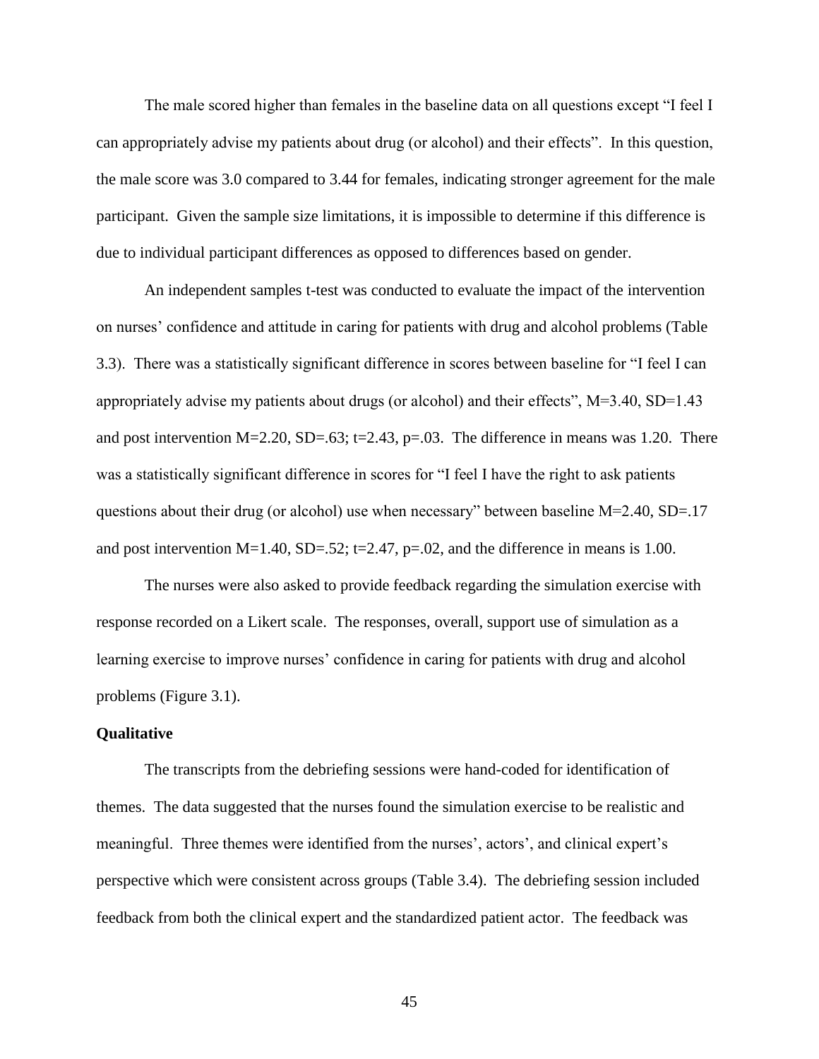The male scored higher than females in the baseline data on all questions except "I feel I can appropriately advise my patients about drug (or alcohol) and their effects". In this question, the male score was 3.0 compared to 3.44 for females, indicating stronger agreement for the male participant. Given the sample size limitations, it is impossible to determine if this difference is due to individual participant differences as opposed to differences based on gender.

An independent samples t-test was conducted to evaluate the impact of the intervention on nurses' confidence and attitude in caring for patients with drug and alcohol problems (Table 3.3). There was a statistically significant difference in scores between baseline for "I feel I can appropriately advise my patients about drugs (or alcohol) and their effects", $M=3.40$, $SD=1.43$ and post intervention $M=2.20$, $SD=.63$; $t=2.43$, $p=.03$. The difference in means was 1.20. There was a statistically significant difference in scores for "I feel I have the right to ask patients questions about their drug (or alcohol) use when necessary" between baseline $M=2.40$, $SD=.17$ and post intervention $M=1.40$, $SD=.52$; $t=2.47$, $p=.02$, and the difference in means is 1.00.

The nurses were also asked to provide feedback regarding the simulation exercise with response recorded on a Likert scale. The responses, overall, support use of simulation as a learning exercise to improve nurses' confidence in caring for patients with drug and alcohol problems (Figure 3.1).

**Qualitative**

The transcripts from the debriefing sessions were hand-coded for identification of themes. The data suggested that the nurses found the simulation exercise to be realistic and meaningful. Three themes were identified from the nurses', actors', and clinical expert's perspective which were consistent across groups (Table 3.4). The debriefing session included feedback from both the clinical expert and the standardized patient actor. The feedback was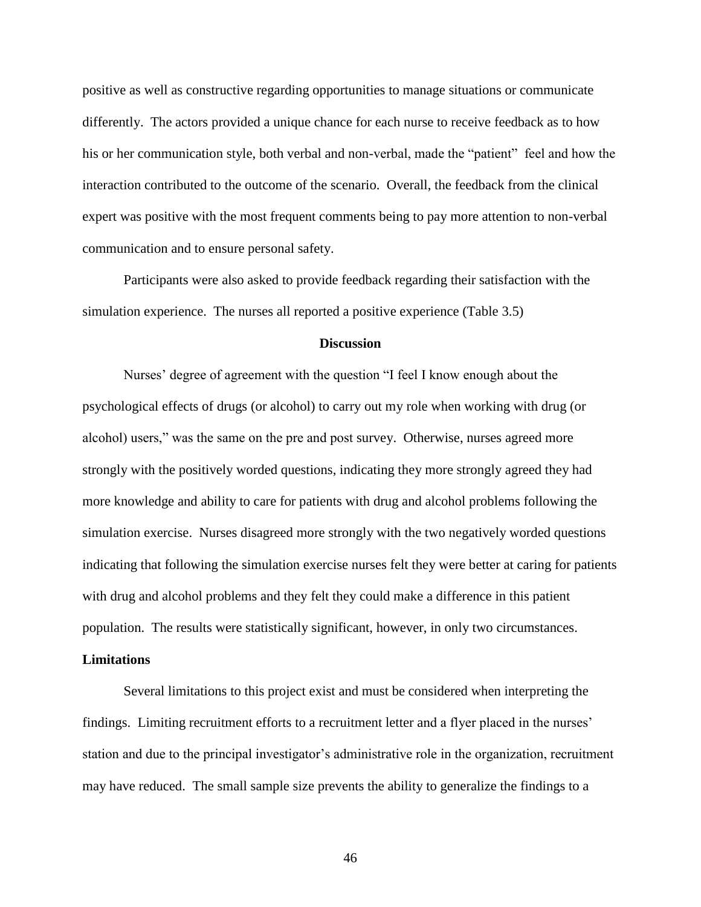positive as well as constructive regarding opportunities to manage situations or communicate differently. The actors provided a unique chance for each nurse to receive feedback as to how his or her communication style, both verbal and non-verbal, made the "patient" feel and how the interaction contributed to the outcome of the scenario. Overall, the feedback from the clinical expert was positive with the most frequent comments being to pay more attention to non-verbal communication and to ensure personal safety.

Participants were also asked to provide feedback regarding their satisfaction with the simulation experience. The nurses all reported a positive experience (Table 3.5)

## Discussion

Nurses' degree of agreement with the question "I feel I know enough about the psychological effects of drugs (or alcohol) to carry out my role when working with drug (or alcohol) users," was the same on the pre and post survey. Otherwise, nurses agreed more strongly with the positively worded questions, indicating they more strongly agreed they had more knowledge and ability to care for patients with drug and alcohol problems following the simulation exercise. Nurses disagreed more strongly with the two negatively worded questions indicating that following the simulation exercise nurses felt they were better at caring for patients with drug and alcohol problems and they felt they could make a difference in this patient population. The results were statistically significant, however, in only two circumstances.

### Limitations

Several limitations to this project exist and must be considered when interpreting the findings. Limiting recruitment efforts to a recruitment letter and a flyer placed in the nurses' station and due to the principal investigator's administrative role in the organization, recruitment may have reduced. The small sample size prevents the ability to generalize the findings to a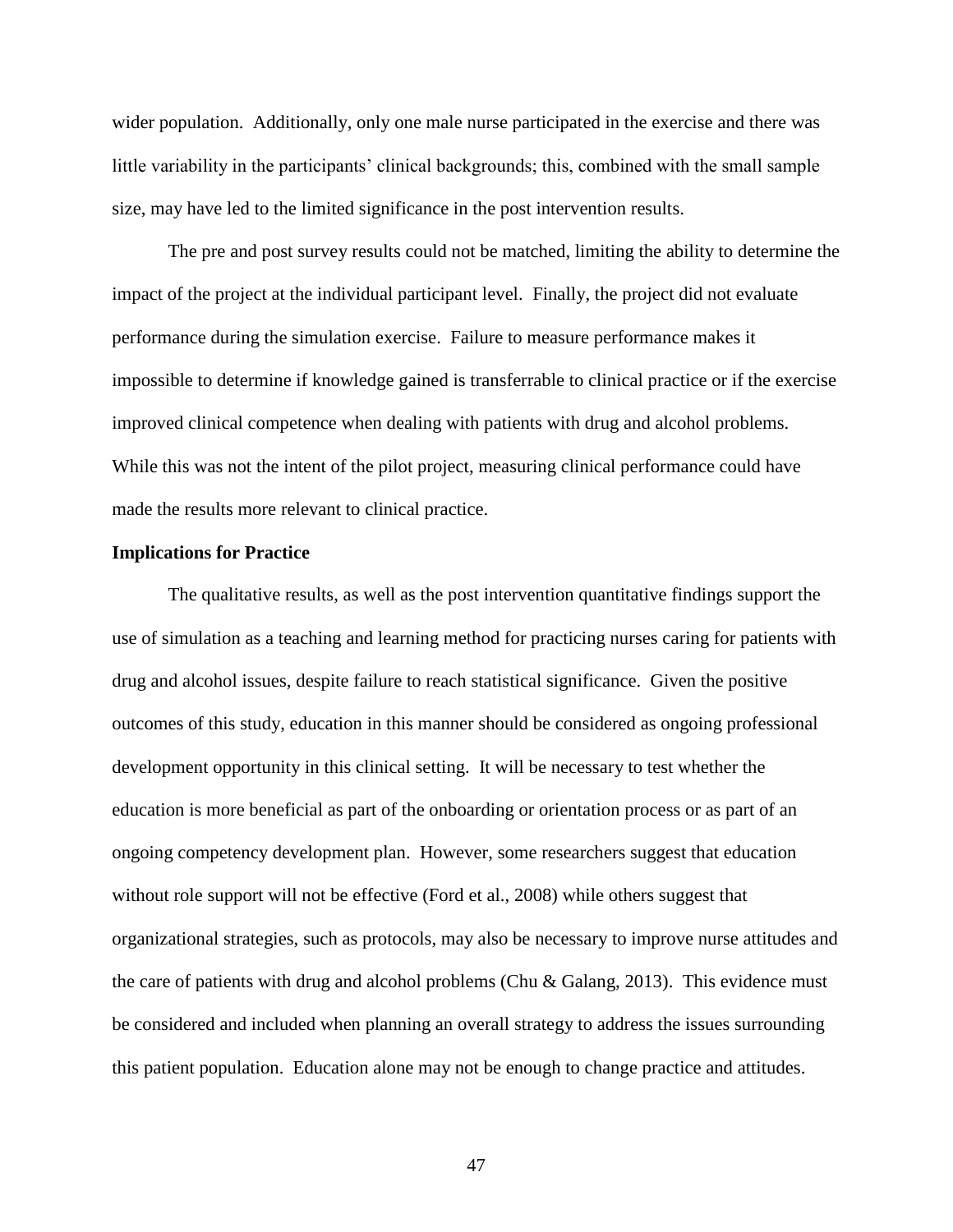wider population. Additionally, only one male nurse participated in the exercise and there was little variability in the participants' clinical backgrounds; this, combined with the small sample size, may have led to the limited significance in the post intervention results.

The pre and post survey results could not be matched, limiting the ability to determine the impact of the project at the individual participant level. Finally, the project did not evaluate performance during the simulation exercise. Failure to measure performance makes it impossible to determine if knowledge gained is transferrable to clinical practice or if the exercise improved clinical competence when dealing with patients with drug and alcohol problems. While this was not the intent of the pilot project, measuring clinical performance could have made the results more relevant to clinical practice.

**Implications for Practice**

The qualitative results, as well as the post intervention quantitative findings support the use of simulation as a teaching and learning method for practicing nurses caring for patients with drug and alcohol issues, despite failure to reach statistical significance. Given the positive outcomes of this study, education in this manner should be considered as ongoing professional development opportunity in this clinical setting. It will be necessary to test whether the education is more beneficial as part of the onboarding or orientation process or as part of an ongoing competency development plan. However, some researchers suggest that education without role support will not be effective (Ford et al., 2008) while others suggest that organizational strategies, such as protocols, may also be necessary to improve nurse attitudes and the care of patients with drug and alcohol problems (Chu & Galang, 2013). This evidence must be considered and included when planning an overall strategy to address the issues surrounding this patient population. Education alone may not be enough to change practice and attitudes.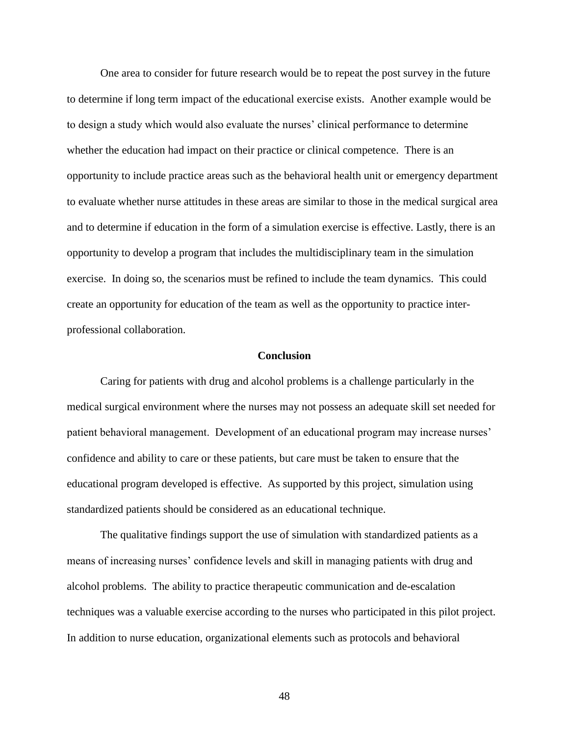One area to consider for future research would be to repeat the post survey in the future to determine if long term impact of the educational exercise exists. Another example would be to design a study which would also evaluate the nurses' clinical performance to determine whether the education had impact on their practice or clinical competence. There is an opportunity to include practice areas such as the behavioral health unit or emergency department to evaluate whether nurse attitudes in these areas are similar to those in the medical surgical area and to determine if education in the form of a simulation exercise is effective. Lastly, there is an opportunity to develop a program that includes the multidisciplinary team in the simulation exercise. In doing so, the scenarios must be refined to include the team dynamics. This could create an opportunity for education of the team as well as the opportunity to practice inter-professional collaboration.

## Conclusion

Caring for patients with drug and alcohol problems is a challenge particularly in the medical surgical environment where the nurses may not possess an adequate skill set needed for patient behavioral management. Development of an educational program may increase nurses' confidence and ability to care or these patients, but care must be taken to ensure that the educational program developed is effective. As supported by this project, simulation using standardized patients should be considered as an educational technique.

The qualitative findings support the use of simulation with standardized patients as a means of increasing nurses' confidence levels and skill in managing patients with drug and alcohol problems. The ability to practice therapeutic communication and de-escalation techniques was a valuable exercise according to the nurses who participated in this pilot project. In addition to nurse education, organizational elements such as protocols and behavioral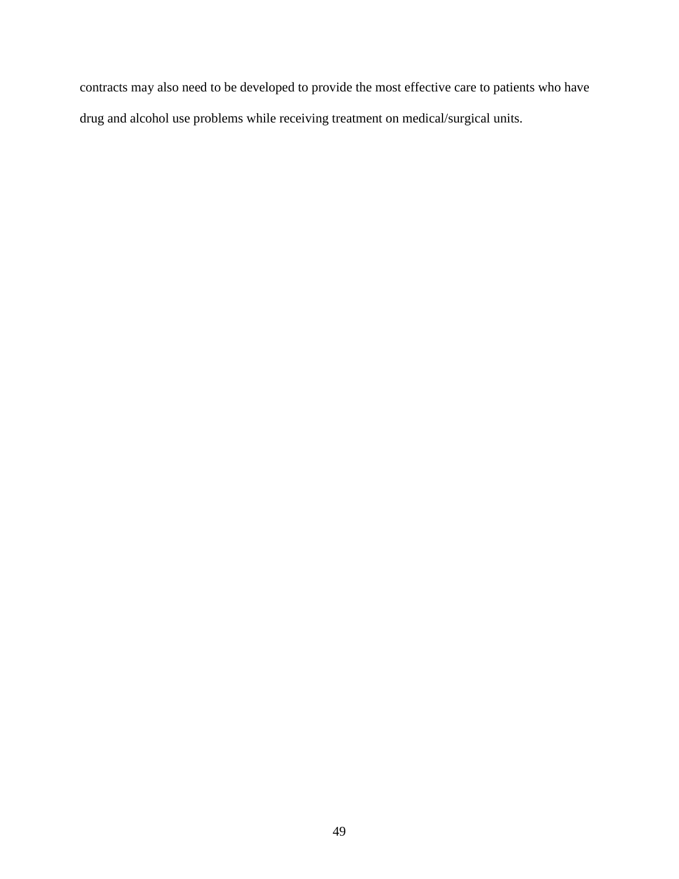contracts may also need to be developed to provide the most effective care to patients who have drug and alcohol use problems while receiving treatment on medical/surgical units.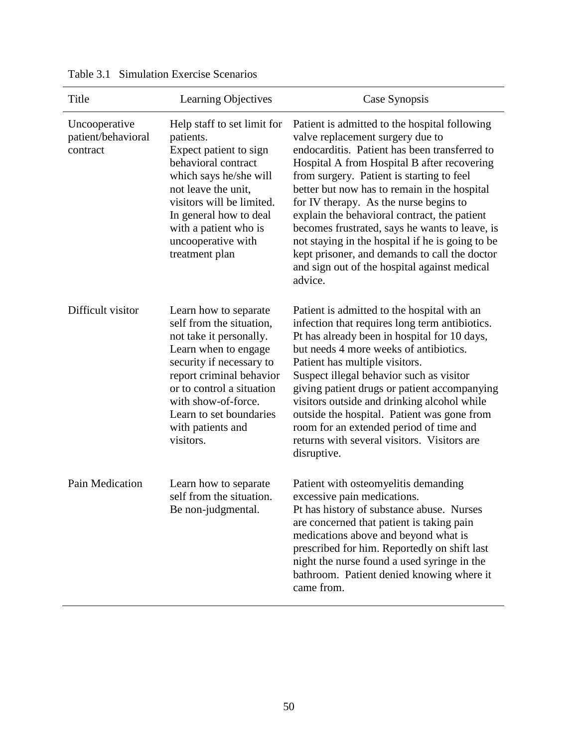Table 3.1 Simulation Exercise Scenarios

| Title | Learning Objectives | Case Synopsis |
| --- | --- | --- |
| Uncooperative patient/behavioral contract | Help staff to set limit for patients. Expect patient to sign behavioral contract which says he/she will not leave the unit, visitors will be limited. In general how to deal with a patient who is uncooperative with treatment plan | Patient is admitted to the hospital following valve replacement surgery due to endocarditis. Patient has been transferred to Hospital A from Hospital B after recovering from surgery. Patient is starting to feel better but now has to remain in the hospital for IV therapy. As the nurse begins to explain the behavioral contract, the patient becomes frustrated, says he wants to leave, is not staying in the hospital if he is going to be kept prisoner, and demands to call the doctor and sign out of the hospital against medical advice. |
| Difficult visitor | Learn how to separate self from the situation, not take it personally. Learn when to engage security if necessary to report criminal behavior or to control a situation with show-of-force. Learn to set boundaries with patients and visitors. | Patient is admitted to the hospital with an infection that requires long term antibiotics. Pt has already been in hospital for 10 days, but needs 4 more weeks of antibiotics. Patient has multiple visitors. Suspect illegal behavior such as visitor giving patient drugs or patient accompanying visitors outside and drinking alcohol while outside the hospital. Patient was gone from room for an extended period of time and returns with several visitors. Visitors are disruptive. |
| Pain Medication | Learn how to separate self from the situation. Be non-judgmental. | Patient with osteomyelitis demanding excessive pain medications. Pt has history of substance abuse. Nurses are concerned that patient is taking pain medications above and beyond what is prescribed for him. Reportedly on shift last night the nurse found a used syringe in the bathroom. Patient denied knowing where it came from. |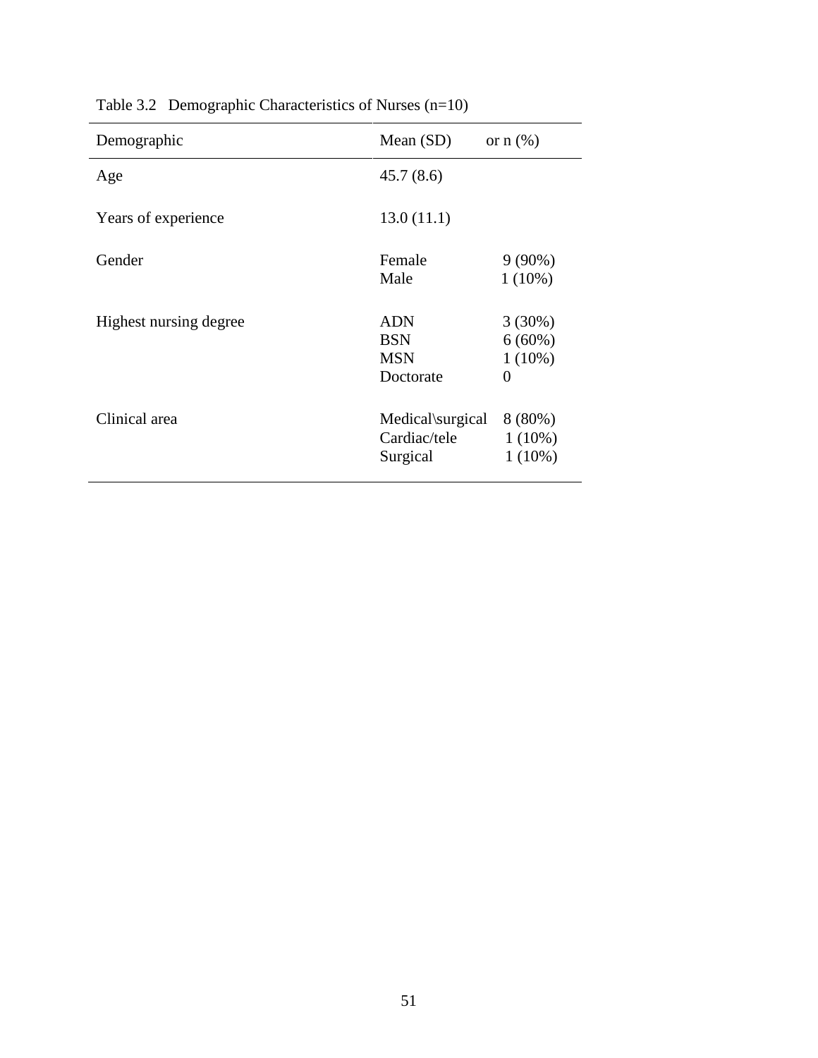Table 3.2 Demographic Characteristics of Nurses (n=10)

| Demographic | Mean (SD) | or n (%) |
|---|---|---|
| Age | 45.7 (8.6) | |
| Years of experience | 13.0 (11.1) | |
| Gender | Female | 9 (90%) |
| | Male | 1 (10%) |
| Highest nursing degree | ADN | 3 (30%) |
| | BSN | 6 (60%) |
| | MSN | 1 (10%) |
| | Doctorate | 0 |
| Clinical area | Medical\surgical | 8 (80%) |
| | Cardiac/tele | 1 (10%) |
| | Surgical | 1 (10%) |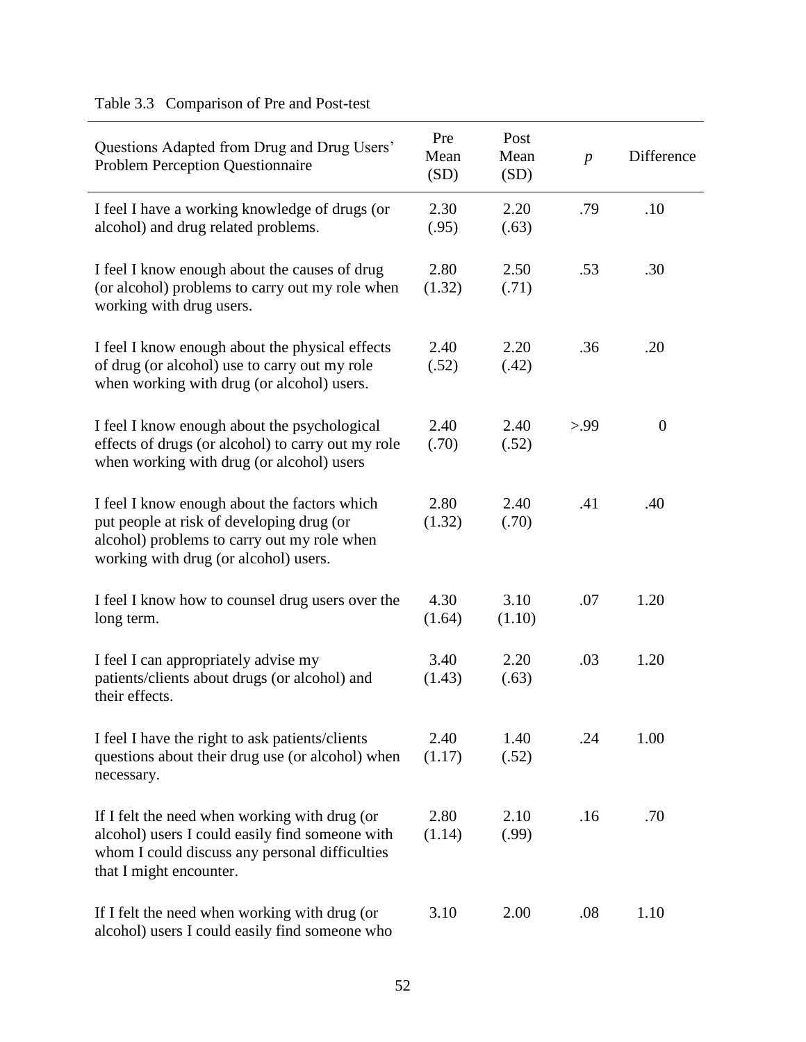Table 3.3 Comparison of Pre and Post-test

| Questions Adapted from Drug and Drug Users' Problem Perception Questionnaire | Pre Mean (SD) | Post Mean (SD) | *p* | Difference |
|---|---|---|---|---|
| I feel I have a working knowledge of drugs (or alcohol) and drug related problems. | 2.30 (.95) | 2.20 (.63) | .79 | .10 |
| I feel I know enough about the causes of drug (or alcohol) problems to carry out my role when working with drug users. | 2.80 (1.32) | 2.50 (.71) | .53 | .30 |
| I feel I know enough about the physical effects of drug (or alcohol) use to carry out my role when working with drug (or alcohol) users. | 2.40 (.52) | 2.20 (.42) | .36 | .20 |
| I feel I know enough about the psychological effects of drugs (or alcohol) to carry out my role when working with drug (or alcohol) users | 2.40 (.70) | 2.40 (.52) | >.99 | 0 |
| I feel I know enough about the factors which put people at risk of developing drug (or alcohol) problems to carry out my role when working with drug (or alcohol) users. | 2.80 (1.32) | 2.40 (.70) | .41 | .40 |
| I feel I know how to counsel drug users over the long term. | 4.30 (1.64) | 3.10 (1.10) | .07 | 1.20 |
| I feel I can appropriately advise my patients/clients about drugs (or alcohol) and their effects. | 3.40 (1.43) | 2.20 (.63) | .03 | 1.20 |
| I feel I have the right to ask patients/clients questions about their drug use (or alcohol) when necessary. | 2.40 (1.17) | 1.40 (.52) | .24 | 1.00 |
| If I felt the need when working with drug (or alcohol) users I could easily find someone with whom I could discuss any personal difficulties that I might encounter. | 2.80 (1.14) | 2.10 (.99) | .16 | .70 |
| If I felt the need when working with drug (or alcohol) users I could easily find someone who | 3.10 | 2.00 | .08 | 1.10 |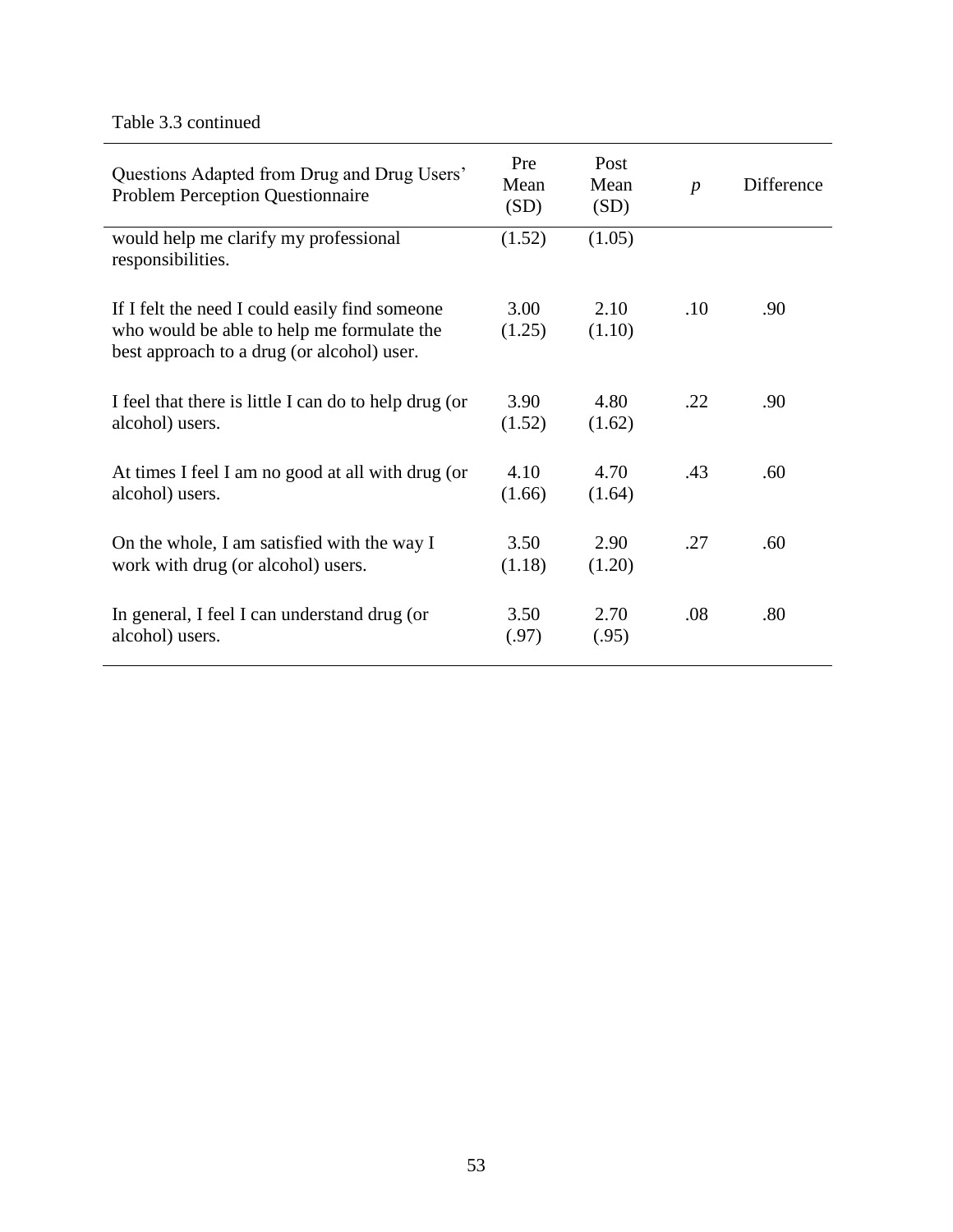Table 3.3 continued

| Questions Adapted from Drug and Drug Users' Problem Perception Questionnaire | Pre Mean (SD) | Post Mean (SD) | *p* | Difference |
|---|---|---|---|---|
| would help me clarify my professional responsibilities. | (1.52) | (1.05) | | |
| If I felt the need I could easily find someone who would be able to help me formulate the best approach to a drug (or alcohol) user. | 3.00 (1.25) | 2.10 (1.10) | .10 | .90 |
| I feel that there is little I can do to help drug (or alcohol) users. | 3.90 (1.52) | 4.80 (1.62) | .22 | .90 |
| At times I feel I am no good at all with drug (or alcohol) users. | 4.10 (1.66) | 4.70 (1.64) | .43 | .60 |
| On the whole, I am satisfied with the way I work with drug (or alcohol) users. | 3.50 (1.18) | 2.90 (1.20) | .27 | .60 |
| In general, I feel I can understand drug (or alcohol) users. | 3.50 (.97) | 2.70 (.95) | .08 | .80 |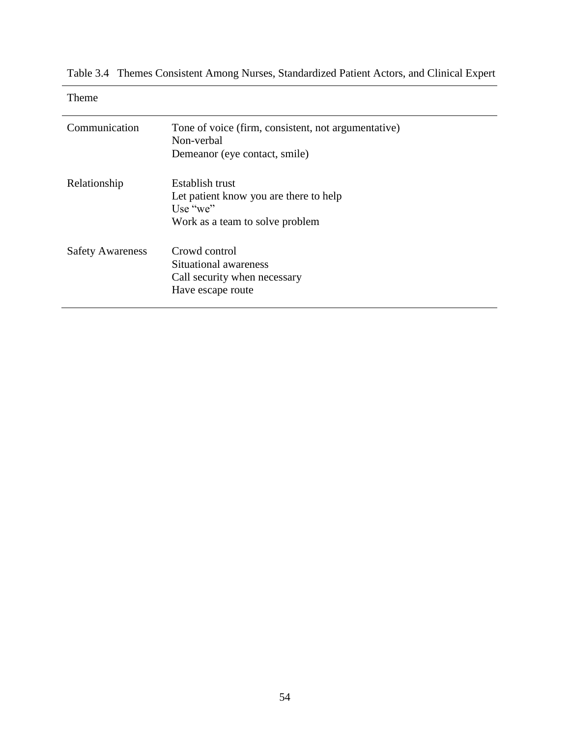Table 3.4 Themes Consistent Among Nurses, Standardized Patient Actors, and Clinical Expert

| Theme | |
|---|---|
| Communication | Tone of voice (firm, consistent, not argumentative)<br>Non-verbal<br>Demeanor (eye contact, smile) |
| Relationship | Establish trust<br>Let patient know you are there to help<br>Use "we"<br>Work as a team to solve problem |
| Safety Awareness | Crowd control<br>Situational awareness<br>Call security when necessary<br>Have escape route |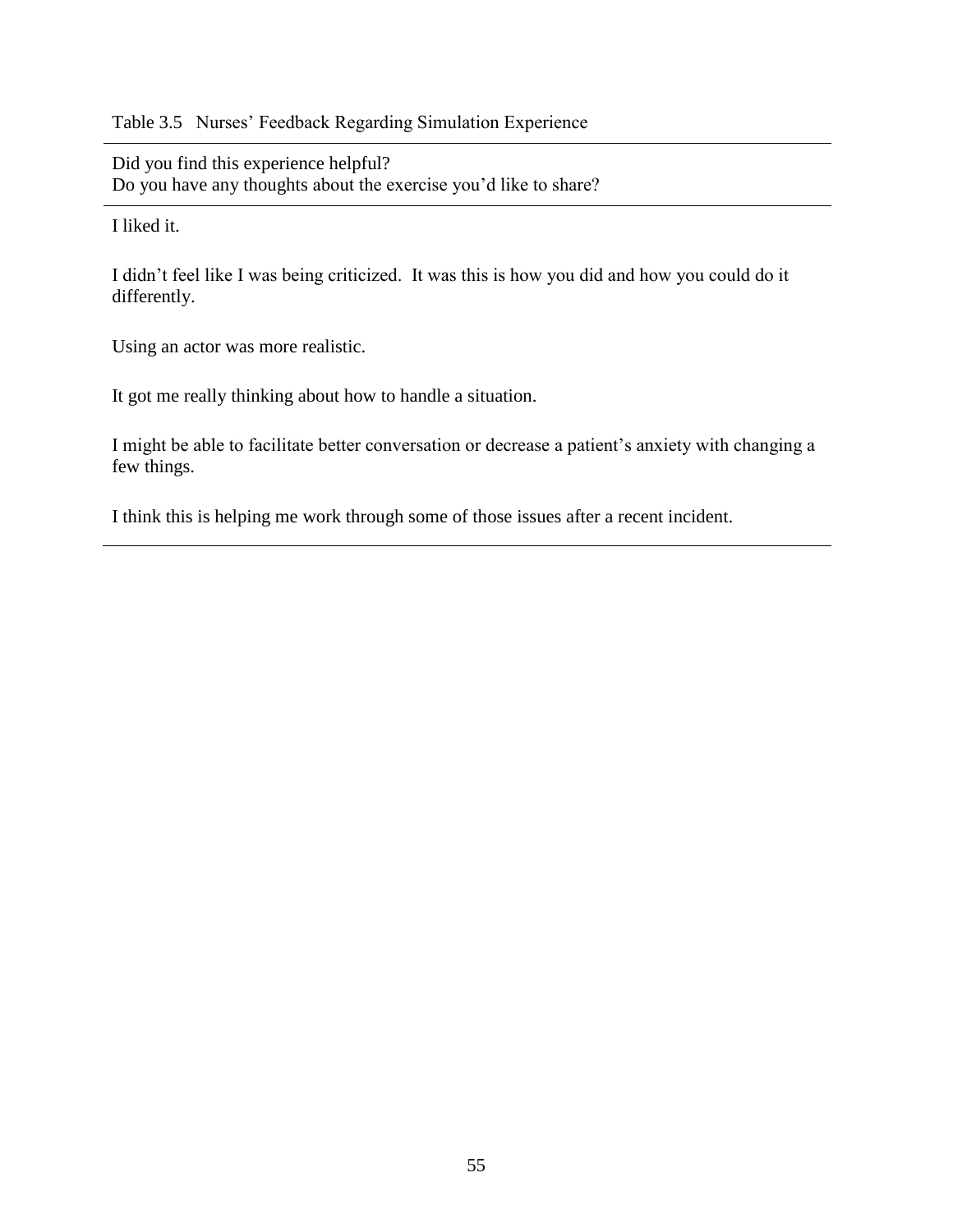Table 3.5 Nurses' Feedback Regarding Simulation Experience

| Did you find this experience helpful?<br>Do you have any thoughts about the exercise you'd like to share? |
| --- |
| I liked it. |
| I didn't feel like I was being criticized. It was this is how you did and how you could do it differently. |
| Using an actor was more realistic. |
| It got me really thinking about how to handle a situation. |
| I might be able to facilitate better conversation or decrease a patient's anxiety with changing a few things. |
| I think this is helping me work through some of those issues after a recent incident. |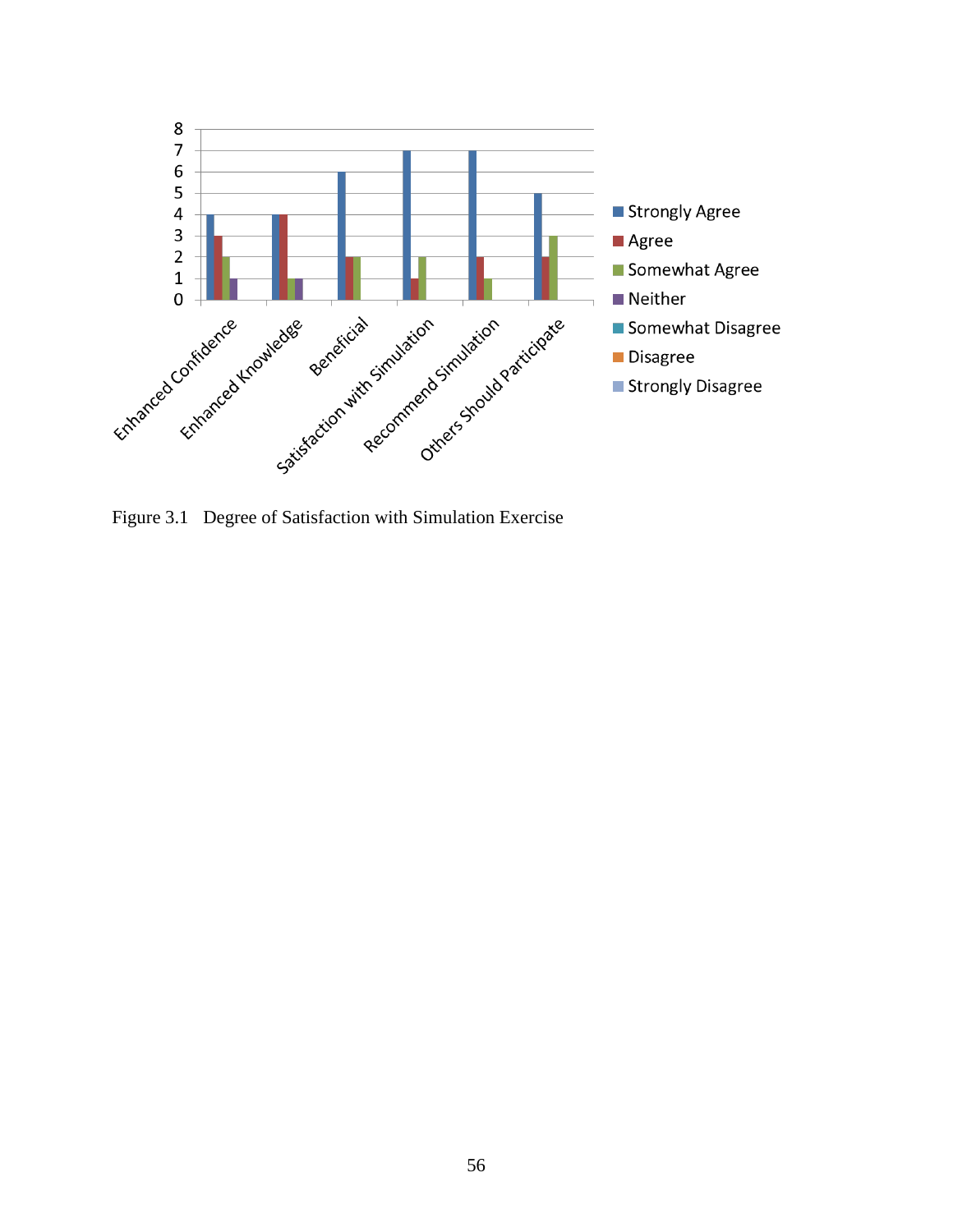Figure 3.1 Degree of Satisfaction with Simulation Exercise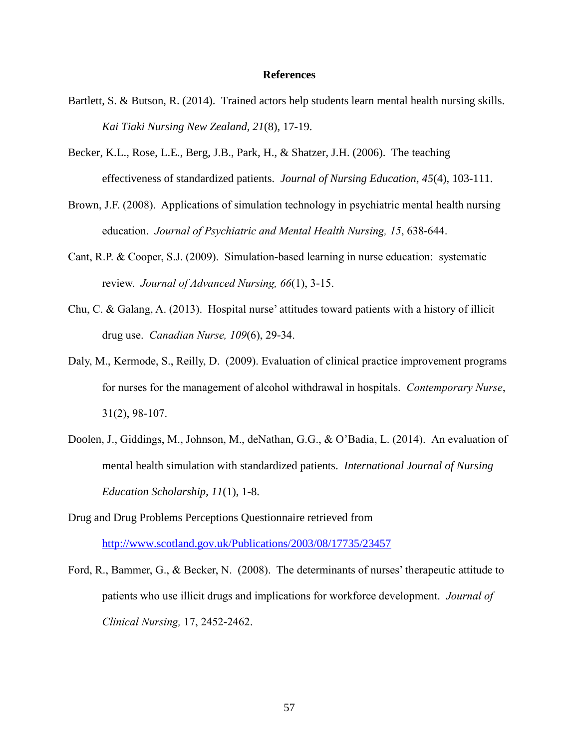## References

Bartlett, S. & Butson, R. (2014). Trained actors help students learn mental health nursing skills. *Kai Tiaki Nursing New Zealand, 21*(8), 17-19.

Becker, K.L., Rose, L.E., Berg, J.B., Park, H., & Shatzer, J.H. (2006). The teaching effectiveness of standardized patients. *Journal of Nursing Education, 45*(4), 103-111.

Brown, J.F. (2008). Applications of simulation technology in psychiatric mental health nursing education. *Journal of Psychiatric and Mental Health Nursing, 15*, 638-644.

Cant, R.P. & Cooper, S.J. (2009). Simulation-based learning in nurse education: systematic review. *Journal of Advanced Nursing, 66*(1), 3-15.

Chu, C. & Galang, A. (2013). Hospital nurse' attitudes toward patients with a history of illicit drug use. *Canadian Nurse, 109*(6), 29-34.

Daly, M., Kermode, S., Reilly, D. (2009). Evaluation of clinical practice improvement programs for nurses for the management of alcohol withdrawal in hospitals. *Contemporary Nurse*, 31(2), 98-107.

Doolen, J., Giddings, M., Johnson, M., deNathan, G.G., & O'Badia, L. (2014). An evaluation of mental health simulation with standardized patients. *International Journal of Nursing Education Scholarship, 11*(1), 1-8.

Drug and Drug Problems Perceptions Questionnaire retrieved from http://www.scotland.gov.uk/Publications/2003/08/17735/23457

Ford, R., Bammer, G., & Becker, N. (2008). The determinants of nurses' therapeutic attitude to patients who use illicit drugs and implications for workforce development. *Journal of Clinical Nursing,* 17, 2452-2462.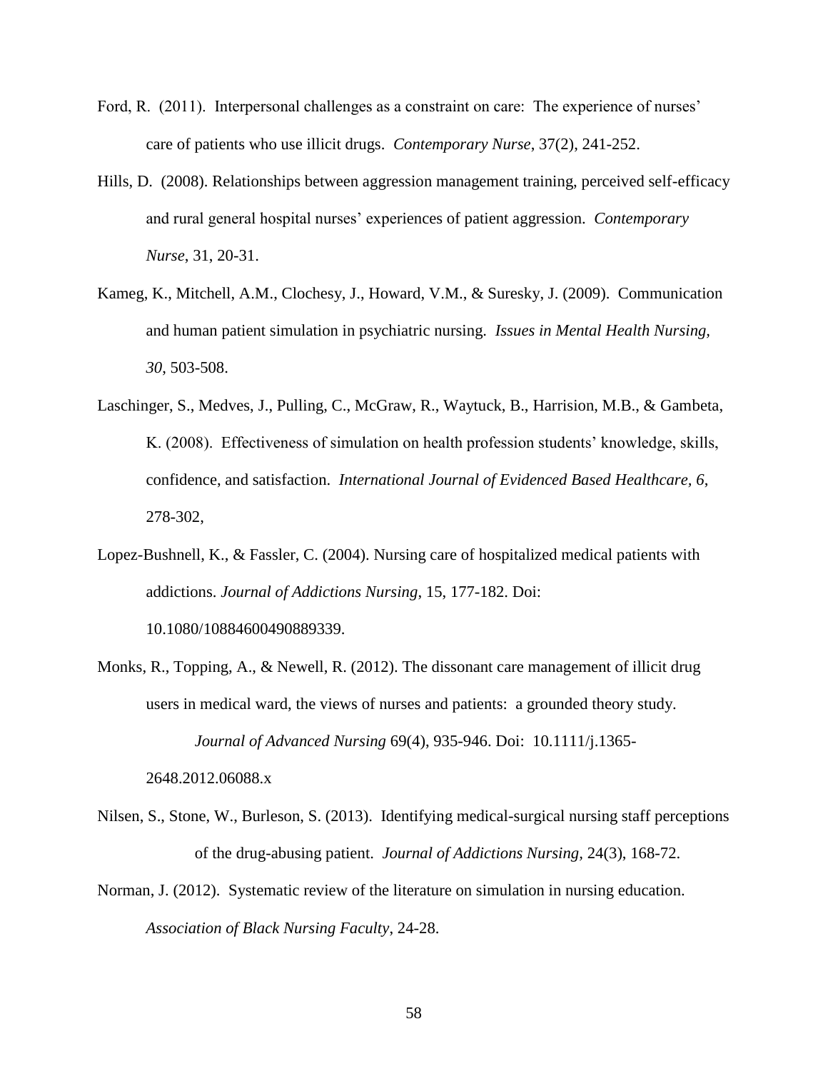Ford, R. (2011). Interpersonal challenges as a constraint on care: The experience of nurses' care of patients who use illicit drugs. *Contemporary Nurse*, 37(2), 241-252.

Hills, D. (2008). Relationships between aggression management training, perceived self-efficacy and rural general hospital nurses' experiences of patient aggression. *Contemporary Nurse*, 31, 20-31.

Kameg, K., Mitchell, A.M., Clochesy, J., Howard, V.M., & Suresky, J. (2009). Communication and human patient simulation in psychiatric nursing. *Issues in Mental Health Nursing, 30*, 503-508.

Laschinger, S., Medves, J., Pulling, C., McGraw, R., Waytuck, B., Harrision, M.B., & Gambeta, K. (2008). Effectiveness of simulation on health profession students' knowledge, skills, confidence, and satisfaction. *International Journal of Evidenced Based Healthcare, 6*, 278-302,

Lopez-Bushnell, K., & Fassler, C. (2004). Nursing care of hospitalized medical patients with addictions. *Journal of Addictions Nursing*, 15, 177-182. Doi: 10.1080/10884600490889339.

Monks, R., Topping, A., & Newell, R. (2012). The dissonant care management of illicit drug users in medical ward, the views of nurses and patients: a grounded theory study. *Journal of Advanced Nursing* 69(4), 935-946. Doi: 10.1111/j.1365-2648.2012.06088.x

Nilsen, S., Stone, W., Burleson, S. (2013). Identifying medical-surgical nursing staff perceptions of the drug-abusing patient. *Journal of Addictions Nursing*, 24(3), 168-72.

Norman, J. (2012). Systematic review of the literature on simulation in nursing education. *Association of Black Nursing Faculty*, 24-28.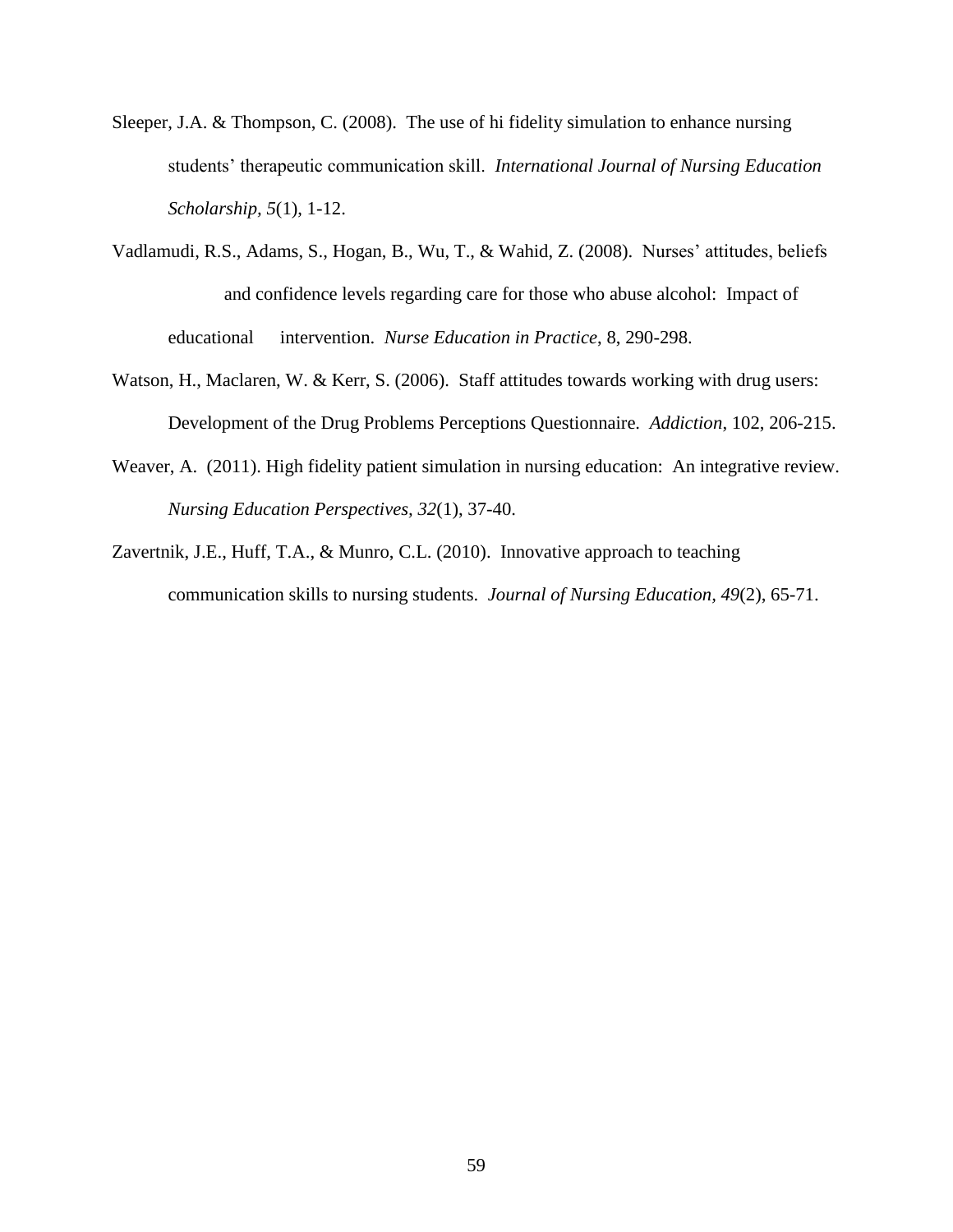Sleeper, J.A. & Thompson, C. (2008). The use of hi fidelity simulation to enhance nursing students' therapeutic communication skill. *International Journal of Nursing Education Scholarship, 5*(1), 1-12.

Vadlamudi, R.S., Adams, S., Hogan, B., Wu, T., & Wahid, Z. (2008). Nurses' attitudes, beliefs and confidence levels regarding care for those who abuse alcohol: Impact of educational intervention. *Nurse Education in Practice*, 8, 290-298.

Watson, H., Maclaren, W. & Kerr, S. (2006). Staff attitudes towards working with drug users: Development of the Drug Problems Perceptions Questionnaire. *Addiction,* 102, 206-215.

Weaver, A. (2011). High fidelity patient simulation in nursing education: An integrative review. *Nursing Education Perspectives, 32*(1), 37-40.

Zavertnik, J.E., Huff, T.A., & Munro, C.L. (2010). Innovative approach to teaching communication skills to nursing students. *Journal of Nursing Education, 49*(2), 65-71.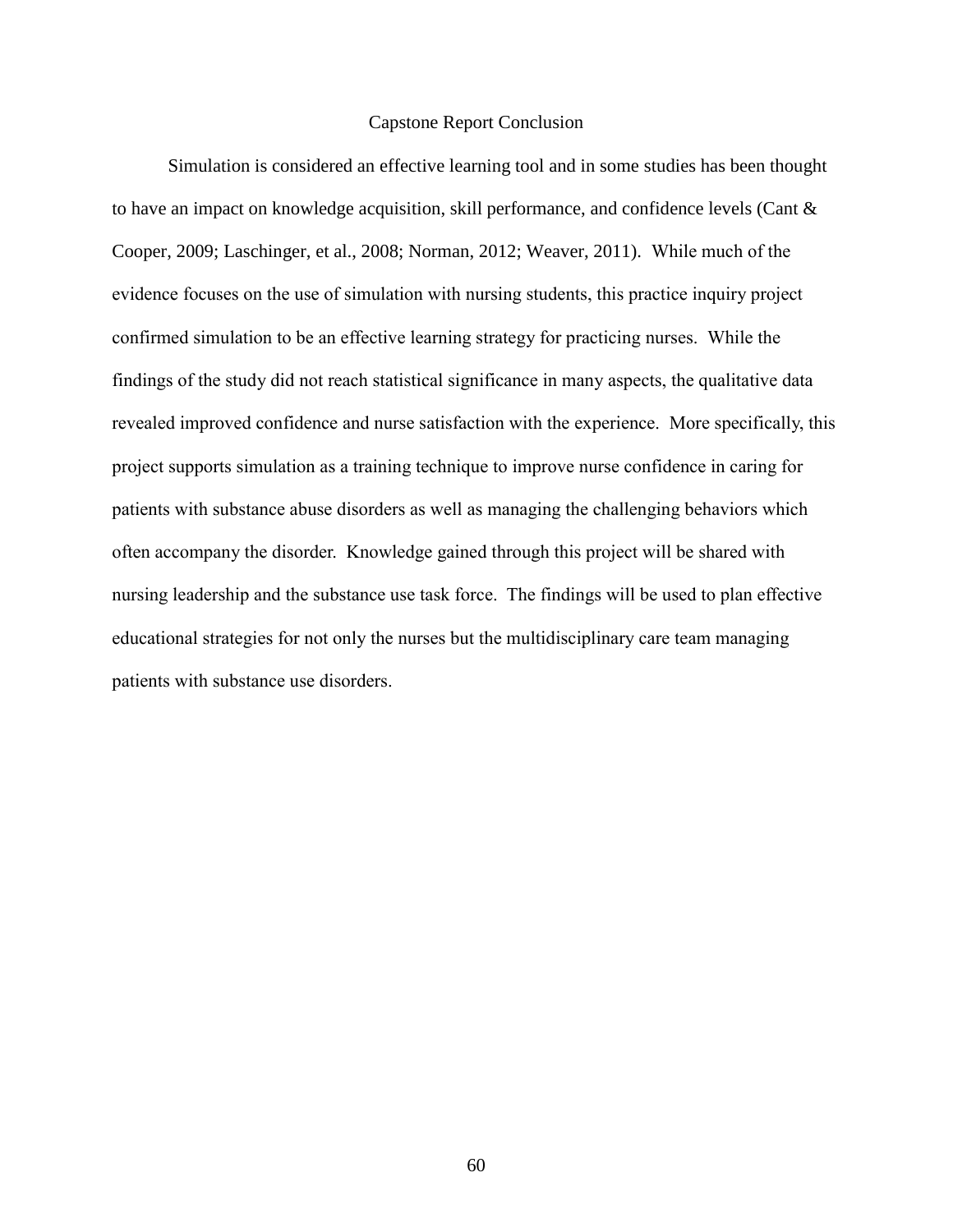# Capstone Report Conclusion

Simulation is considered an effective learning tool and in some studies has been thought to have an impact on knowledge acquisition, skill performance, and confidence levels (Cant & Cooper, 2009; Laschinger, et al., 2008; Norman, 2012; Weaver, 2011). While much of the evidence focuses on the use of simulation with nursing students, this practice inquiry project confirmed simulation to be an effective learning strategy for practicing nurses. While the findings of the study did not reach statistical significance in many aspects, the qualitative data revealed improved confidence and nurse satisfaction with the experience. More specifically, this project supports simulation as a training technique to improve nurse confidence in caring for patients with substance abuse disorders as well as managing the challenging behaviors which often accompany the disorder. Knowledge gained through this project will be shared with nursing leadership and the substance use task force. The findings will be used to plan effective educational strategies for not only the nurses but the multidisciplinary care team managing patients with substance use disorders.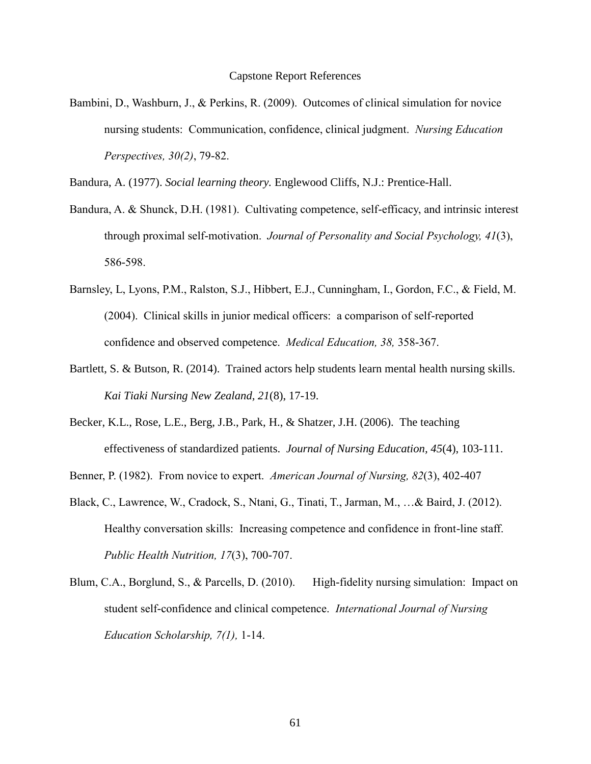# Capstone Report References

Bambini, D., Washburn, J., & Perkins, R. (2009). Outcomes of clinical simulation for novice nursing students: Communication, confidence, clinical judgment. *Nursing Education Perspectives, 30(2)*, 79-82.

Bandura, A. (1977). *Social learning theory.* Englewood Cliffs, N.J.: Prentice-Hall.

Bandura, A. & Shunck, D.H. (1981). Cultivating competence, self-efficacy, and intrinsic interest through proximal self-motivation. *Journal of Personality and Social Psychology, 41*(3), 586-598.

Barnsley, L, Lyons, P.M., Ralston, S.J., Hibbert, E.J., Cunningham, I., Gordon, F.C., & Field, M. (2004). Clinical skills in junior medical officers: a comparison of self-reported confidence and observed competence. *Medical Education, 38,* 358-367.

Bartlett, S. & Butson, R. (2014). Trained actors help students learn mental health nursing skills. *Kai Tiaki Nursing New Zealand, 21*(8), 17-19.

Becker, K.L., Rose, L.E., Berg, J.B., Park, H., & Shatzer, J.H. (2006). The teaching effectiveness of standardized patients. *Journal of Nursing Education, 45*(4), 103-111.

Benner, P. (1982). From novice to expert. *American Journal of Nursing, 82*(3), 402-407

Black, C., Lawrence, W., Cradock, S., Ntani, G., Tinati, T., Jarman, M., …& Baird, J. (2012). Healthy conversation skills: Increasing competence and confidence in front-line staff. *Public Health Nutrition, 17*(3), 700-707.

Blum, C.A., Borglund, S., & Parcells, D. (2010). High-fidelity nursing simulation: Impact on student self-confidence and clinical competence. *International Journal of Nursing Education Scholarship, 7(1),* 1-14.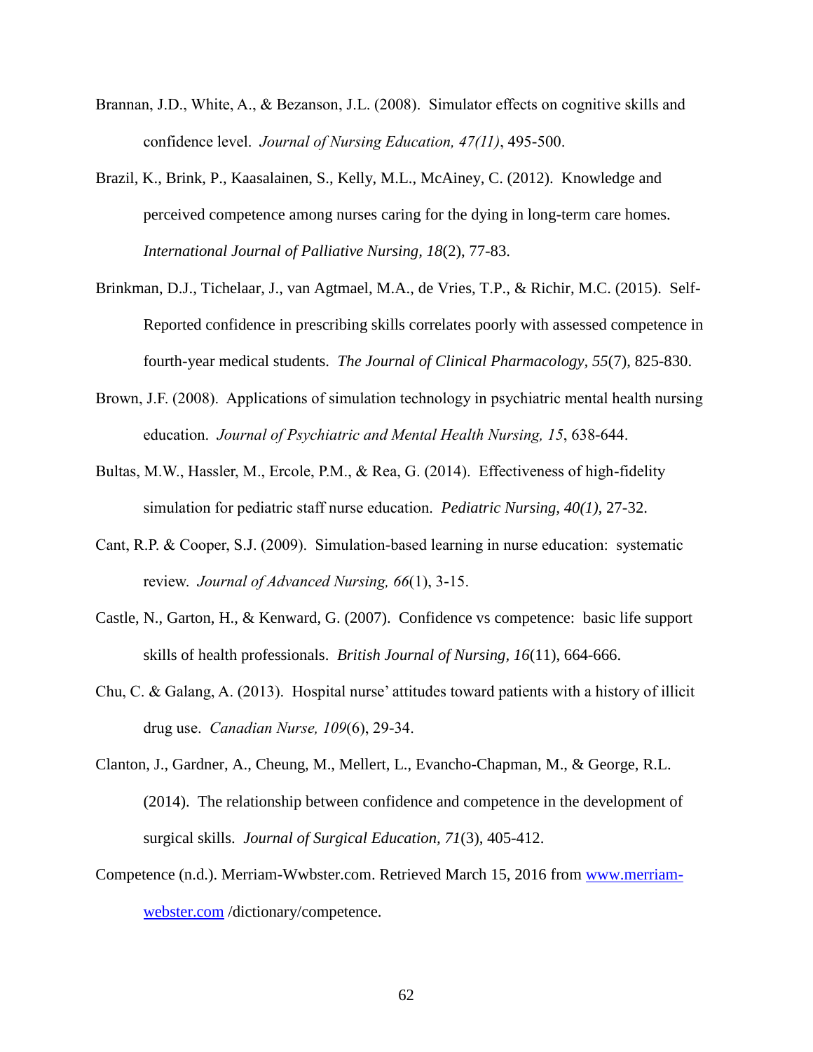Brannan, J.D., White, A., & Bezanson, J.L. (2008). Simulator effects on cognitive skills and confidence level. *Journal of Nursing Education, 47(11)*, 495-500.

Brazil, K., Brink, P., Kaasalainen, S., Kelly, M.L., McAiney, C. (2012). Knowledge and perceived competence among nurses caring for the dying in long-term care homes. *International Journal of Palliative Nursing, 18*(2), 77-83.

Brinkman, D.J., Tichelaar, J., van Agtmael, M.A., de Vries, T.P., & Richir, M.C. (2015). Self-Reported confidence in prescribing skills correlates poorly with assessed competence in fourth-year medical students. *The Journal of Clinical Pharmacology, 55*(7), 825-830.

Brown, J.F. (2008). Applications of simulation technology in psychiatric mental health nursing education. *Journal of Psychiatric and Mental Health Nursing, 15*, 638-644.

Bultas, M.W., Hassler, M., Ercole, P.M., & Rea, G. (2014). Effectiveness of high-fidelity simulation for pediatric staff nurse education. *Pediatric Nursing, 40(1)*, 27-32.

Cant, R.P. & Cooper, S.J. (2009). Simulation-based learning in nurse education: systematic review. *Journal of Advanced Nursing, 66*(1), 3-15.

Castle, N., Garton, H., & Kenward, G. (2007). Confidence vs competence: basic life support skills of health professionals. *British Journal of Nursing*, *16*(11), 664-666.

Chu, C. & Galang, A. (2013). Hospital nurse' attitudes toward patients with a history of illicit drug use. *Canadian Nurse, 109*(6), 29-34.

Clanton, J., Gardner, A., Cheung, M., Mellert, L., Evancho-Chapman, M., & George, R.L. (2014). The relationship between confidence and competence in the development of surgical skills. *Journal of Surgical Education, 71*(3), 405-412.

Competence (n.d.). Merriam-Wwbster.com. Retrieved March 15, 2016 from [www.merriam-webster.com](www.merriam-webster.com) /dictionary/competence.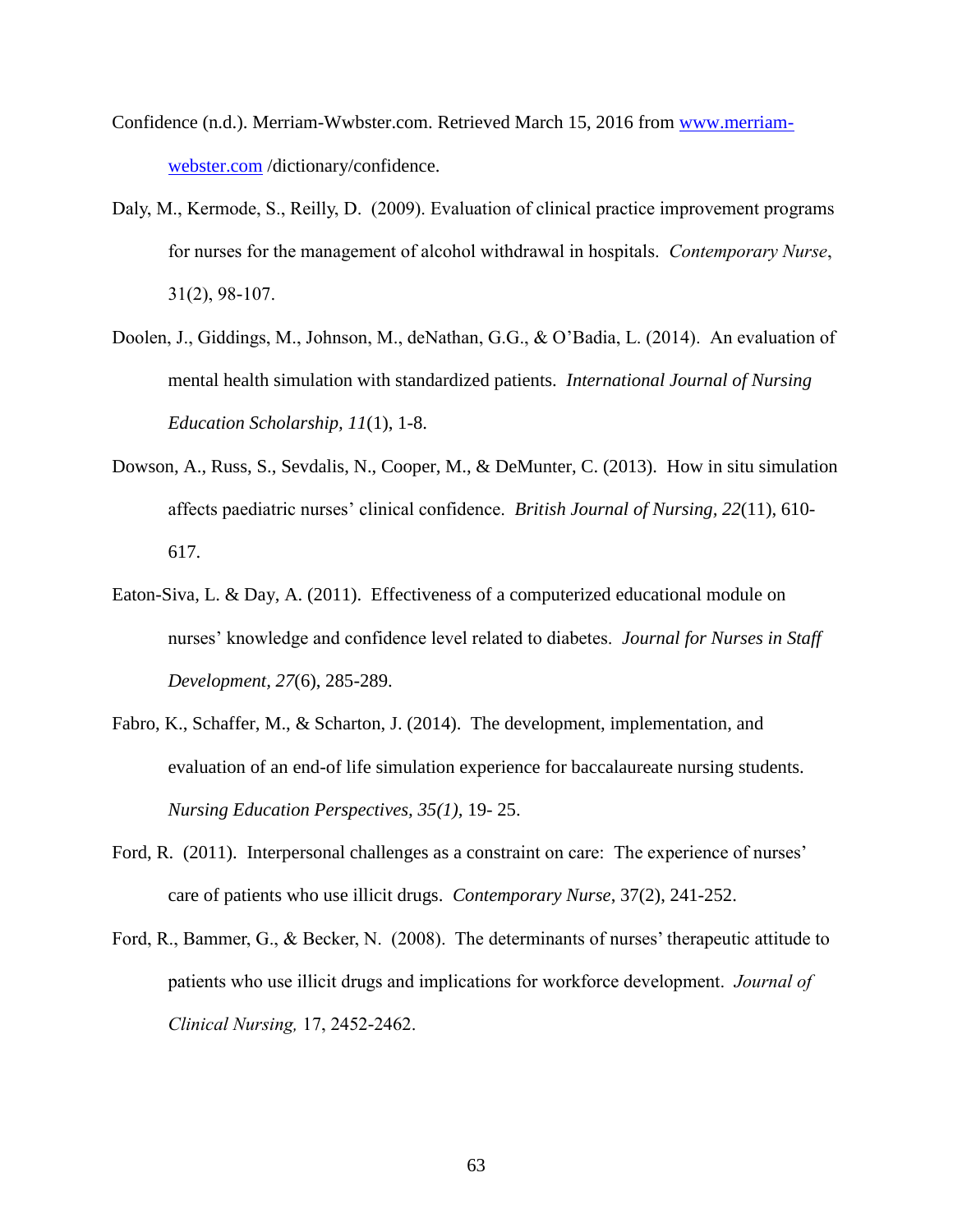Confidence (n.d.). Merriam-Wwbster.com. Retrieved March 15, 2016 from [www.merriam-webster.com](http://www.merriam-webster.com) /dictionary/confidence.

Daly, M., Kermode, S., Reilly, D. (2009). Evaluation of clinical practice improvement programs for nurses for the management of alcohol withdrawal in hospitals. *Contemporary Nurse*, 31(2), 98-107.

Doolen, J., Giddings, M., Johnson, M., deNathan, G.G., & O'Badia, L. (2014). An evaluation of mental health simulation with standardized patients. *International Journal of Nursing Education Scholarship, 11*(1), 1-8.

Dowson, A., Russ, S., Sevdalis, N., Cooper, M., & DeMunter, C. (2013). How in situ simulation affects paediatric nurses' clinical confidence. *British Journal of Nursing, 22*(11), 610-617.

Eaton-Siva, L. & Day, A. (2011). Effectiveness of a computerized educational module on nurses' knowledge and confidence level related to diabetes. *Journal for Nurses in Staff Development, 27*(6), 285-289.

Fabro, K., Schaffer, M., & Scharton, J. (2014). The development, implementation, and evaluation of an end-of life simulation experience for baccalaureate nursing students. *Nursing Education Perspectives, 35(1),* 19- 25.

Ford, R. (2011). Interpersonal challenges as a constraint on care: The experience of nurses' care of patients who use illicit drugs. *Contemporary Nurse*, 37(2), 241-252.

Ford, R., Bammer, G., & Becker, N. (2008). The determinants of nurses' therapeutic attitude to patients who use illicit drugs and implications for workforce development. *Journal of Clinical Nursing,* 17, 2452-2462.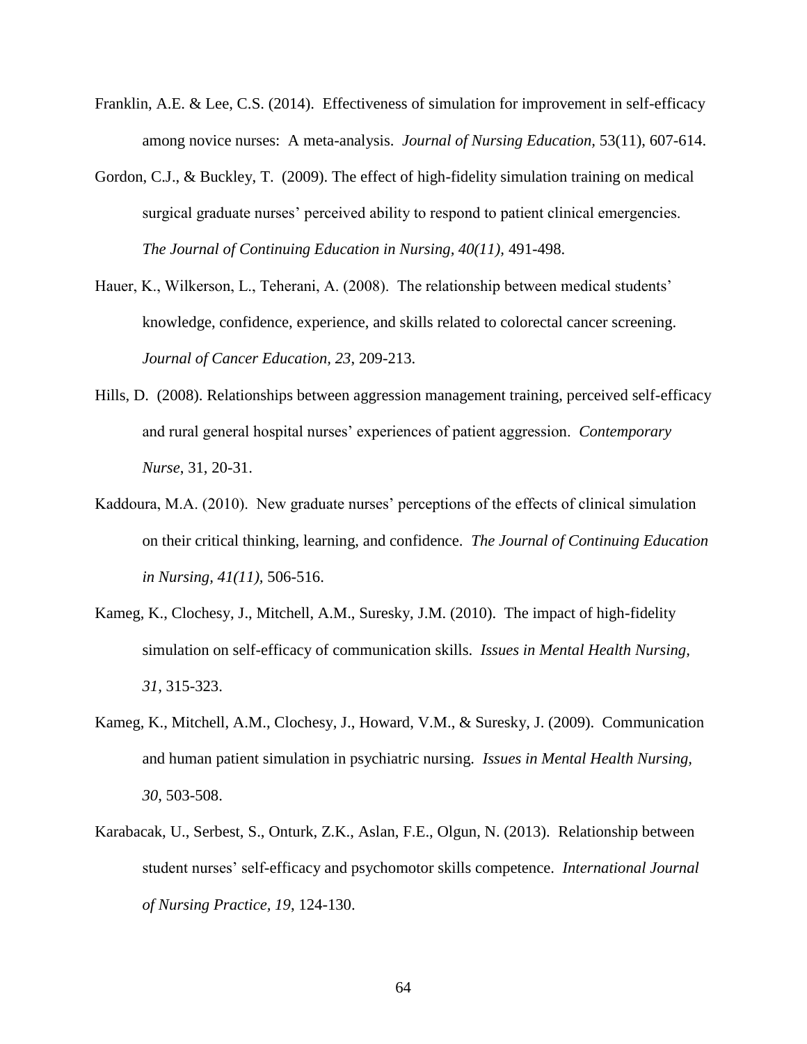Franklin, A.E. & Lee, C.S. (2014). Effectiveness of simulation for improvement in self-efficacy among novice nurses: A meta-analysis. *Journal of Nursing Education*, 53(11), 607-614.

Gordon, C.J., & Buckley, T. (2009). The effect of high-fidelity simulation training on medical surgical graduate nurses' perceived ability to respond to patient clinical emergencies. *The Journal of Continuing Education in Nursing, 40(11),* 491-498.

Hauer, K., Wilkerson, L., Teherani, A. (2008). The relationship between medical students' knowledge, confidence, experience, and skills related to colorectal cancer screening. *Journal of Cancer Education, 23*, 209-213.

Hills, D. (2008). Relationships between aggression management training, perceived self-efficacy and rural general hospital nurses' experiences of patient aggression. *Contemporary Nurse*, 31, 20-31.

Kaddoura, M.A. (2010). New graduate nurses' perceptions of the effects of clinical simulation on their critical thinking, learning, and confidence. *The Journal of Continuing Education in Nursing, 41(11),* 506-516.

Kameg, K., Clochesy, J., Mitchell, A.M., Suresky, J.M. (2010). The impact of high-fidelity simulation on self-efficacy of communication skills. *Issues in Mental Health Nursing, 31*, 315-323.

Kameg, K., Mitchell, A.M., Clochesy, J., Howard, V.M., & Suresky, J. (2009). Communication and human patient simulation in psychiatric nursing. *Issues in Mental Health Nursing, 30*, 503-508.

Karabacak, U., Serbest, S., Onturk, Z.K., Aslan, F.E., Olgun, N. (2013). Relationship between student nurses' self-efficacy and psychomotor skills competence. *International Journal of Nursing Practice, 19*, 124-130.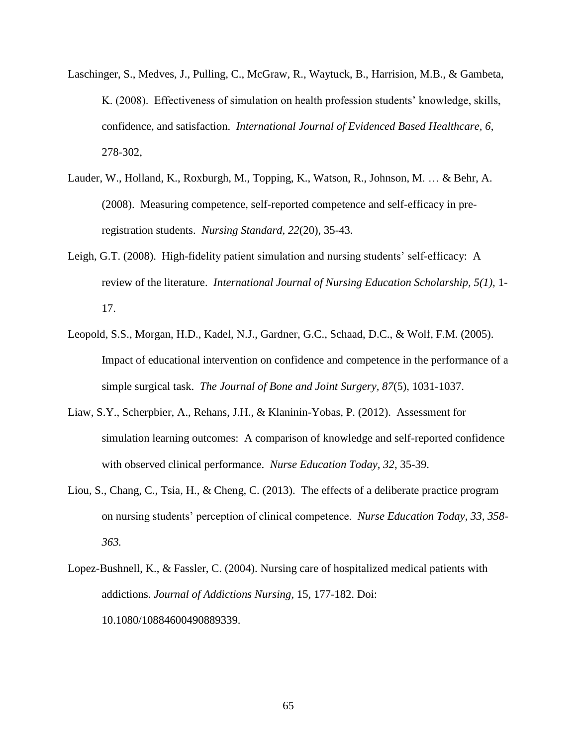Laschinger, S., Medves, J., Pulling, C., McGraw, R., Waytuck, B., Harrision, M.B., & Gambeta, K. (2008). Effectiveness of simulation on health profession students' knowledge, skills, confidence, and satisfaction. *International Journal of Evidenced Based Healthcare, 6*, 278-302,

Lauder, W., Holland, K., Roxburgh, M., Topping, K., Watson, R., Johnson, M. … & Behr, A. (2008). Measuring competence, self-reported competence and self-efficacy in pre-registration students. *Nursing Standard, 22*(20), 35-43.

Leigh, G.T. (2008). High-fidelity patient simulation and nursing students' self-efficacy: A review of the literature. *International Journal of Nursing Education Scholarship, 5(1),* 1-17.

Leopold, S.S., Morgan, H.D., Kadel, N.J., Gardner, G.C., Schaad, D.C., & Wolf, F.M. (2005). Impact of educational intervention on confidence and competence in the performance of a simple surgical task. *The Journal of Bone and Joint Surgery, 87*(5), 1031-1037.

Liaw, S.Y., Scherpbier, A., Rehans, J.H., & Klaninin-Yobas, P. (2012). Assessment for simulation learning outcomes: A comparison of knowledge and self-reported confidence with observed clinical performance. *Nurse Education Today, 32*, 35-39.

Liou, S., Chang, C., Tsia, H., & Cheng, C. (2013). The effects of a deliberate practice program on nursing students' perception of clinical competence. *Nurse Education Today, 33, 358-363.*

Lopez-Bushnell, K., & Fassler, C. (2004). Nursing care of hospitalized medical patients with addictions. *Journal of Addictions Nursing*, 15, 177-182. Doi: 10.1080/10884600490889339.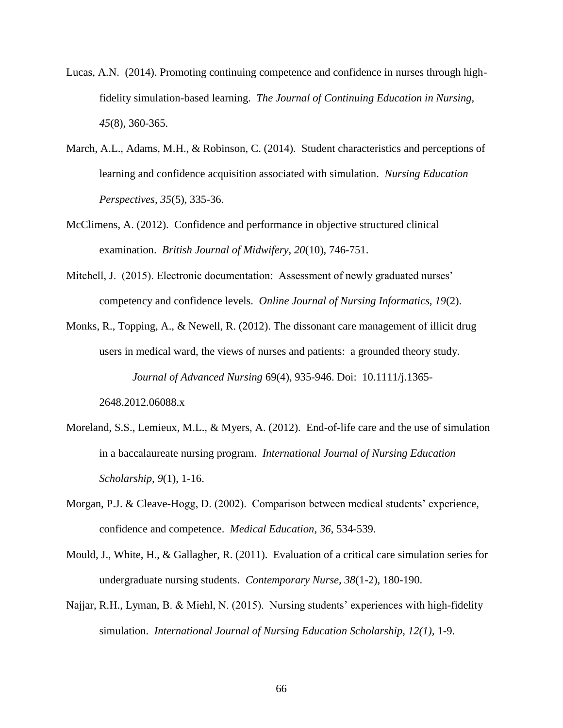Lucas, A.N. (2014). Promoting continuing competence and confidence in nurses through high-fidelity simulation-based learning. *The Journal of Continuing Education in Nursing, 45*(8), 360-365.

March, A.L., Adams, M.H., & Robinson, C. (2014). Student characteristics and perceptions of learning and confidence acquisition associated with simulation. *Nursing Education Perspectives, 35*(5), 335-36.

McClimens, A. (2012). Confidence and performance in objective structured clinical examination. *British Journal of Midwifery, 20*(10), 746-751.

Mitchell, J. (2015). Electronic documentation: Assessment of newly graduated nurses' competency and confidence levels. *Online Journal of Nursing Informatics, 19*(2).

Monks, R., Topping, A., & Newell, R. (2012). The dissonant care management of illicit drug users in medical ward, the views of nurses and patients: a grounded theory study. *Journal of Advanced Nursing* 69(4), 935-946. Doi: 10.1111/j.1365-2648.2012.06088.x

Moreland, S.S., Lemieux, M.L., & Myers, A. (2012). End-of-life care and the use of simulation in a baccalaureate nursing program. *International Journal of Nursing Education Scholarship, 9*(1), 1-16.

Morgan, P.J. & Cleave-Hogg, D. (2002). Comparison between medical students' experience, confidence and competence. *Medical Education, 36*, 534-539.

Mould, J., White, H., & Gallagher, R. (2011). Evaluation of a critical care simulation series for undergraduate nursing students. *Contemporary Nurse, 38*(1-2), 180-190.

Najjar, R.H., Lyman, B. & Miehl, N. (2015). Nursing students' experiences with high-fidelity simulation. *International Journal of Nursing Education Scholarship, 12(1),* 1-9.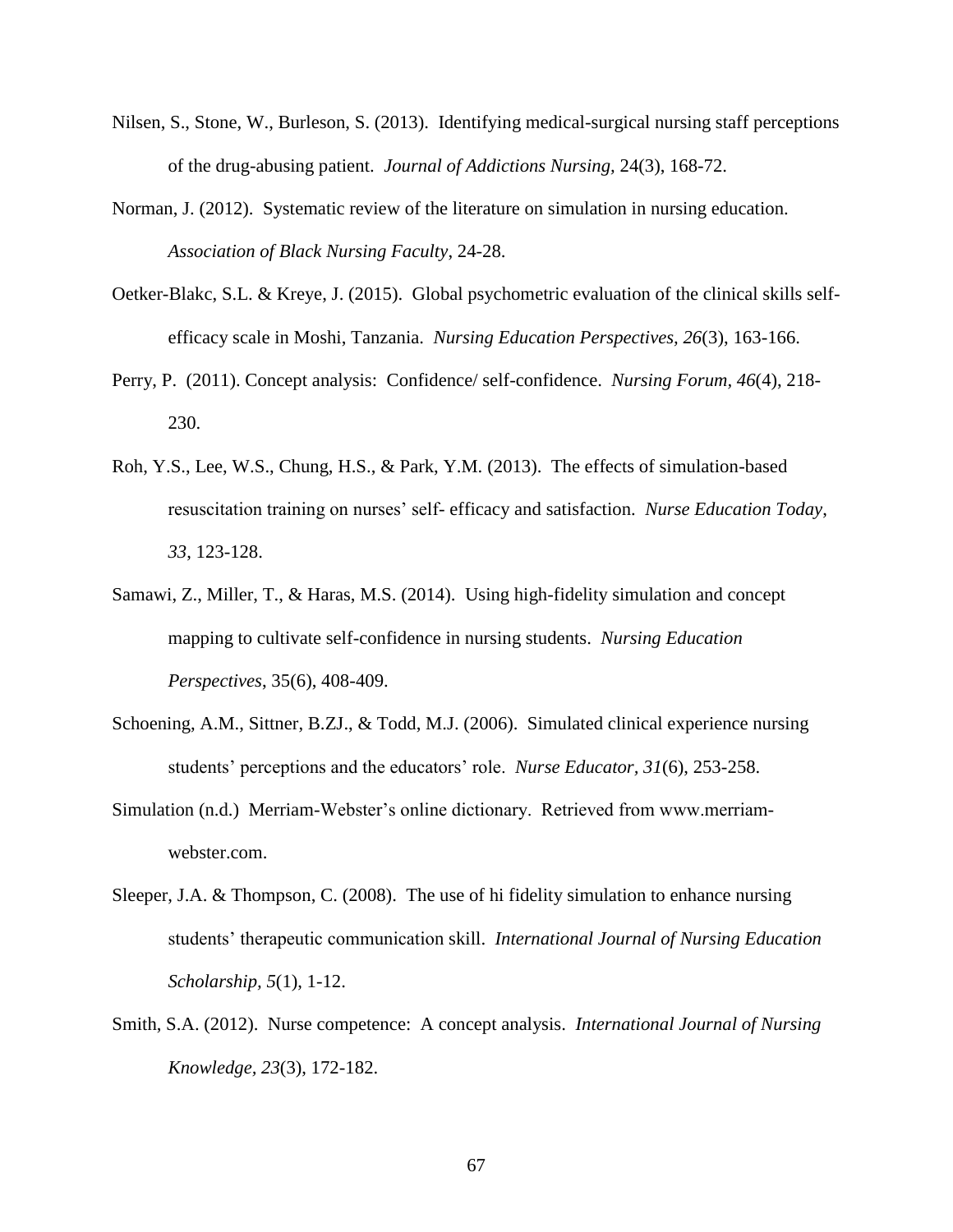Nilsen, S., Stone, W., Burleson, S. (2013). Identifying medical-surgical nursing staff perceptions of the drug-abusing patient. *Journal of Addictions Nursing,* 24(3), 168-72.

Norman, J. (2012). Systematic review of the literature on simulation in nursing education. *Association of Black Nursing Faculty*, 24-28.

Oetker-Blakc, S.L. & Kreye, J. (2015). Global psychometric evaluation of the clinical skills self-efficacy scale in Moshi, Tanzania. *Nursing Education Perspectives, 26*(3), 163-166.

Perry, P. (2011). Concept analysis: Confidence/ self-confidence. *Nursing Forum, 46*(4), 218-230.

Roh, Y.S., Lee, W.S., Chung, H.S., & Park, Y.M. (2013). The effects of simulation-based resuscitation training on nurses' self- efficacy and satisfaction. *Nurse Education Today, 33*, 123-128.

Samawi, Z., Miller, T., & Haras, M.S. (2014). Using high-fidelity simulation and concept mapping to cultivate self-confidence in nursing students. *Nursing Education Perspectives*, 35(6), 408-409.

Schoening, A.M., Sittner, B.ZJ., & Todd, M.J. (2006). Simulated clinical experience nursing students' perceptions and the educators' role. *Nurse Educator, 31*(6), 253-258.

Simulation (n.d.) Merriam-Webster's online dictionary. Retrieved from www.merriam-webster.com.

Sleeper, J.A. & Thompson, C. (2008). The use of hi fidelity simulation to enhance nursing students' therapeutic communication skill. *International Journal of Nursing Education Scholarship, 5*(1), 1-12.

Smith, S.A. (2012). Nurse competence: A concept analysis. *International Journal of Nursing Knowledge, 23*(3), 172-182.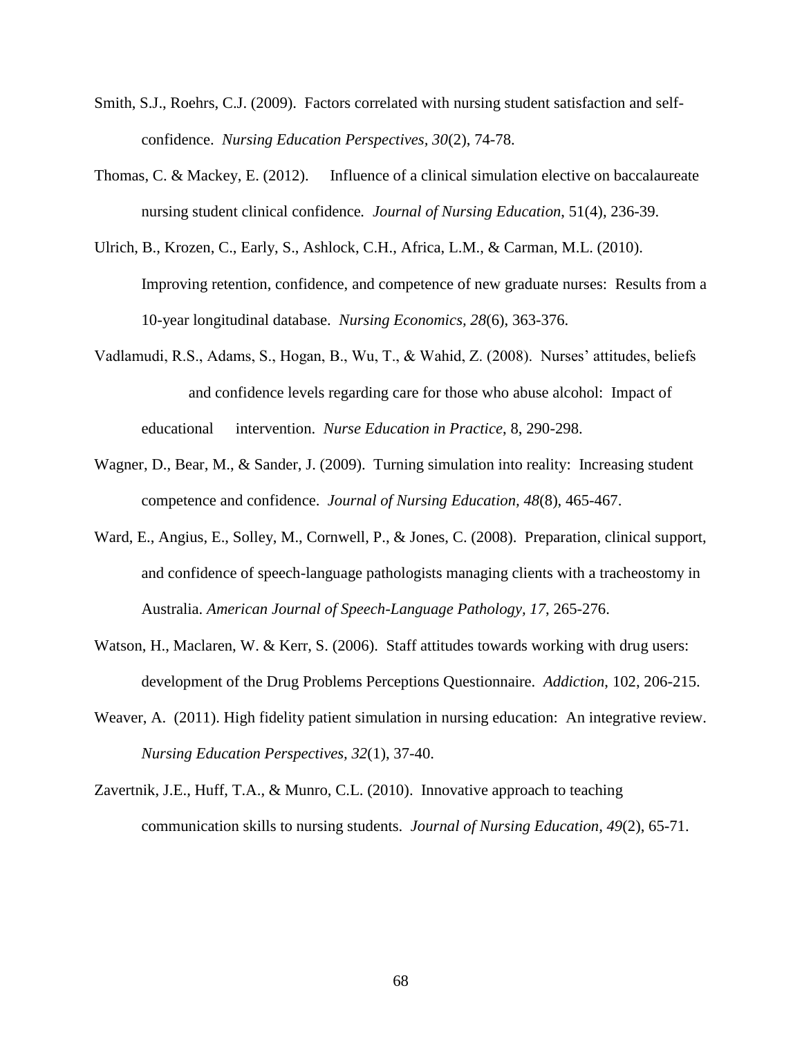Smith, S.J., Roehrs, C.J. (2009). Factors correlated with nursing student satisfaction and self-confidence. *Nursing Education Perspectives, 30*(2), 74-78.

Thomas, C. & Mackey, E. (2012). Influence of a clinical simulation elective on baccalaureate nursing student clinical confidence. *Journal of Nursing Education*, 51(4), 236-39.

Ulrich, B., Krozen, C., Early, S., Ashlock, C.H., Africa, L.M., & Carman, M.L. (2010). Improving retention, confidence, and competence of new graduate nurses: Results from a 10-year longitudinal database. *Nursing Economics, 28*(6), 363-376.

Vadlamudi, R.S., Adams, S., Hogan, B., Wu, T., & Wahid, Z. (2008). Nurses' attitudes, beliefs and confidence levels regarding care for those who abuse alcohol: Impact of educational intervention. *Nurse Education in Practice*, 8, 290-298.

Wagner, D., Bear, M., & Sander, J. (2009). Turning simulation into reality: Increasing student competence and confidence. *Journal of Nursing Education, 48*(8), 465-467.

Ward, E., Angius, E., Solley, M., Cornwell, P., & Jones, C. (2008). Preparation, clinical support, and confidence of speech-language pathologists managing clients with a tracheostomy in Australia. *American Journal of Speech-Language Pathology, 17*, 265-276.

Watson, H., Maclaren, W. & Kerr, S. (2006). Staff attitudes towards working with drug users: development of the Drug Problems Perceptions Questionnaire. *Addiction*, 102, 206-215.

Weaver, A. (2011). High fidelity patient simulation in nursing education: An integrative review. *Nursing Education Perspectives, 32*(1), 37-40.

Zavertnik, J.E., Huff, T.A., & Munro, C.L. (2010). Innovative approach to teaching communication skills to nursing students. *Journal of Nursing Education, 49*(2), 65-71.